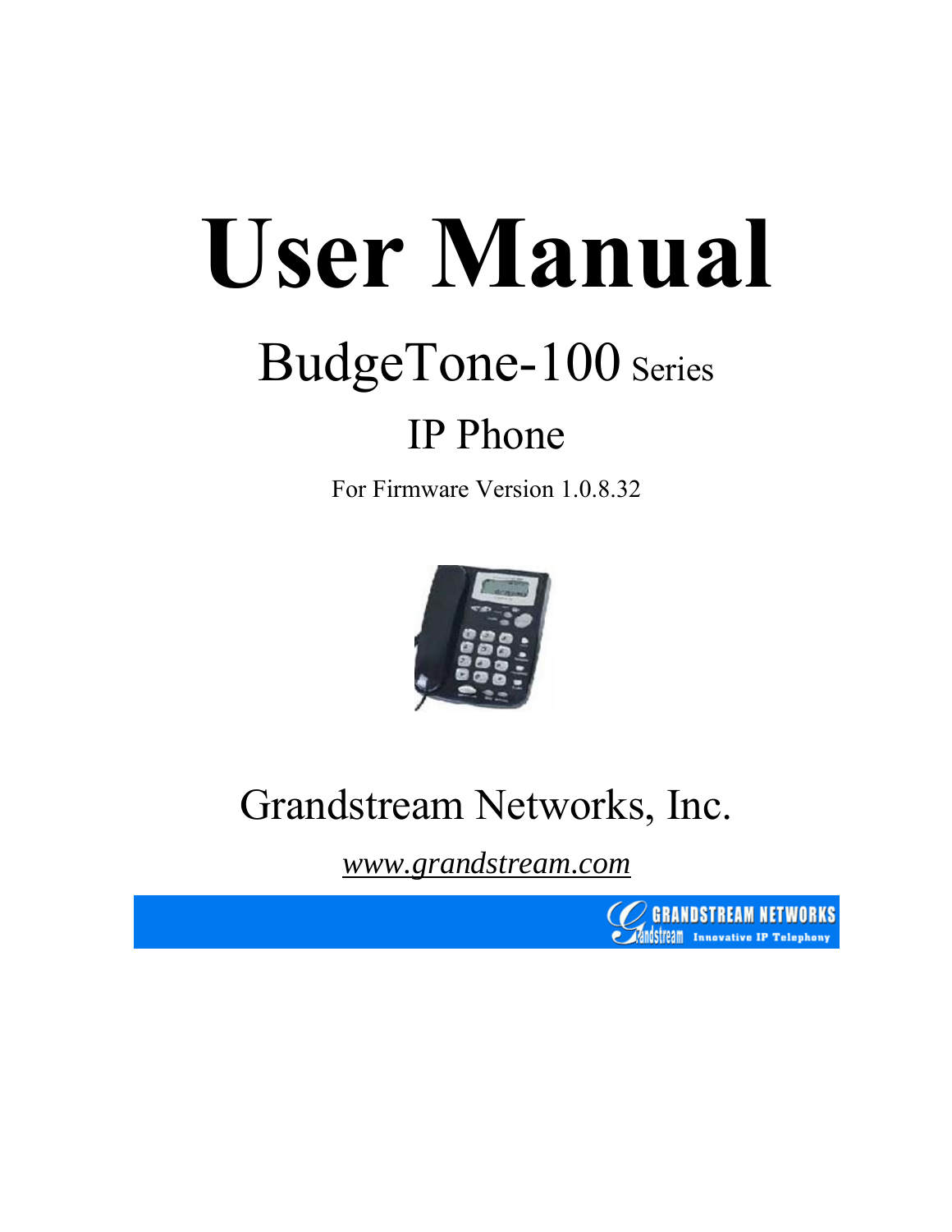# User Manual

## BudgeTone-100 Series

## IP Phone

For Firmware Version 1.0.8.32

Grandstream Networks, Inc.

*www.grandstream.com*

GRANDSTREAM NETWORKS Innovative IP Telephony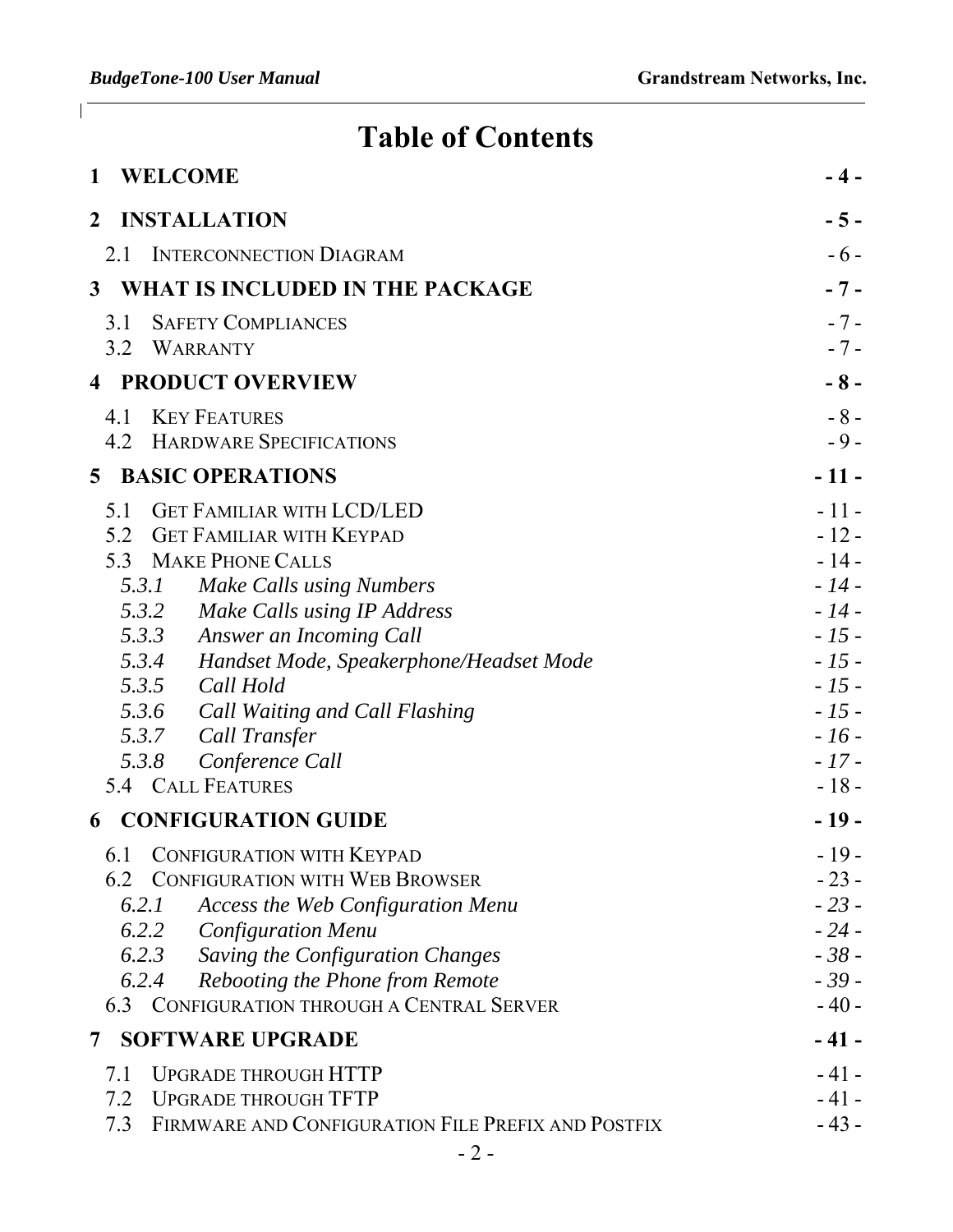# Table of Contents

**1 WELCOME - 4 -**

**2 INSTALLATION - 5 -**

2.1 INTERCONNECTION DIAGRAM - 6 -

**3 WHAT IS INCLUDED IN THE PACKAGE - 7 -**

3.1 SAFETY COMPLIANCES - 7 -
3.2 WARRANTY - 7 -

**4 PRODUCT OVERVIEW - 8 -**

4.1 KEY FEATURES - 8 -
4.2 HARDWARE SPECIFICATIONS - 9 -

**5 BASIC OPERATIONS - 11 -**

5.1 GET FAMILIAR WITH LCD/LED - 11 -
5.2 GET FAMILIAR WITH KEYPAD - 12 -
5.3 MAKE PHONE CALLS - 14 -
*5.3.1 Make Calls using Numbers - 14 -*
*5.3.2 Make Calls using IP Address - 14 -*
*5.3.3 Answer an Incoming Call - 15 -*
*5.3.4 Handset Mode, Speakerphone/Headset Mode - 15 -*
*5.3.5 Call Hold - 15 -*
*5.3.6 Call Waiting and Call Flashing - 15 -*
*5.3.7 Call Transfer - 16 -*
*5.3.8 Conference Call - 17 -*
5.4 CALL FEATURES - 18 -

**6 CONFIGURATION GUIDE - 19 -**

6.1 CONFIGURATION WITH KEYPAD - 19 -
6.2 CONFIGURATION WITH WEB BROWSER - 23 -
*6.2.1 Access the Web Configuration Menu - 23 -*
*6.2.2 Configuration Menu - 24 -*
*6.2.3 Saving the Configuration Changes - 38 -*
*6.2.4 Rebooting the Phone from Remote - 39 -*
6.3 CONFIGURATION THROUGH A CENTRAL SERVER - 40 -

**7 SOFTWARE UPGRADE - 41 -**

7.1 UPGRADE THROUGH HTTP - 41 -
7.2 UPGRADE THROUGH TFTP - 41 -
7.3 FIRMWARE AND CONFIGURATION FILE PREFIX AND POSTFIX - 43 -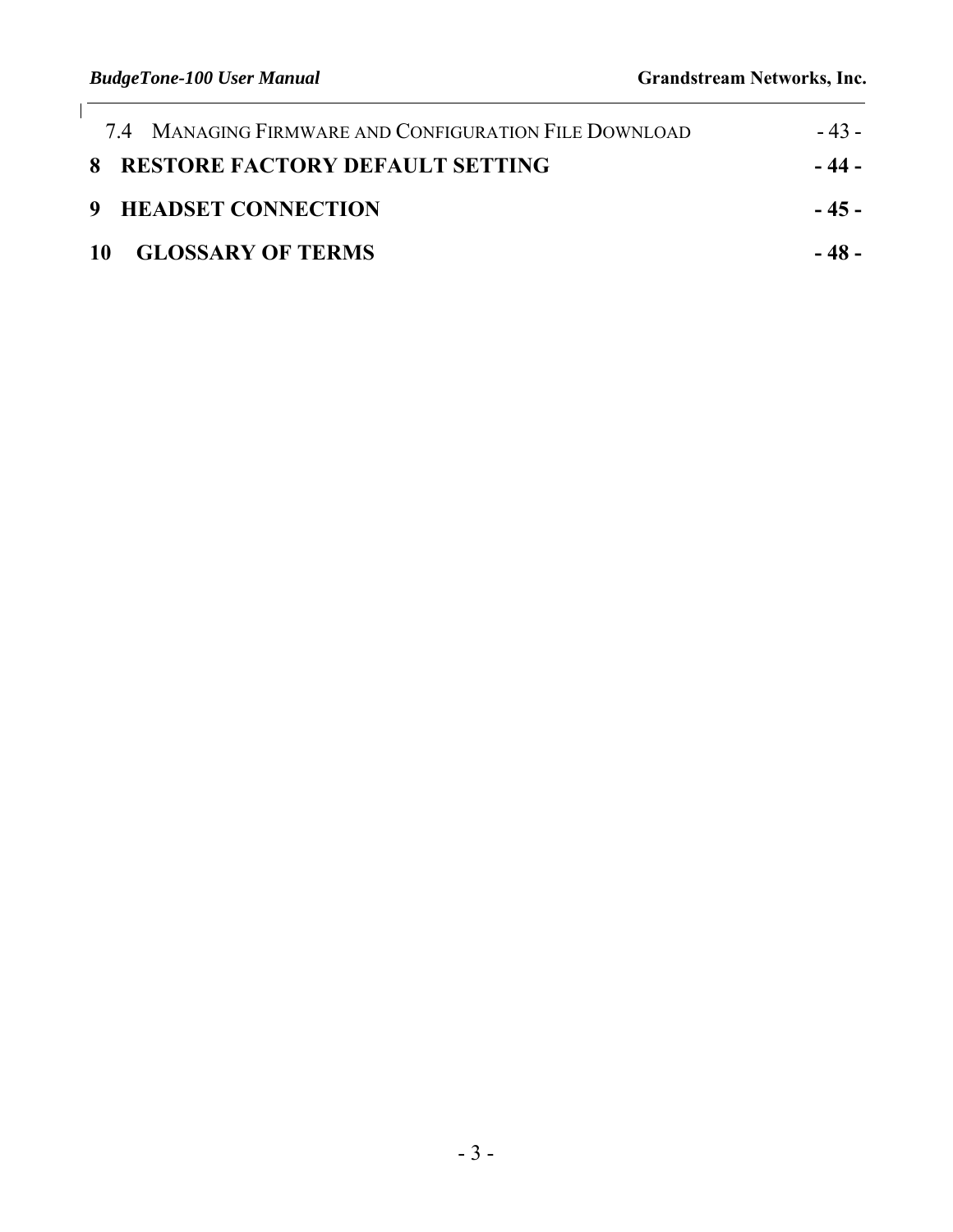7.4 MANAGING FIRMWARE AND CONFIGURATION FILE DOWNLOAD - 43 -

**8 RESTORE FACTORY DEFAULT SETTING - 44 -**

**9 HEADSET CONNECTION - 45 -**

**10 GLOSSARY OF TERMS - 48 -**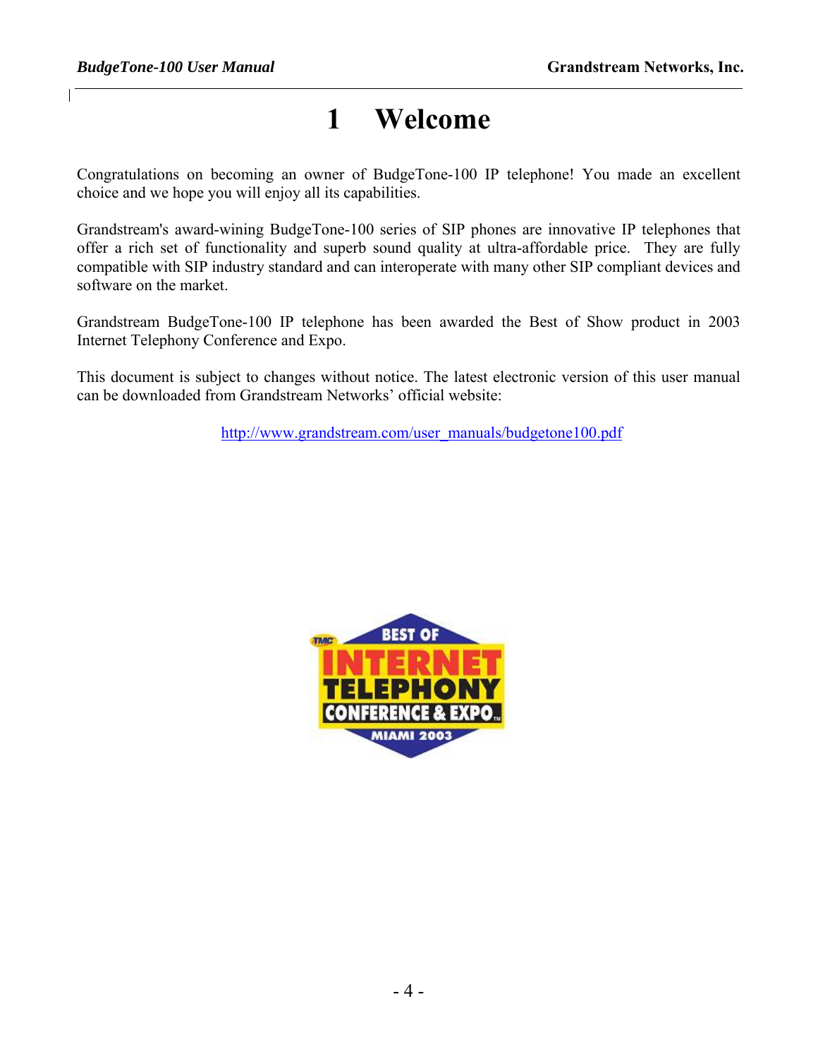# 1 Welcome

Congratulations on becoming an owner of BudgeTone-100 IP telephone! You made an excellent choice and we hope you will enjoy all its capabilities.

Grandstream's award-wining BudgeTone-100 series of SIP phones are innovative IP telephones that offer a rich set of functionality and superb sound quality at ultra-affordable price. They are fully compatible with SIP industry standard and can interoperate with many other SIP compliant devices and software on the market.

Grandstream BudgeTone-100 IP telephone has been awarded the Best of Show product in 2003 Internet Telephony Conference and Expo.

This document is subject to changes without notice. The latest electronic version of this user manual can be downloaded from Grandstream Networks' official website:

http://www.grandstream.com/user_manuals/budgetone100.pdf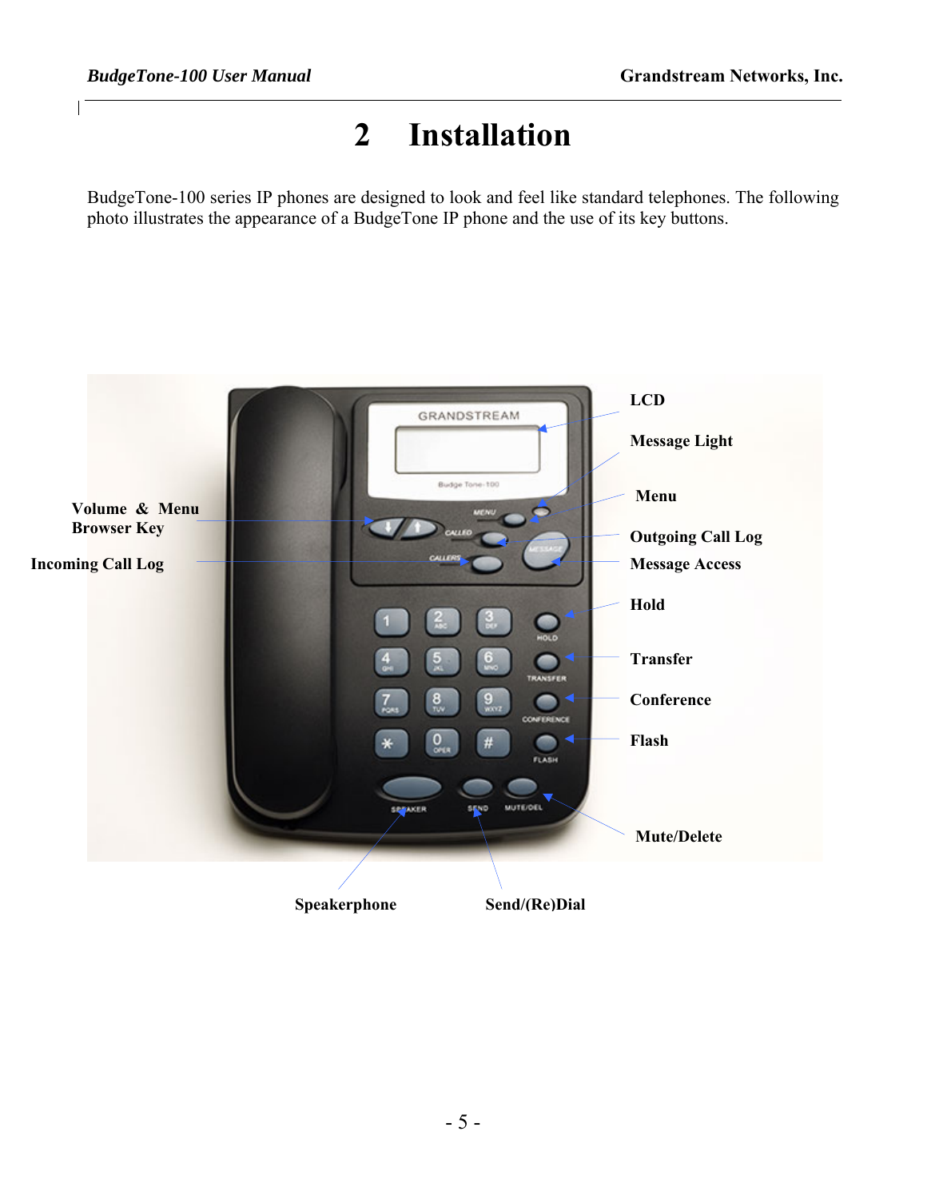# 2 Installation

BudgeTone-100 series IP phones are designed to look and feel like standard telephones. The following photo illustrates the appearance of a BudgeTone IP phone and the use of its key buttons.

**LCD**

**Message Light**

**Menu**

**Volume & Menu Browser Key**

**Outgoing Call Log**

**Incoming Call Log**

**Message Access**

**Hold**

**Transfer**

**Conference**

**Flash**

**Mute/Delete**

**Speakerphone**

**Send/(Re)Dial**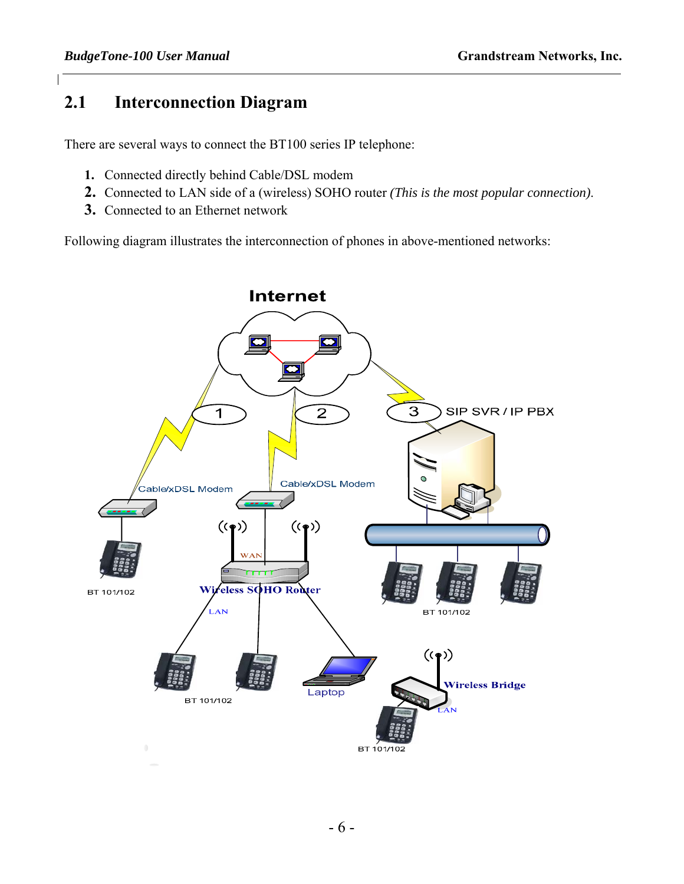## 2.1 Interconnection Diagram

There are several ways to connect the BT100 series IP telephone:

1. Connected directly behind Cable/DSL modem
2. Connected to LAN side of a (wireless) SOHO router *(This is the most popular connection)*.
3. Connected to an Ethernet network

Following diagram illustrates the interconnection of phones in above-mentioned networks: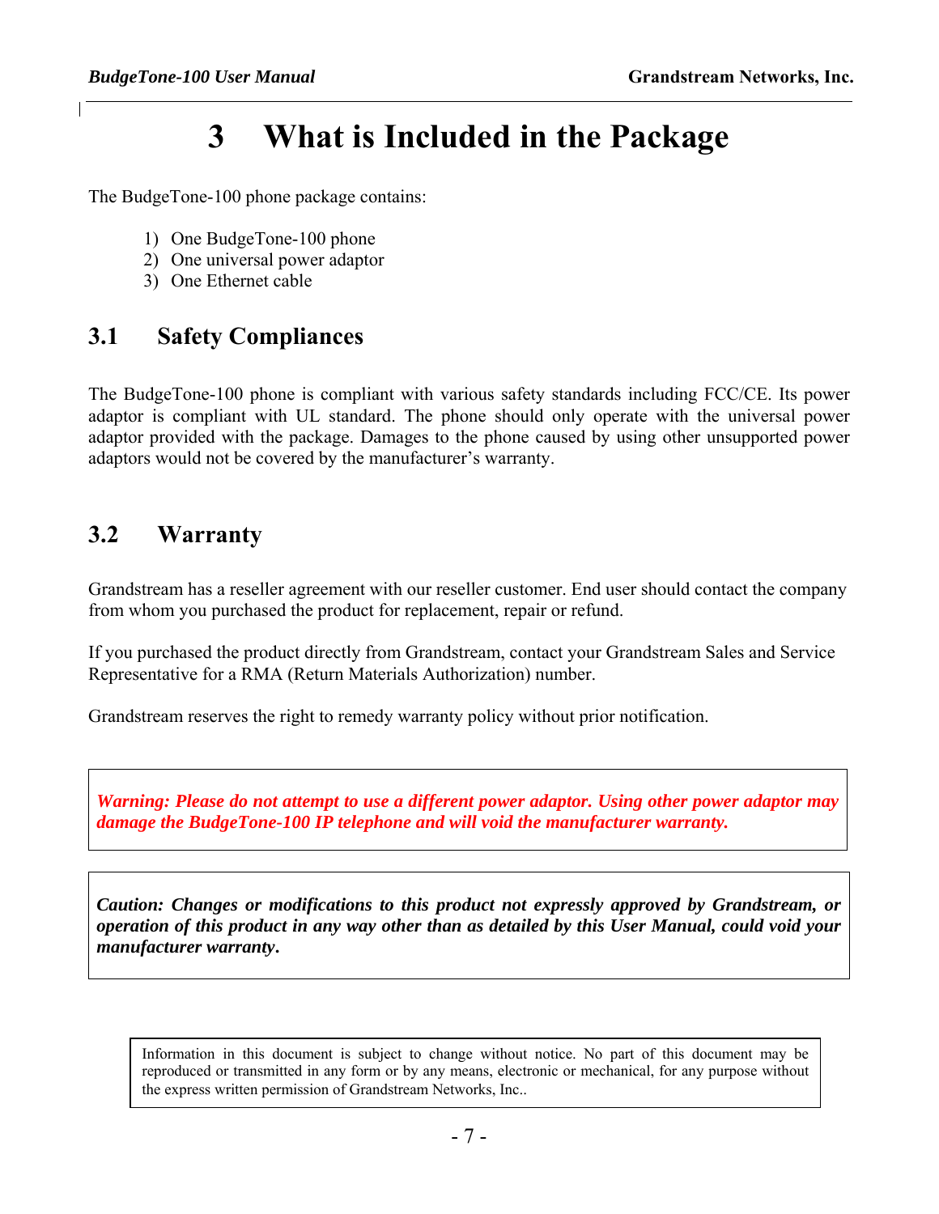# 3 What is Included in the Package

The BudgeTone-100 phone package contains:

1) One BudgeTone-100 phone
2) One universal power adaptor
3) One Ethernet cable

## 3.1 Safety Compliances

The BudgeTone-100 phone is compliant with various safety standards including FCC/CE. Its power adaptor is compliant with UL standard. The phone should only operate with the universal power adaptor provided with the package. Damages to the phone caused by using other unsupported power adaptors would not be covered by the manufacturer's warranty.

## 3.2 Warranty

Grandstream has a reseller agreement with our reseller customer. End user should contact the company from whom you purchased the product for replacement, repair or refund.

If you purchased the product directly from Grandstream, contact your Grandstream Sales and Service Representative for a RMA (Return Materials Authorization) number.

Grandstream reserves the right to remedy warranty policy without prior notification.

***Warning: Please do not attempt to use a different power adaptor. Using other power adaptor may damage the BudgeTone-100 IP telephone and will void the manufacturer warranty.***

***Caution: Changes or modifications to this product not expressly approved by Grandstream, or operation of this product in any way other than as detailed by this User Manual, could void your manufacturer warranty.***

Information in this document is subject to change without notice. No part of this document may be reproduced or transmitted in any form or by any means, electronic or mechanical, for any purpose without the express written permission of Grandstream Networks, Inc..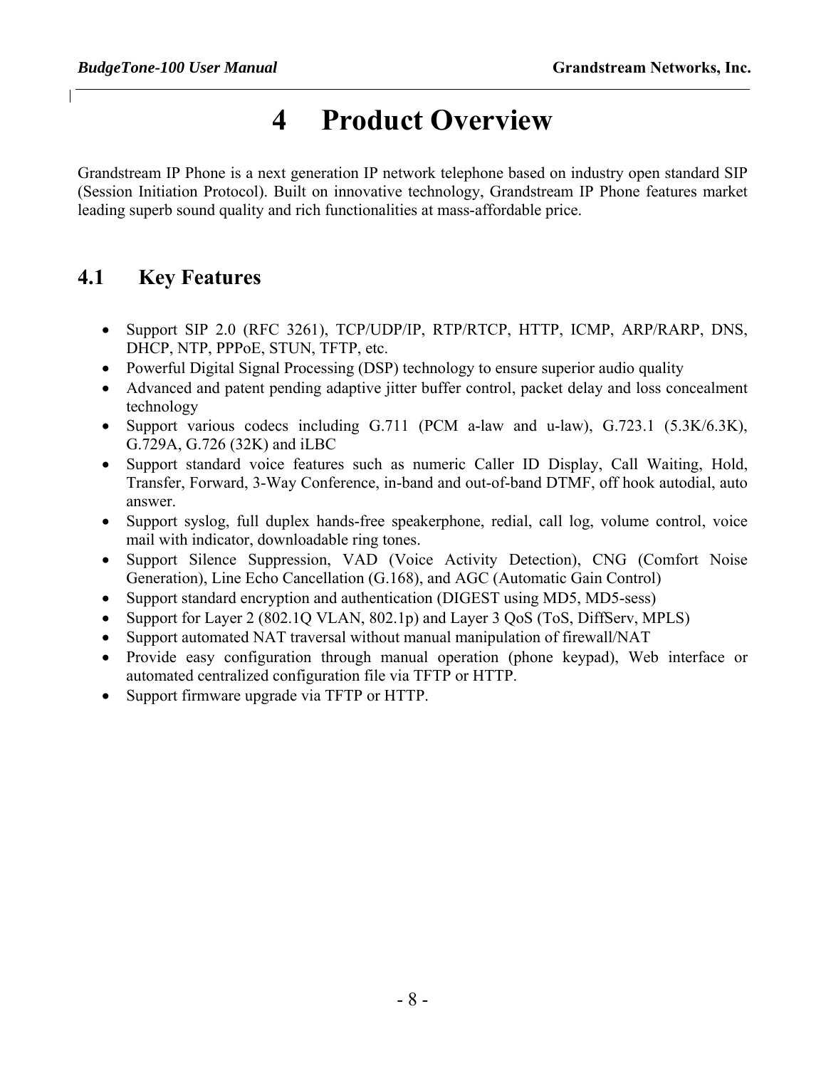# 4 Product Overview

Grandstream IP Phone is a next generation IP network telephone based on industry open standard SIP (Session Initiation Protocol). Built on innovative technology, Grandstream IP Phone features market leading superb sound quality and rich functionalities at mass-affordable price.

## 4.1 Key Features

- Support SIP 2.0 (RFC 3261), TCP/UDP/IP, RTP/RTCP, HTTP, ICMP, ARP/RARP, DNS, DHCP, NTP, PPPoE, STUN, TFTP, etc.
- Powerful Digital Signal Processing (DSP) technology to ensure superior audio quality
- Advanced and patent pending adaptive jitter buffer control, packet delay and loss concealment technology
- Support various codecs including G.711 (PCM a-law and u-law), G.723.1 (5.3K/6.3K), G.729A, G.726 (32K) and iLBC
- Support standard voice features such as numeric Caller ID Display, Call Waiting, Hold, Transfer, Forward, 3-Way Conference, in-band and out-of-band DTMF, off hook autodial, auto answer.
- Support syslog, full duplex hands-free speakerphone, redial, call log, volume control, voice mail with indicator, downloadable ring tones.
- Support Silence Suppression, VAD (Voice Activity Detection), CNG (Comfort Noise Generation), Line Echo Cancellation (G.168), and AGC (Automatic Gain Control)
- Support standard encryption and authentication (DIGEST using MD5, MD5-sess)
- Support for Layer 2 (802.1Q VLAN, 802.1p) and Layer 3 QoS (ToS, DiffServ, MPLS)
- Support automated NAT traversal without manual manipulation of firewall/NAT
- Provide easy configuration through manual operation (phone keypad), Web interface or automated centralized configuration file via TFTP or HTTP.
- Support firmware upgrade via TFTP or HTTP.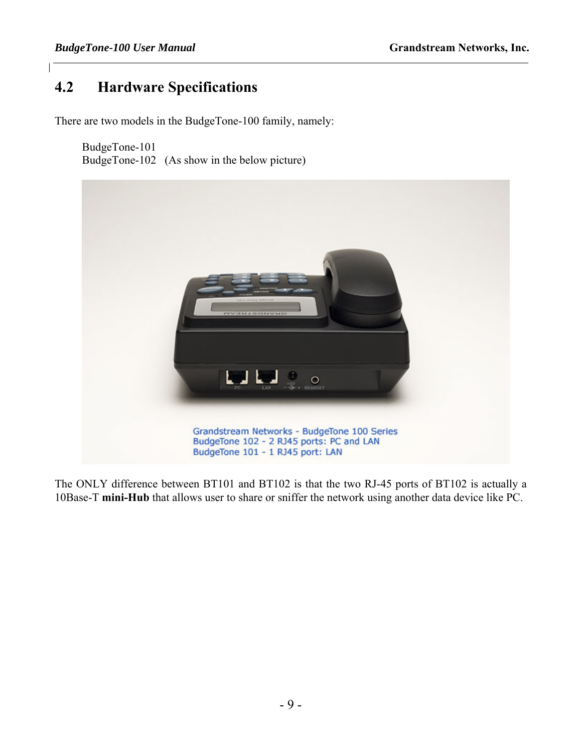## 4.2 Hardware Specifications

There are two models in the BudgeTone-100 family, namely:

BudgeTone-101
BudgeTone-102 (As show in the below picture)

Grandstream Networks - BudgeTone 100 Series
BudgeTone 102 - 2 RJ45 ports: PC and LAN
BudgeTone 101 - 1 RJ45 port: LAN

The ONLY difference between BT101 and BT102 is that the two RJ-45 ports of BT102 is actually a 10Base-T **mini-Hub** that allows user to share or sniffer the network using another data device like PC.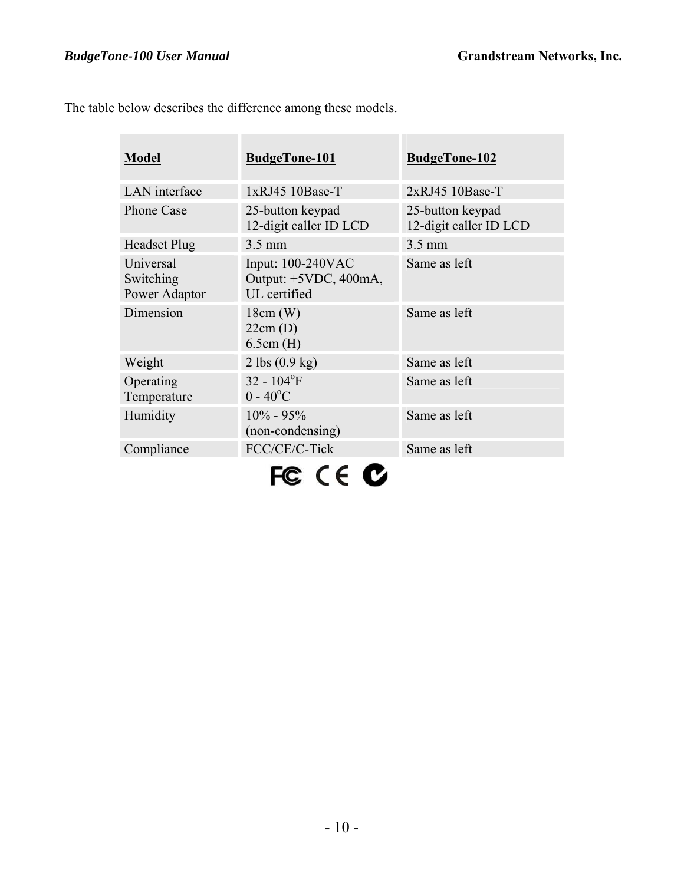The table below describes the difference among these models.

| **Model** | **BudgeTone-101** | **BudgeTone-102** |
|---|---|---|
| LAN interface | 1xRJ45 10Base-T | 2xRJ45 10Base-T |
| Phone Case | 25-button keypad<br>12-digit caller ID LCD | 25-button keypad<br>12-digit caller ID LCD |
| Headset Plug | 3.5 mm | 3.5 mm |
| Universal Switching Power Adaptor | Input: 100-240VAC<br>Output: +5VDC, 400mA, UL certified | Same as left |
| Dimension | 18cm (W)<br>22cm (D)<br>6.5cm (H) | Same as left |
| Weight | 2 lbs (0.9 kg) | Same as left |
| Operating Temperature | 32 - 104°F<br>0 - 40°C | Same as left |
| Humidity | 10% - 95%<br>(non-condensing) | Same as left |
| Compliance | FCC/CE/C-Tick | Same as left |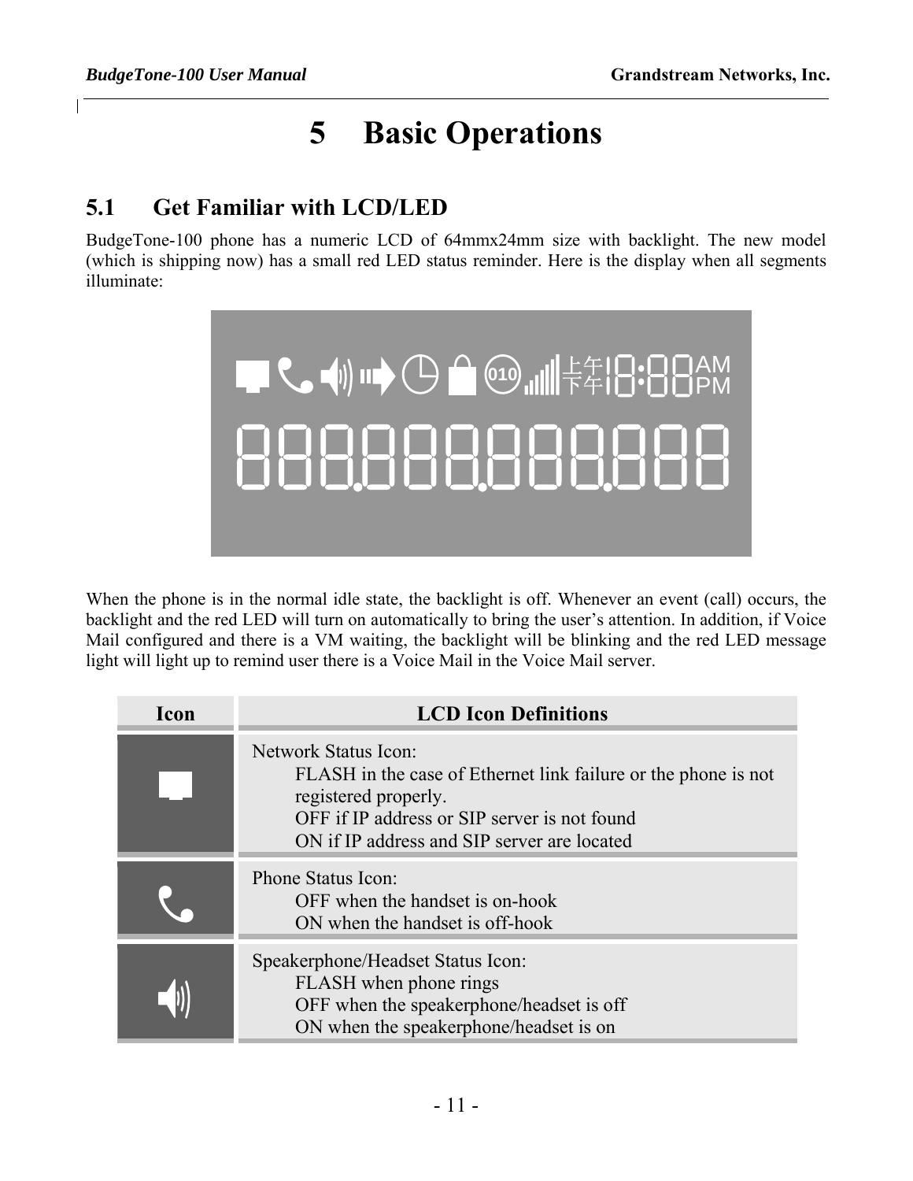# 5 Basic Operations

## 5.1 Get Familiar with LCD/LED

BudgeTone-100 phone has a numeric LCD of 64mmx24mm size with backlight. The new model (which is shipping now) has a small red LED status reminder. Here is the display when all segments illuminate:

When the phone is in the normal idle state, the backlight is off. Whenever an event (call) occurs, the backlight and the red LED will turn on automatically to bring the user's attention. In addition, if Voice Mail configured and there is a VM waiting, the backlight will be blinking and the red LED message light will light up to remind user there is a Voice Mail in the Voice Mail server.

| Icon | LCD Icon Definitions |
|---|---|
| | Network Status Icon:<br>FLASH in the case of Ethernet link failure or the phone is not registered properly.<br>OFF if IP address or SIP server is not found<br>ON if IP address and SIP server are located |
| | Phone Status Icon:<br>OFF when the handset is on-hook<br>ON when the handset is off-hook |
| | Speakerphone/Headset Status Icon:<br>FLASH when phone rings<br>OFF when the speakerphone/headset is off<br>ON when the speakerphone/headset is on |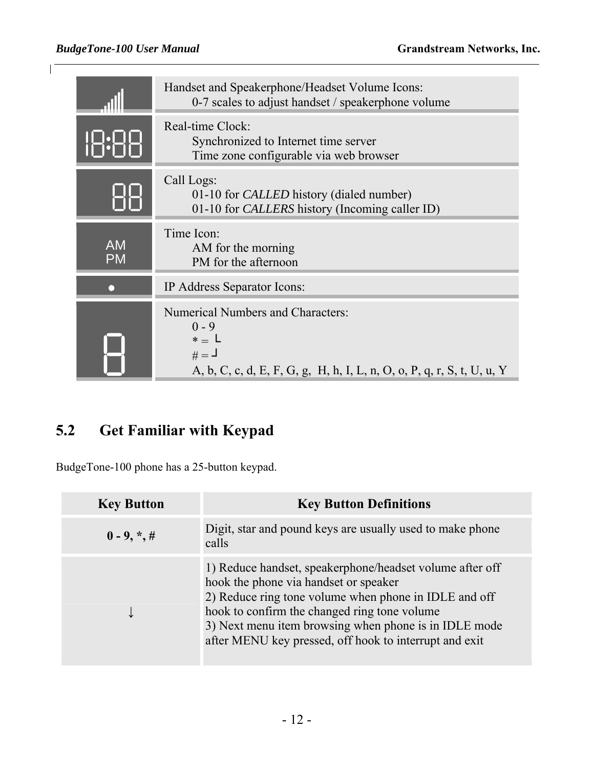| Icon | Description |
|---|---|
| | Handset and Speakerphone/Headset Volume Icons: 0-7 scales to adjust handset / speakerphone volume |
| 18:88 | Real-time Clock: Synchronized to Internet time server; Time zone configurable via web browser |
| 88 | Call Logs: 01-10 for *CALLED* history (dialed number); 01-10 for *CALLERS* history (Incoming caller ID) |
| AM PM | Time Icon: AM for the morning; PM for the afternoon |
| ● | IP Address Separator Icons: |
| 8 | Numerical Numbers and Characters: 0 - 9; * = └; # = ┘; A, b, C, c, d, E, F, G, g, H, h, I, L, n, O, o, P, q, r, S, t, U, u, Y |

## 5.2 Get Familiar with Keypad

BudgeTone-100 phone has a 25-button keypad.

| Key Button | Key Button Definitions |
|---|---|
| **0 - 9, *, #** | Digit, star and pound keys are usually used to make phone calls |
| ↓ | 1) Reduce handset, speakerphone/headset volume after off hook the phone via handset or speaker<br>2) Reduce ring tone volume when phone in IDLE and off hook to confirm the changed ring tone volume<br>3) Next menu item browsing when phone is in IDLE mode after MENU key pressed, off hook to interrupt and exit |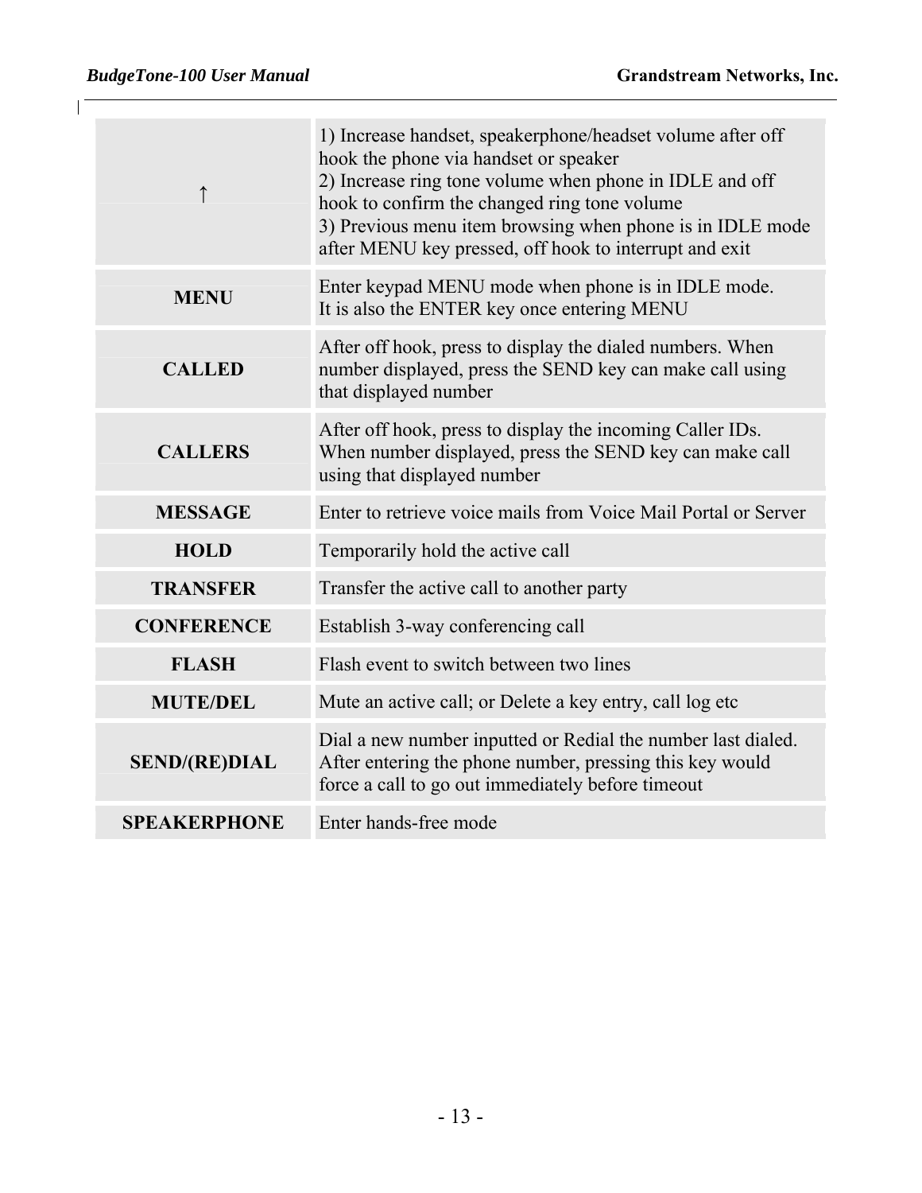| | |
|---|---|
| ↑ | 1) Increase handset, speakerphone/headset volume after off hook the phone via handset or speaker<br>2) Increase ring tone volume when phone in IDLE and off hook to confirm the changed ring tone volume<br>3) Previous menu item browsing when phone is in IDLE mode after MENU key pressed, off hook to interrupt and exit |
| **MENU** | Enter keypad MENU mode when phone is in IDLE mode.<br>It is also the ENTER key once entering MENU |
| **CALLED** | After off hook, press to display the dialed numbers. When number displayed, press the SEND key can make call using that displayed number |
| **CALLERS** | After off hook, press to display the incoming Caller IDs. When number displayed, press the SEND key can make call using that displayed number |
| **MESSAGE** | Enter to retrieve voice mails from Voice Mail Portal or Server |
| **HOLD** | Temporarily hold the active call |
| **TRANSFER** | Transfer the active call to another party |
| **CONFERENCE** | Establish 3-way conferencing call |
| **FLASH** | Flash event to switch between two lines |
| **MUTE/DEL** | Mute an active call; or Delete a key entry, call log etc |
| **SEND/(RE)DIAL** | Dial a new number inputted or Redial the number last dialed. After entering the phone number, pressing this key would force a call to go out immediately before timeout |
| **SPEAKERPHONE** | Enter hands-free mode |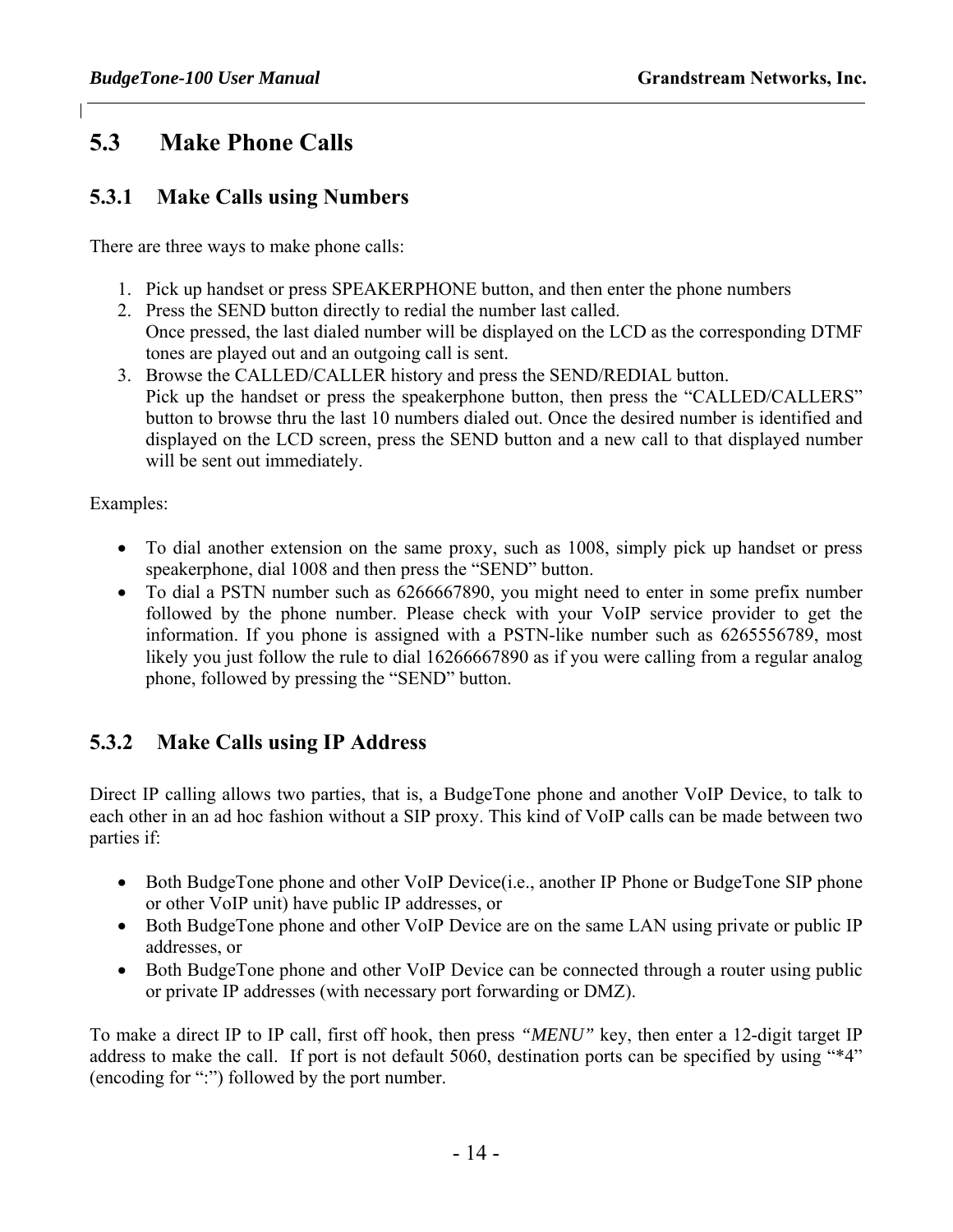## 5.3 Make Phone Calls

### 5.3.1 Make Calls using Numbers

There are three ways to make phone calls:

1. Pick up handset or press SPEAKERPHONE button, and then enter the phone numbers
2. Press the SEND button directly to redial the number last called.
   Once pressed, the last dialed number will be displayed on the LCD as the corresponding DTMF tones are played out and an outgoing call is sent.
3. Browse the CALLED/CALLER history and press the SEND/REDIAL button.
   Pick up the handset or press the speakerphone button, then press the "CALLED/CALLERS" button to browse thru the last 10 numbers dialed out. Once the desired number is identified and displayed on the LCD screen, press the SEND button and a new call to that displayed number will be sent out immediately.

Examples:

- To dial another extension on the same proxy, such as 1008, simply pick up handset or press speakerphone, dial 1008 and then press the "SEND" button.
- To dial a PSTN number such as 6266667890, you might need to enter in some prefix number followed by the phone number. Please check with your VoIP service provider to get the information. If you phone is assigned with a PSTN-like number such as 6265556789, most likely you just follow the rule to dial 16266667890 as if you were calling from a regular analog phone, followed by pressing the "SEND" button.

### 5.3.2 Make Calls using IP Address

Direct IP calling allows two parties, that is, a BudgeTone phone and another VoIP Device, to talk to each other in an ad hoc fashion without a SIP proxy. This kind of VoIP calls can be made between two parties if:

- Both BudgeTone phone and other VoIP Device(i.e., another IP Phone or BudgeTone SIP phone or other VoIP unit) have public IP addresses, or
- Both BudgeTone phone and other VoIP Device are on the same LAN using private or public IP addresses, or
- Both BudgeTone phone and other VoIP Device can be connected through a router using public or private IP addresses (with necessary port forwarding or DMZ).

To make a direct IP to IP call, first off hook, then press *"MENU"* key, then enter a 12-digit target IP address to make the call. If port is not default 5060, destination ports can be specified by using "*4" (encoding for ":") followed by the port number.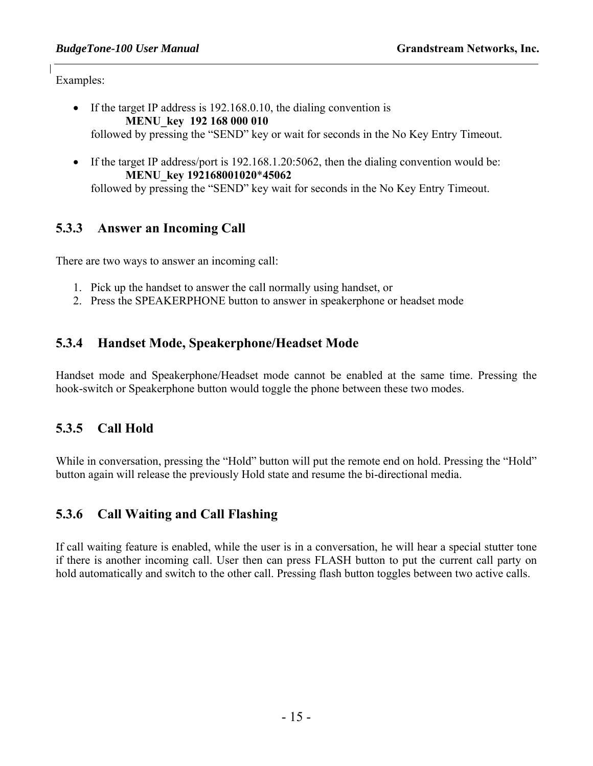Examples:

- If the target IP address is 192.168.0.10, the dialing convention is
  **MENU_key 192 168 000 010**
  followed by pressing the "SEND" key or wait for seconds in the No Key Entry Timeout.

- If the target IP address/port is 192.168.1.20:5062, then the dialing convention would be:
  **MENU_key 192168001020*45062**
  followed by pressing the "SEND" key wait for seconds in the No Key Entry Timeout.

### 5.3.3 Answer an Incoming Call

There are two ways to answer an incoming call:

1. Pick up the handset to answer the call normally using handset, or
2. Press the SPEAKERPHONE button to answer in speakerphone or headset mode

### 5.3.4 Handset Mode, Speakerphone/Headset Mode

Handset mode and Speakerphone/Headset mode cannot be enabled at the same time. Pressing the hook-switch or Speakerphone button would toggle the phone between these two modes.

### 5.3.5 Call Hold

While in conversation, pressing the "Hold" button will put the remote end on hold. Pressing the "Hold" button again will release the previously Hold state and resume the bi-directional media.

### 5.3.6 Call Waiting and Call Flashing

If call waiting feature is enabled, while the user is in a conversation, he will hear a special stutter tone if there is another incoming call. User then can press FLASH button to put the current call party on hold automatically and switch to the other call. Pressing flash button toggles between two active calls.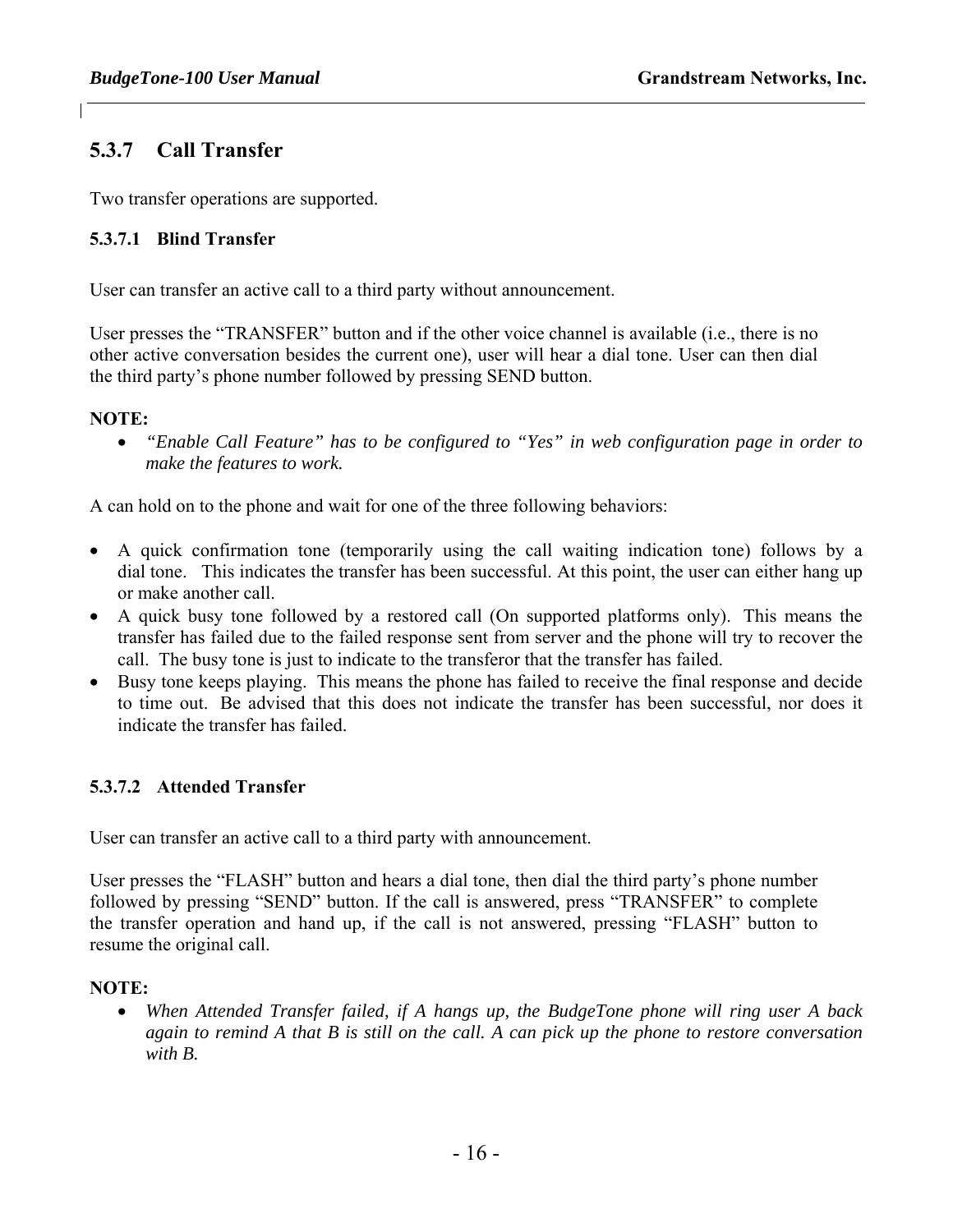### 5.3.7 Call Transfer

Two transfer operations are supported.

#### 5.3.7.1 Blind Transfer

User can transfer an active call to a third party without announcement.

User presses the "TRANSFER" button and if the other voice channel is available (i.e., there is no other active conversation besides the current one), user will hear a dial tone. User can then dial the third party's phone number followed by pressing SEND button.

**NOTE:**

- *"Enable Call Feature" has to be configured to "Yes" in web configuration page in order to make the features to work.*

A can hold on to the phone and wait for one of the three following behaviors:

- A quick confirmation tone (temporarily using the call waiting indication tone) follows by a dial tone. This indicates the transfer has been successful. At this point, the user can either hang up or make another call.
- A quick busy tone followed by a restored call (On supported platforms only). This means the transfer has failed due to the failed response sent from server and the phone will try to recover the call. The busy tone is just to indicate to the transferor that the transfer has failed.
- Busy tone keeps playing. This means the phone has failed to receive the final response and decide to time out. Be advised that this does not indicate the transfer has been successful, nor does it indicate the transfer has failed.

#### 5.3.7.2 Attended Transfer

User can transfer an active call to a third party with announcement.

User presses the "FLASH" button and hears a dial tone, then dial the third party's phone number followed by pressing "SEND" button. If the call is answered, press "TRANSFER" to complete the transfer operation and hand up, if the call is not answered, pressing "FLASH" button to resume the original call.

**NOTE:**

- *When Attended Transfer failed, if A hangs up, the BudgeTone phone will ring user A back again to remind A that B is still on the call. A can pick up the phone to restore conversation with B.*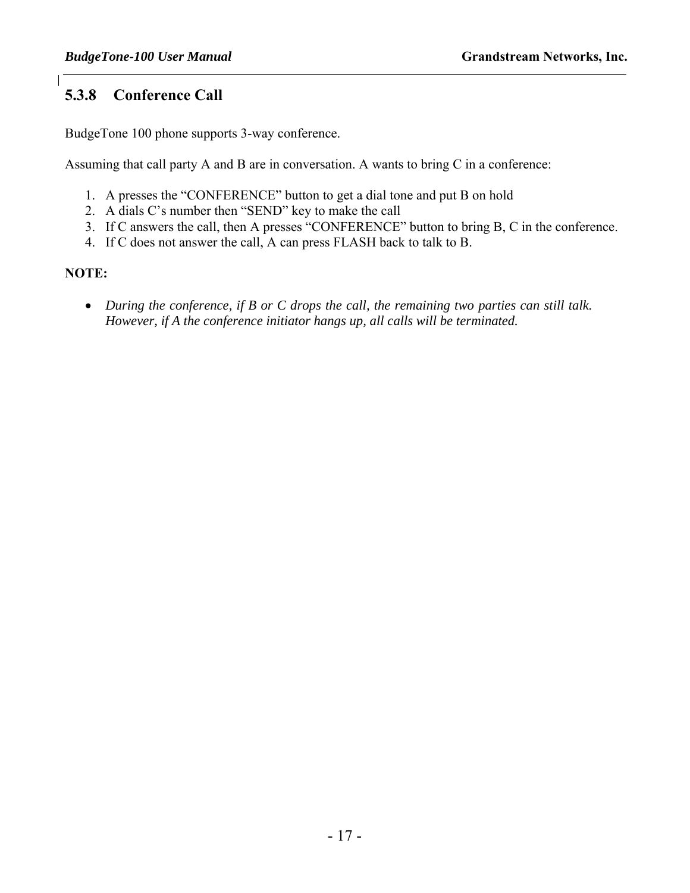### 5.3.8 Conference Call

BudgeTone 100 phone supports 3-way conference.

Assuming that call party A and B are in conversation. A wants to bring C in a conference:

1. A presses the "CONFERENCE" button to get a dial tone and put B on hold
2. A dials C's number then "SEND" key to make the call
3. If C answers the call, then A presses "CONFERENCE" button to bring B, C in the conference.
4. If C does not answer the call, A can press FLASH back to talk to B.

**NOTE:**

- *During the conference, if B or C drops the call, the remaining two parties can still talk. However, if A the conference initiator hangs up, all calls will be terminated.*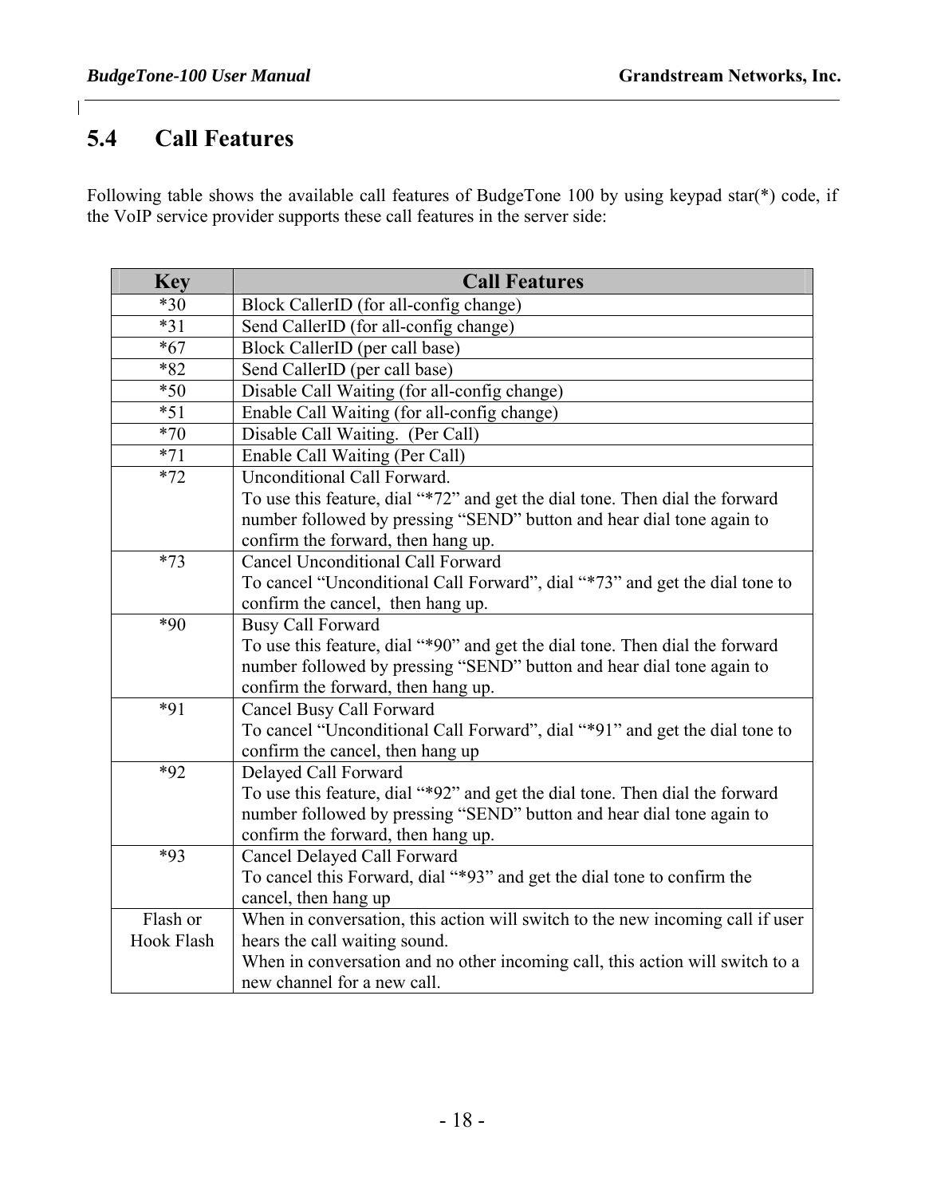## 5.4 Call Features

Following table shows the available call features of BudgeTone 100 by using keypad star(*) code, if the VoIP service provider supports these call features in the server side:

| Key | Call Features |
|---|---|
| *30 | Block CallerID (for all-config change) |
| *31 | Send CallerID (for all-config change) |
| *67 | Block CallerID (per call base) |
| *82 | Send CallerID (per call base) |
| *50 | Disable Call Waiting (for all-config change) |
| *51 | Enable Call Waiting (for all-config change) |
| *70 | Disable Call Waiting. (Per Call) |
| *71 | Enable Call Waiting (Per Call) |
| *72 | Unconditional Call Forward.<br>To use this feature, dial "*72" and get the dial tone. Then dial the forward number followed by pressing "SEND" button and hear dial tone again to confirm the forward, then hang up. |
| *73 | Cancel Unconditional Call Forward<br>To cancel "Unconditional Call Forward", dial "*73" and get the dial tone to confirm the cancel, then hang up. |
| *90 | Busy Call Forward<br>To use this feature, dial "*90" and get the dial tone. Then dial the forward number followed by pressing "SEND" button and hear dial tone again to confirm the forward, then hang up. |
| *91 | Cancel Busy Call Forward<br>To cancel "Unconditional Call Forward", dial "*91" and get the dial tone to confirm the cancel, then hang up |
| *92 | Delayed Call Forward<br>To use this feature, dial "*92" and get the dial tone. Then dial the forward number followed by pressing "SEND" button and hear dial tone again to confirm the forward, then hang up. |
| *93 | Cancel Delayed Call Forward<br>To cancel this Forward, dial "*93" and get the dial tone to confirm the cancel, then hang up |
| Flash or Hook Flash | When in conversation, this action will switch to the new incoming call if user hears the call waiting sound.<br>When in conversation and no other incoming call, this action will switch to a new channel for a new call. |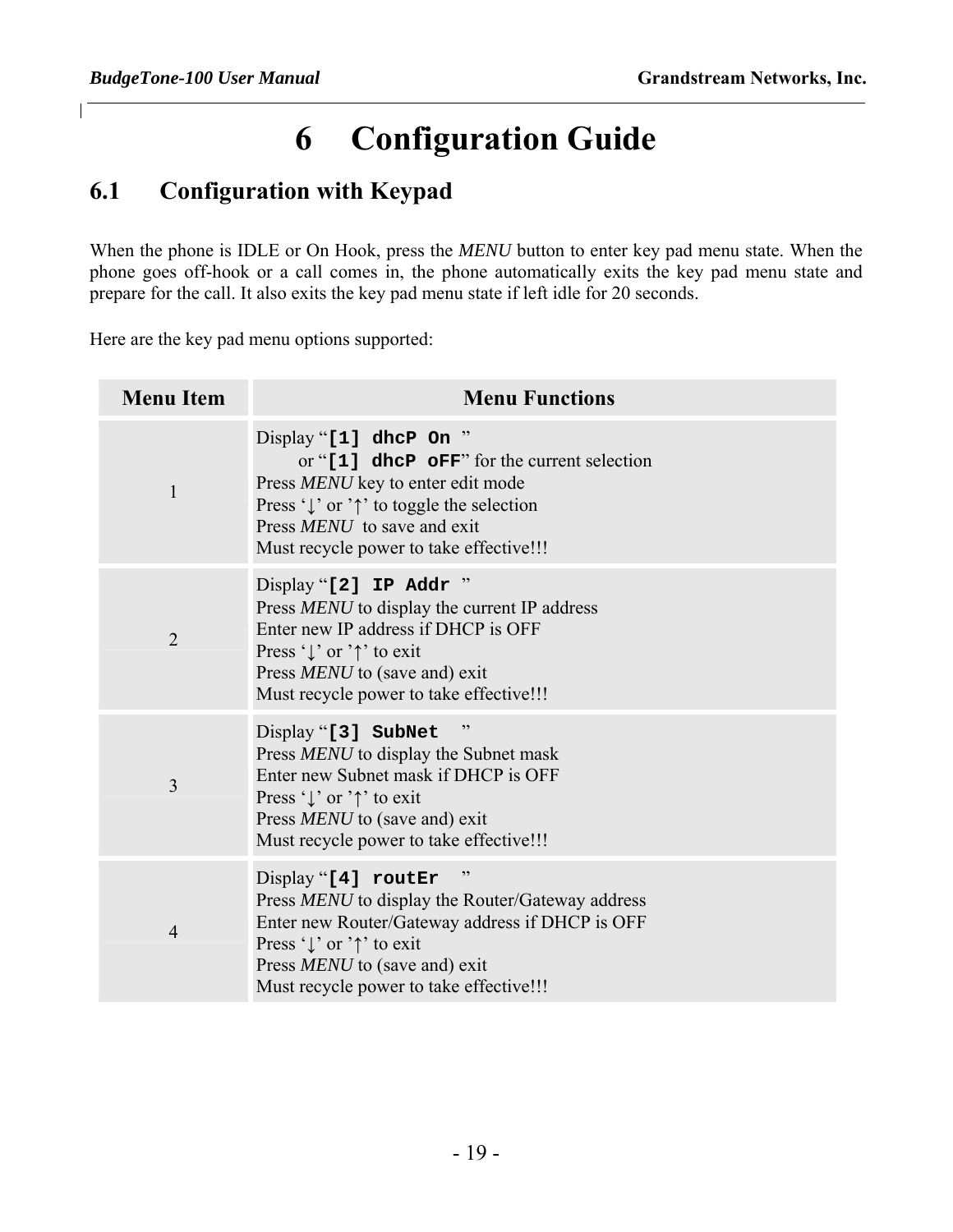# 6 Configuration Guide

## 6.1 Configuration with Keypad

When the phone is IDLE or On Hook, press the *MENU* button to enter key pad menu state. When the phone goes off-hook or a call comes in, the phone automatically exits the key pad menu state and prepare for the call. It also exits the key pad menu state if left idle for 20 seconds.

Here are the key pad menu options supported:

| Menu Item | Menu Functions |
|---|---|
| 1 | Display "**`[1] dhcP On`** "<br>or "**`[1] dhcP oFF`**" for the current selection<br>Press *MENU* key to enter edit mode<br>Press '↓' or '↑' to toggle the selection<br>Press *MENU* to save and exit<br>Must recycle power to take effective!!! |
| 2 | Display "**`[2] IP Addr`** "<br>Press *MENU* to display the current IP address<br>Enter new IP address if DHCP is OFF<br>Press '↓' or '↑' to exit<br>Press *MENU* to (save and) exit<br>Must recycle power to take effective!!! |
| 3 | Display "**`[3] SubNet`** "<br>Press *MENU* to display the Subnet mask<br>Enter new Subnet mask if DHCP is OFF<br>Press '↓' or '↑' to exit<br>Press *MENU* to (save and) exit<br>Must recycle power to take effective!!! |
| 4 | Display "**`[4] routEr`** "<br>Press *MENU* to display the Router/Gateway address<br>Enter new Router/Gateway address if DHCP is OFF<br>Press '↓' or '↑' to exit<br>Press *MENU* to (save and) exit<br>Must recycle power to take effective!!! |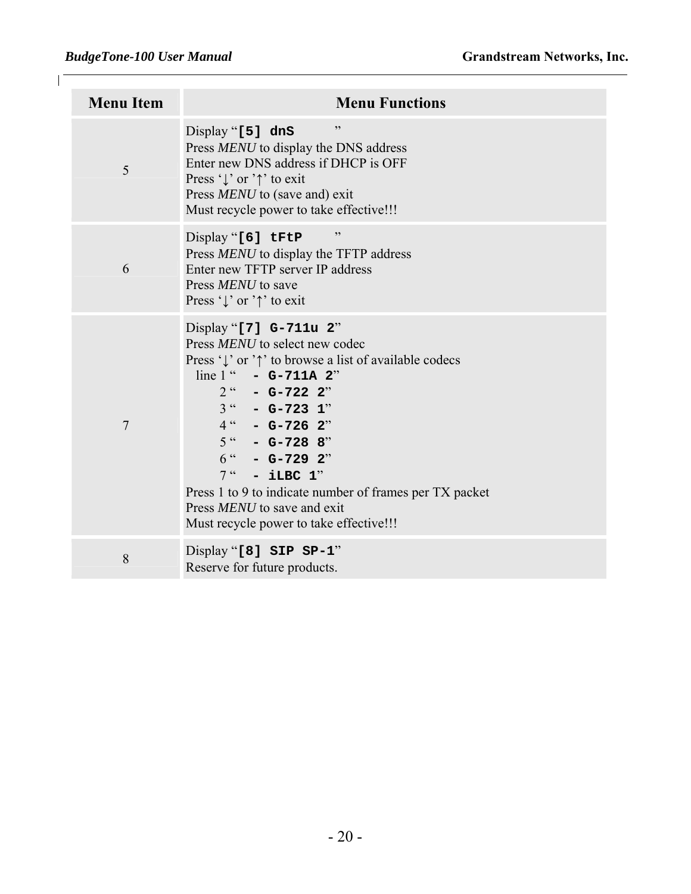| Menu Item | Menu Functions |
|---|---|
| 5 | Display "**[5] dnS**"<br>Press *MENU* to display the DNS address<br>Enter new DNS address if DHCP is OFF<br>Press '↓' or '↑' to exit<br>Press *MENU* to (save and) exit<br>Must recycle power to take effective!!! |
| 6 | Display "**[6] tFtP**"<br>Press *MENU* to display the TFTP address<br>Enter new TFTP server IP address<br>Press *MENU* to save<br>Press '↓' or '↑' to exit |
| 7 | Display "**[7] G-711u 2**"<br>Press *MENU* to select new codec<br>Press '↓' or '↑' to browse a list of available codecs<br>line 1 "**- G-711A 2**"<br>2 "**- G-722 2**"<br>3 "**- G-723 1**"<br>4 "**- G-726 2**"<br>5 "**- G-728 8**"<br>6 "**- G-729 2**"<br>7 "**- iLBC 1**"<br>Press 1 to 9 to indicate number of frames per TX packet<br>Press *MENU* to save and exit<br>Must recycle power to take effective!!! |
| 8 | Display "**[8] SIP SP-1**"<br>Reserve for future products. |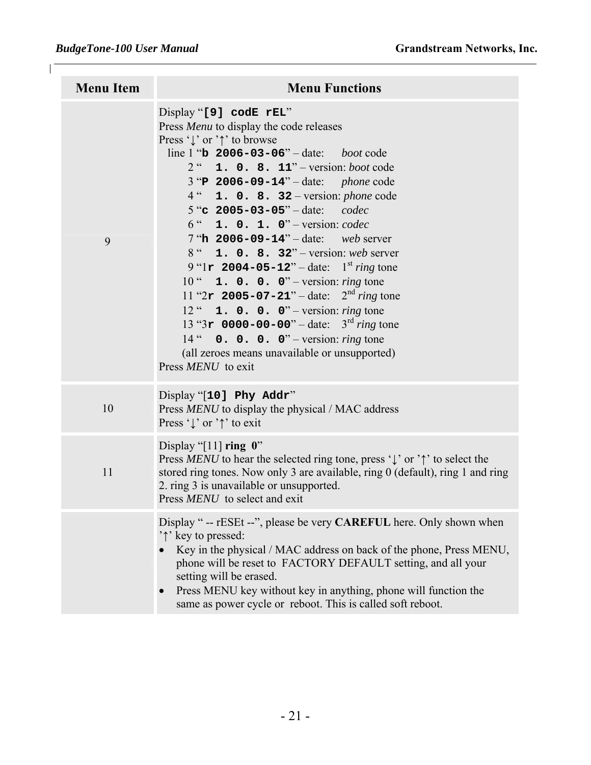| Menu Item | Menu Functions |
| --- | --- |
| 9 | Display "**[9] codE rEL**"<br>Press *Menu* to display the code releases<br>Press '↓' or '↑' to browse<br>line 1 "**b 2006-03-06**" – date: *boot* code<br>2 " **1. 0. 8. 11**" – version: *boot* code<br>3 "**P 2006-09-14**" – date: *phone* code<br>4 " **1. 0. 8. 32** – version: *phone* code<br>5 "**c 2005-03-05**" – date: *codec*<br>6 " **1. 0. 1. 0**" – version: *codec*<br>7 "**h 2006-09-14**" – date: *web* server<br>8 " **1. 0. 8. 32**" – version: *web* server<br>9 "1**r 2004-05-12**" – date: 1st *ring* tone<br>10 " **1. 0. 0. 0**" – version: *ring* tone<br>11 "2**r 2005-07-21**" – date: 2nd *ring* tone<br>12 " **1. 0. 0. 0**" – version: *ring* tone<br>13 "3**r 0000-00-00**" – date: 3rd *ring* tone<br>14 " **0. 0. 0. 0**" – version: *ring* tone<br>(all zeroes means unavailable or unsupported)<br>Press *MENU* to exit |
| 10 | Display "[**10] Phy Addr**"<br>Press *MENU* to display the physical / MAC address<br>Press '↓' or '↑' to exit |
| 11 | Display "[11] **ring 0**"<br>Press *MENU* to hear the selected ring tone, press '↓' or '↑' to select the stored ring tones. Now only 3 are available, ring 0 (default), ring 1 and ring 2. ring 3 is unavailable or unsupported.<br>Press *MENU* to select and exit |
| | Display " -- rESEt --", please be very **CAREFUL** here. Only shown when '↑' key to pressed:<br>• Key in the physical / MAC address on back of the phone, Press MENU, phone will be reset to FACTORY DEFAULT setting, and all your setting will be erased.<br>• Press MENU key without key in anything, phone will function the same as power cycle or reboot. This is called soft reboot. |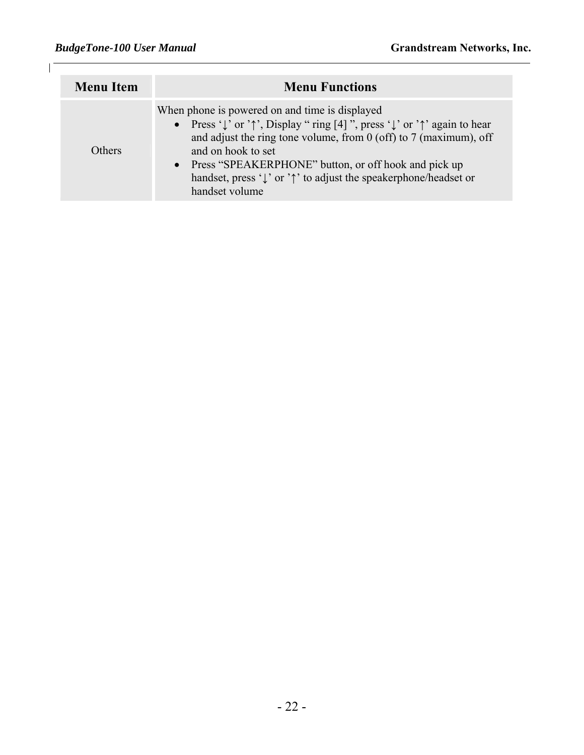| Menu Item | Menu Functions |
|---|---|
| Others | When phone is powered on and time is displayed<br>• Press '↓' or '↑', Display " ring [4] ", press '↓' or '↑' again to hear and adjust the ring tone volume, from 0 (off) to 7 (maximum), off and on hook to set<br>• Press "SPEAKERPHONE" button, or off hook and pick up handset, press '↓' or '↑' to adjust the speakerphone/headset or handset volume |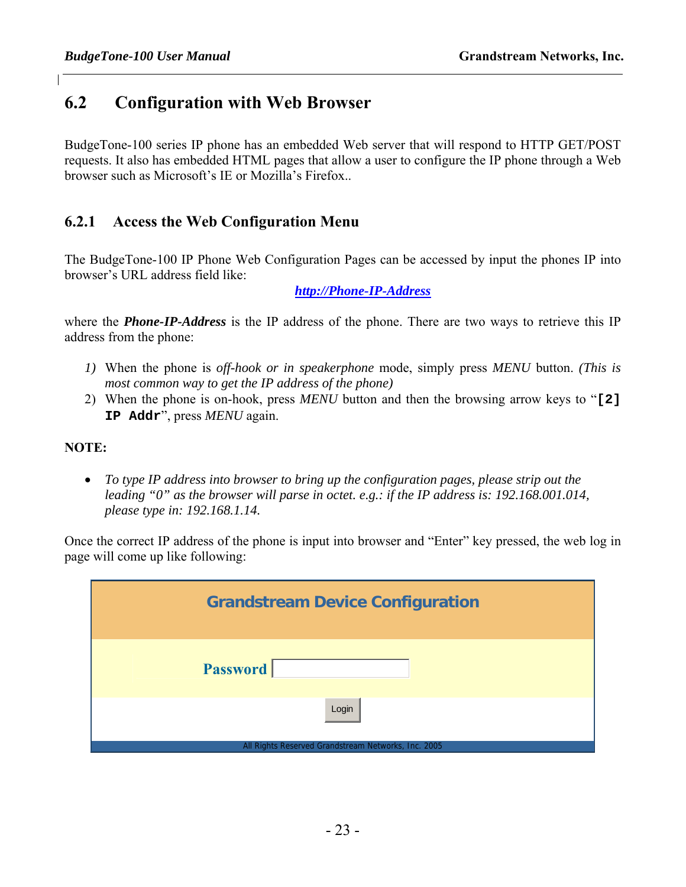## 6.2 Configuration with Web Browser

BudgeTone-100 series IP phone has an embedded Web server that will respond to HTTP GET/POST requests. It also has embedded HTML pages that allow a user to configure the IP phone through a Web browser such as Microsoft's IE or Mozilla's Firefox..

### 6.2.1 Access the Web Configuration Menu

The BudgeTone-100 IP Phone Web Configuration Pages can be accessed by input the phones IP into browser's URL address field like:

***http://Phone-IP-Address***

where the ***Phone-IP-Address*** is the IP address of the phone. There are two ways to retrieve this IP address from the phone:

1) When the phone is *off-hook or in speakerphone* mode, simply press *MENU* button. *(This is most common way to get the IP address of the phone)*
2) When the phone is on-hook, press *MENU* button and then the browsing arrow keys to "**`[2] IP Addr`**", press *MENU* again.

**NOTE:**

- *To type IP address into browser to bring up the configuration pages, please strip out the leading "0" as the browser will parse in octet. e.g.: if the IP address is: 192.168.001.014, please type in: 192.168.1.14.*

Once the correct IP address of the phone is input into browser and "Enter" key pressed, the web log in page will come up like following:

**Grandstream Device Configuration**

**Password** [ ]

[Login]

All Rights Reserved Grandstream Networks, Inc. 2005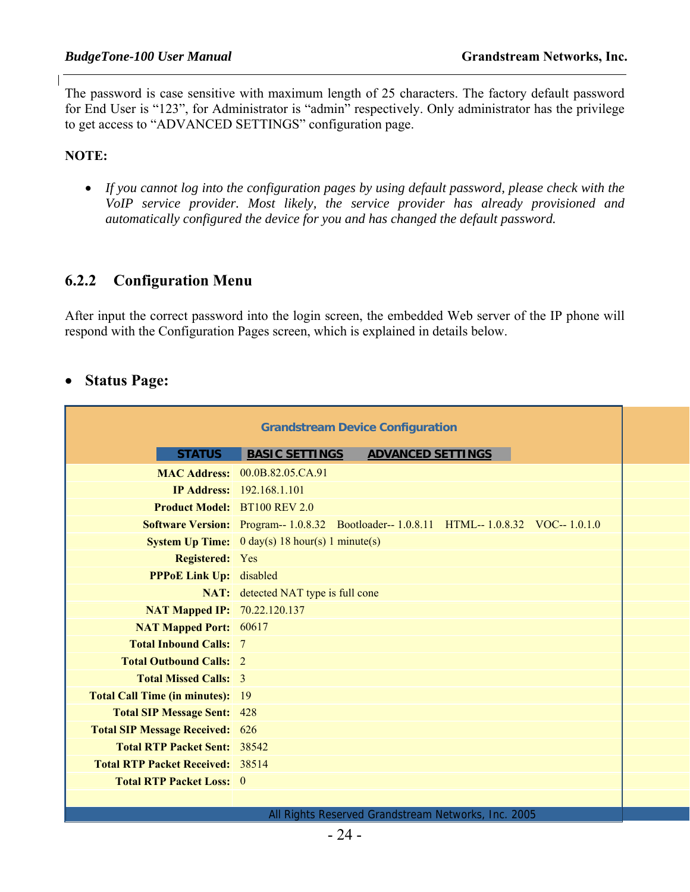The password is case sensitive with maximum length of 25 characters. The factory default password for End User is "123", for Administrator is "admin" respectively. Only administrator has the privilege to get access to "ADVANCED SETTINGS" configuration page.

**NOTE:**

- *If you cannot log into the configuration pages by using default password, please check with the VoIP service provider. Most likely, the service provider has already provisioned and automatically configured the device for you and has changed the default password.*

### 6.2.2 Configuration Menu

After input the correct password into the login screen, the embedded Web server of the IP phone will respond with the Configuration Pages screen, which is explained in details below.

- **Status Page:**

**Grandstream Device Configuration**

**STATUS** | **BASIC SETTINGS** | **ADVANCED SETTINGS**

| Field | Value |
|---|---|
| **MAC Address:** | 00.0B.82.05.CA.91 |
| **IP Address:** | 192.168.1.101 |
| **Product Model:** | BT100 REV 2.0 |
| **Software Version:** | Program-- 1.0.8.32 Bootloader-- 1.0.8.11 HTML-- 1.0.8.32 VOC-- 1.0.1.0 |
| **System Up Time:** | 0 day(s) 18 hour(s) 1 minute(s) |
| **Registered:** | Yes |
| **PPPoE Link Up:** | disabled |
| **NAT:** | detected NAT type is full cone |
| **NAT Mapped IP:** | 70.22.120.137 |
| **NAT Mapped Port:** | 60617 |
| **Total Inbound Calls:** | 7 |
| **Total Outbound Calls:** | 2 |
| **Total Missed Calls:** | 3 |
| **Total Call Time (in minutes):** | 19 |
| **Total SIP Message Sent:** | 428 |
| **Total SIP Message Received:** | 626 |
| **Total RTP Packet Sent:** | 38542 |
| **Total RTP Packet Received:** | 38514 |
| **Total RTP Packet Loss:** | 0 |

All Rights Reserved Grandstream Networks, Inc. 2005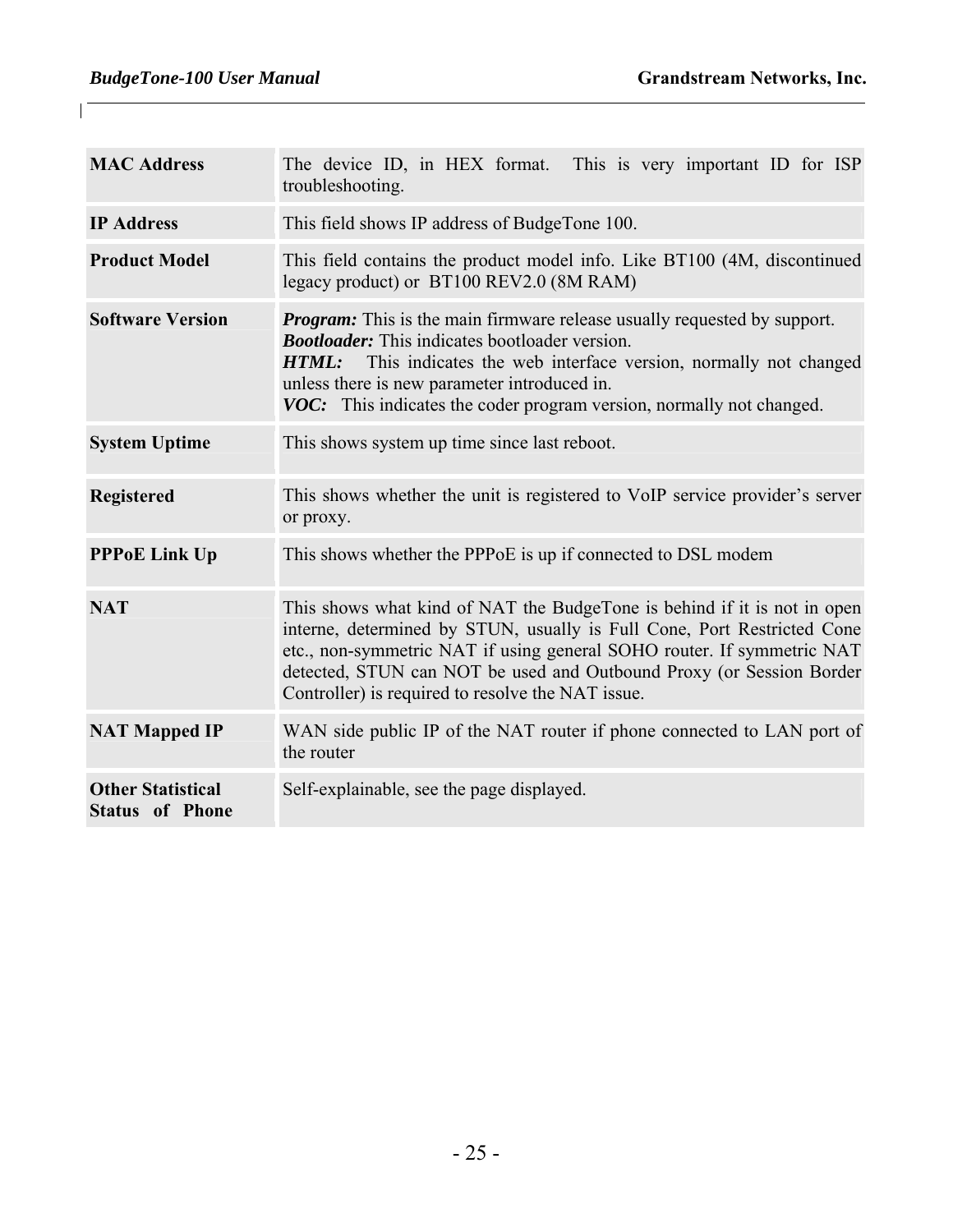| | |
|---|---|
| **MAC Address** | The device ID, in HEX format. This is very important ID for ISP troubleshooting. |
| **IP Address** | This field shows IP address of BudgeTone 100. |
| **Product Model** | This field contains the product model info. Like BT100 (4M, discontinued legacy product) or BT100 REV2.0 (8M RAM) |
| **Software Version** | ***Program:*** This is the main firmware release usually requested by support.<br>***Bootloader:*** This indicates bootloader version.<br>***HTML:*** This indicates the web interface version, normally not changed unless there is new parameter introduced in.<br>***VOC:*** This indicates the coder program version, normally not changed. |
| **System Uptime** | This shows system up time since last reboot. |
| **Registered** | This shows whether the unit is registered to VoIP service provider's server or proxy. |
| **PPPoE Link Up** | This shows whether the PPPoE is up if connected to DSL modem |
| **NAT** | This shows what kind of NAT the BudgeTone is behind if it is not in open interne, determined by STUN, usually is Full Cone, Port Restricted Cone etc., non-symmetric NAT if using general SOHO router. If symmetric NAT detected, STUN can NOT be used and Outbound Proxy (or Session Border Controller) is required to resolve the NAT issue. |
| **NAT Mapped IP** | WAN side public IP of the NAT router if phone connected to LAN port of the router |
| **Other Statistical Status of Phone** | Self-explainable, see the page displayed. |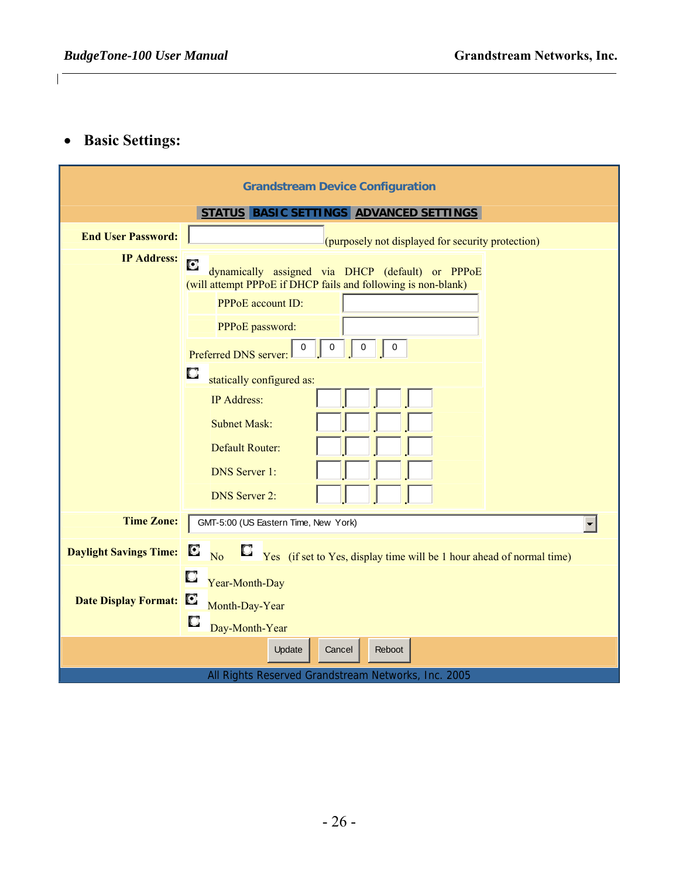- **Basic Settings:**

**Grandstream Device Configuration**

STATUS | BASIC SETTINGS | ADVANCED SETTINGS

| | |
|---|---|
| **End User Password:** | (purposely not displayed for security protection) |
| **IP Address:** | dynamically assigned via DHCP (default) or PPPoE (will attempt PPPoE if DHCP fails and following is non-blank)<br>PPPoE account ID:<br>PPPoE password:<br>Preferred DNS server: 0 . 0 . 0 . 0<br>statically configured as:<br>IP Address:<br>Subnet Mask:<br>Default Router:<br>DNS Server 1:<br>DNS Server 2: |
| **Time Zone:** | GMT-5:00 (US Eastern Time, New York) |
| **Daylight Savings Time:** | No / Yes (if set to Yes, display time will be 1 hour ahead of normal time) |
| **Date Display Format:** | Year-Month-Day<br>Month-Day-Year<br>Day-Month-Year |

Update | Cancel | Reboot

All Rights Reserved Grandstream Networks, Inc. 2005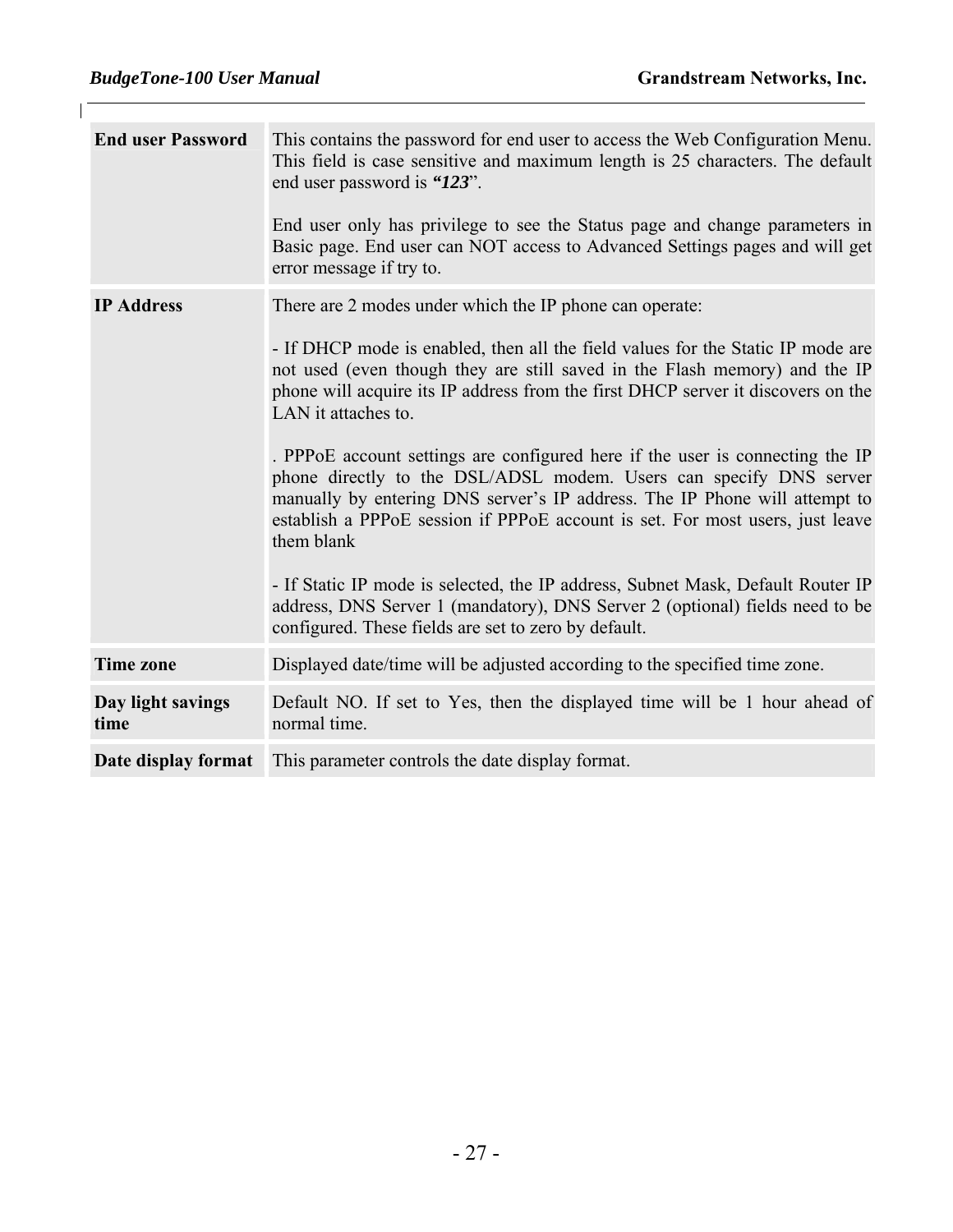| | |
|---|---|
| **End user Password** | This contains the password for end user to access the Web Configuration Menu. This field is case sensitive and maximum length is 25 characters. The default end user password is ***"123***".<br><br>End user only has privilege to see the Status page and change parameters in Basic page. End user can NOT access to Advanced Settings pages and will get error message if try to. |
| **IP Address** | There are 2 modes under which the IP phone can operate:<br><br>- If DHCP mode is enabled, then all the field values for the Static IP mode are not used (even though they are still saved in the Flash memory) and the IP phone will acquire its IP address from the first DHCP server it discovers on the LAN it attaches to.<br><br>. PPPoE account settings are configured here if the user is connecting the IP phone directly to the DSL/ADSL modem. Users can specify DNS server manually by entering DNS server's IP address. The IP Phone will attempt to establish a PPPoE session if PPPoE account is set. For most users, just leave them blank<br><br>- If Static IP mode is selected, the IP address, Subnet Mask, Default Router IP address, DNS Server 1 (mandatory), DNS Server 2 (optional) fields need to be configured. These fields are set to zero by default. |
| **Time zone** | Displayed date/time will be adjusted according to the specified time zone. |
| **Day light savings time** | Default NO. If set to Yes, then the displayed time will be 1 hour ahead of normal time. |
| **Date display format** | This parameter controls the date display format. |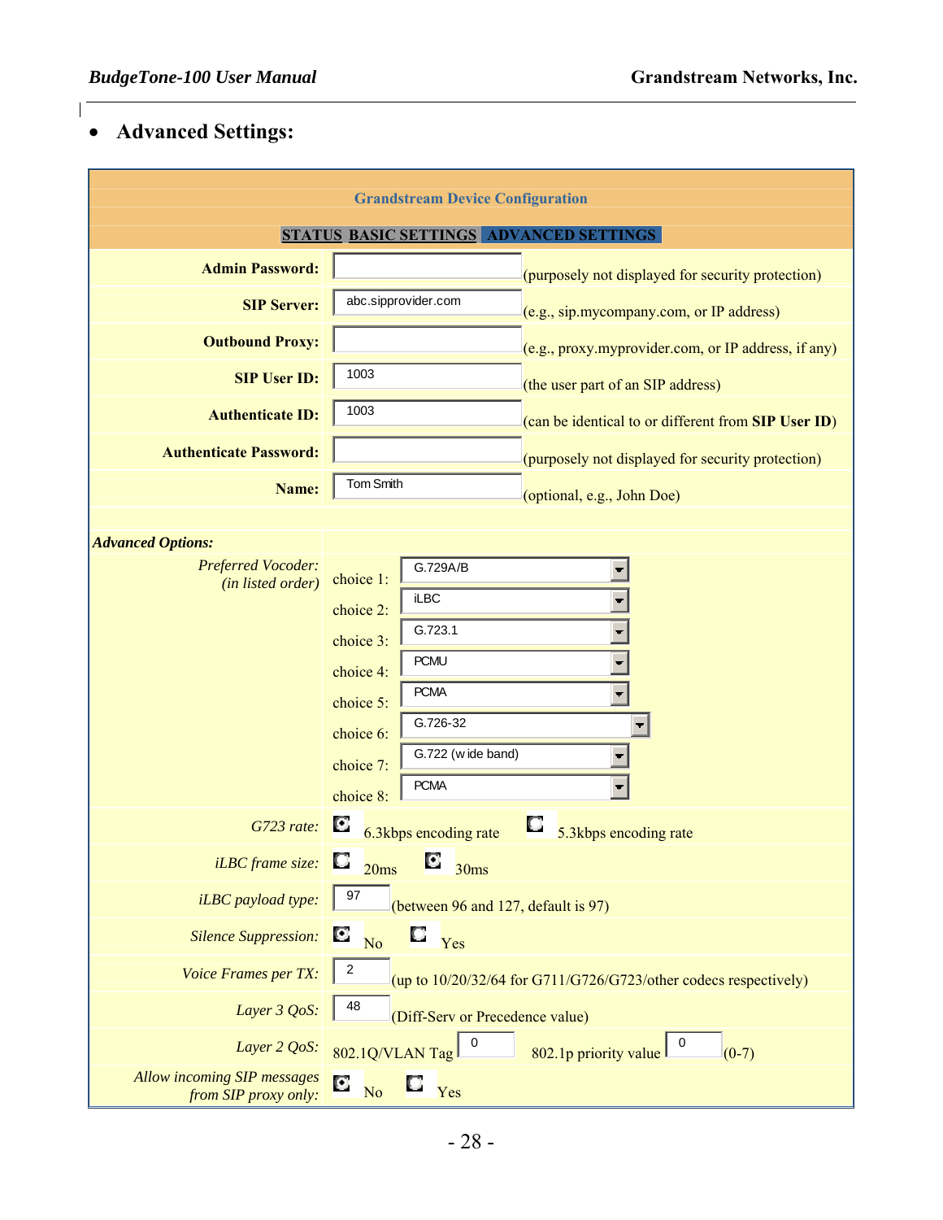- **Advanced Settings:**

| Grandstream Device Configuration | |
|---|---|
| STATUS BASIC SETTINGS ADVANCED SETTINGS | |
| **Admin Password:** | (purposely not displayed for security protection) |
| **SIP Server:** | abc.sipprovider.com (e.g., sip.mycompany.com, or IP address) |
| **Outbound Proxy:** | (e.g., proxy.myprovider.com, or IP address, if any) |
| **SIP User ID:** | 1003 (the user part of an SIP address) |
| **Authenticate ID:** | 1003 (can be identical to or different from **SIP User ID**) |
| **Authenticate Password:** | (purposely not displayed for security protection) |
| **Name:** | Tom Smith (optional, e.g., John Doe) |
| ***Advanced Options:*** | |
| *Preferred Vocoder: (in listed order)* | choice 1: G.729A/B<br>choice 2: iLBC<br>choice 3: G.723.1<br>choice 4: PCMU<br>choice 5: PCMA<br>choice 6: G.726-32<br>choice 7: G.722 (wide band)<br>choice 8: PCMA |
| *G723 rate:* | (selected) 6.3kbps encoding rate ( ) 5.3kbps encoding rate |
| *iLBC frame size:* | ( ) 20ms (selected) 30ms |
| *iLBC payload type:* | 97 (between 96 and 127, default is 97) |
| *Silence Suppression:* | (selected) No ( ) Yes |
| *Voice Frames per TX:* | 2 (up to 10/20/32/64 for G711/G726/G723/other codecs respectively) |
| *Layer 3 QoS:* | 48 (Diff-Serv or Precedence value) |
| *Layer 2 QoS:* | 802.1Q/VLAN Tag 0 802.1p priority value 0 (0-7) |
| *Allow incoming SIP messages from SIP proxy only:* | (selected) No ( ) Yes |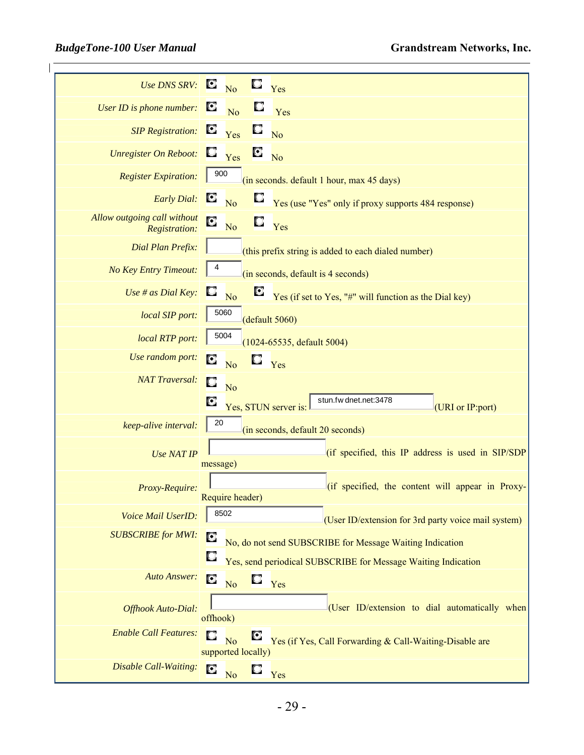| Setting | Value |
|---|---|
| *Use DNS SRV:* | (•) No ( ) Yes |
| *User ID is phone number:* | (•) No ( ) Yes |
| *SIP Registration:* | (•) Yes ( ) No |
| *Unregister On Reboot:* | ( ) Yes (•) No |
| *Register Expiration:* | [900] (in seconds. default 1 hour, max 45 days) |
| *Early Dial:* | (•) No ( ) Yes (use "Yes" only if proxy supports 484 response) |
| *Allow outgoing call without Registration:* | (•) No ( ) Yes |
| *Dial Plan Prefix:* | [ ] (this prefix string is added to each dialed number) |
| *No Key Entry Timeout:* | [4] (in seconds, default is 4 seconds) |
| *Use # as Dial Key:* | ( ) No (•) Yes (if set to Yes, "#" will function as the Dial key) |
| *local SIP port:* | [5060] (default 5060) |
| *local RTP port:* | [5004] (1024-65535, default 5004) |
| *Use random port:* | (•) No ( ) Yes |
| *NAT Traversal:* | ( ) No<br>(•) Yes, STUN server is: [stun.fwdnet.net:3478] (URI or IP:port) |
| *keep-alive interval:* | [20] (in seconds, default 20 seconds) |
| *Use NAT IP* | [ ] (if specified, this IP address is used in SIP/SDP message) |
| *Proxy-Require:* | [ ] (if specified, the content will appear in Proxy-Require header) |
| *Voice Mail UserID:* | [8502] (User ID/extension for 3rd party voice mail system) |
| *SUBSCRIBE for MWI:* | (•) No, do not send SUBSCRIBE for Message Waiting Indication<br>( ) Yes, send periodical SUBSCRIBE for Message Waiting Indication |
| *Auto Answer:* | (•) No ( ) Yes |
| *Offhook Auto-Dial:* | [ ] (User ID/extension to dial automatically when offhook) |
| *Enable Call Features:* | ( ) No (•) Yes (if Yes, Call Forwarding & Call-Waiting-Disable are supported locally) |
| *Disable Call-Waiting:* | (•) No ( ) Yes |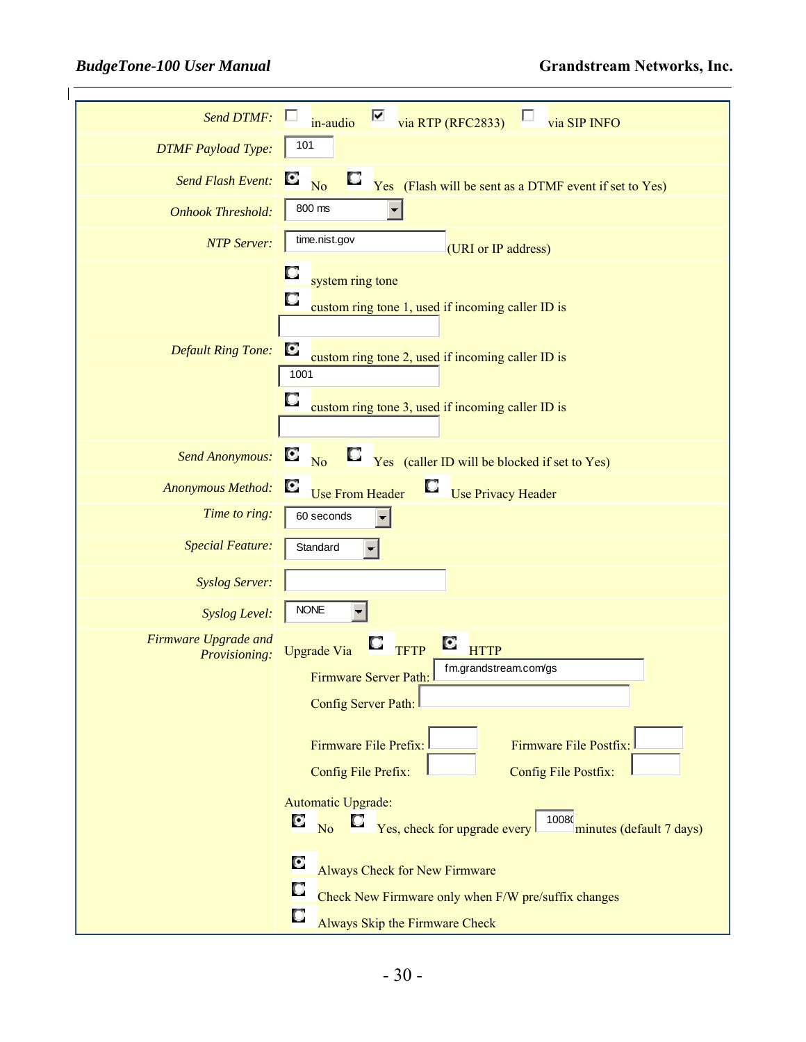| | |
|---|---|
| *Send DTMF:* | ☐ in-audio ☑ via RTP (RFC2833) ☐ via SIP INFO |
| *DTMF Payload Type:* | 101 |
| *Send Flash Event:* | ◉ No ○ Yes (Flash will be sent as a DTMF event if set to Yes) |
| *Onhook Threshold:* | 800 ms |
| *NTP Server:* | time.nist.gov (URI or IP address) |
| *Default Ring Tone:* | ○ system ring tone<br>○ custom ring tone 1, used if incoming caller ID is<br>◉ custom ring tone 2, used if incoming caller ID is 1001<br>○ custom ring tone 3, used if incoming caller ID is |
| *Send Anonymous:* | ◉ No ○ Yes (caller ID will be blocked if set to Yes) |
| *Anonymous Method:* | ◉ Use From Header ○ Use Privacy Header |
| *Time to ring:* | 60 seconds |
| *Special Feature:* | Standard |
| *Syslog Server:* | |
| *Syslog Level:* | NONE |
| *Firmware Upgrade and Provisioning:* | Upgrade Via ○ TFTP ◉ HTTP<br>Firmware Server Path: fm.grandstream.com/gs<br>Config Server Path:<br>Firmware File Prefix: Firmware File Postfix:<br>Config File Prefix: Config File Postfix:<br>Automatic Upgrade:<br>◉ No ○ Yes, check for upgrade every 10080 minutes (default 7 days)<br>◉ Always Check for New Firmware<br>○ Check New Firmware only when F/W pre/suffix changes<br>○ Always Skip the Firmware Check |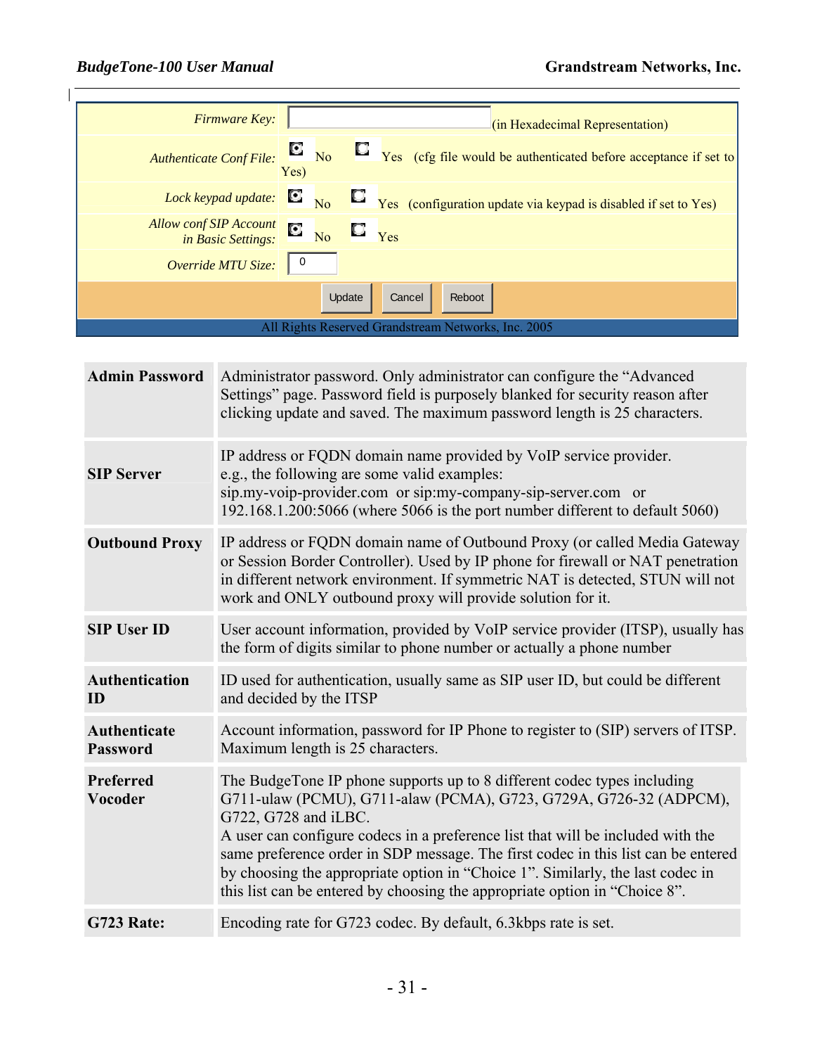| | |
|---|---|
| *Firmware Key:* | (in Hexadecimal Representation) |
| *Authenticate Conf File:* | ◉ No ○ Yes (cfg file would be authenticated before acceptance if set to Yes) |
| *Lock keypad update:* | ◉ No ○ Yes (configuration update via keypad is disabled if set to Yes) |
| *Allow conf SIP Account in Basic Settings:* | ◉ No ○ Yes |
| *Override MTU Size:* | 0 |

Update Cancel Reboot

All Rights Reserved Grandstream Networks, Inc. 2005

| | |
|---|---|
| **Admin Password** | Administrator password. Only administrator can configure the "Advanced Settings" page. Password field is purposely blanked for security reason after clicking update and saved. The maximum password length is 25 characters. |
| **SIP Server** | IP address or FQDN domain name provided by VoIP service provider. e.g., the following are some valid examples: sip.my-voip-provider.com or sip:my-company-sip-server.com or 192.168.1.200:5066 (where 5066 is the port number different to default 5060) |
| **Outbound Proxy** | IP address or FQDN domain name of Outbound Proxy (or called Media Gateway or Session Border Controller). Used by IP phone for firewall or NAT penetration in different network environment. If symmetric NAT is detected, STUN will not work and ONLY outbound proxy will provide solution for it. |
| **SIP User ID** | User account information, provided by VoIP service provider (ITSP), usually has the form of digits similar to phone number or actually a phone number |
| **Authentication ID** | ID used for authentication, usually same as SIP user ID, but could be different and decided by the ITSP |
| **Authenticate Password** | Account information, password for IP Phone to register to (SIP) servers of ITSP. Maximum length is 25 characters. |
| **Preferred Vocoder** | The BudgeTone IP phone supports up to 8 different codec types including G711-ulaw (PCMU), G711-alaw (PCMA), G723, G729A, G726-32 (ADPCM), G722, G728 and iLBC. A user can configure codecs in a preference list that will be included with the same preference order in SDP message. The first codec in this list can be entered by choosing the appropriate option in "Choice 1". Similarly, the last codec in this list can be entered by choosing the appropriate option in "Choice 8". |
| **G723 Rate:** | Encoding rate for G723 codec. By default, 6.3kbps rate is set. |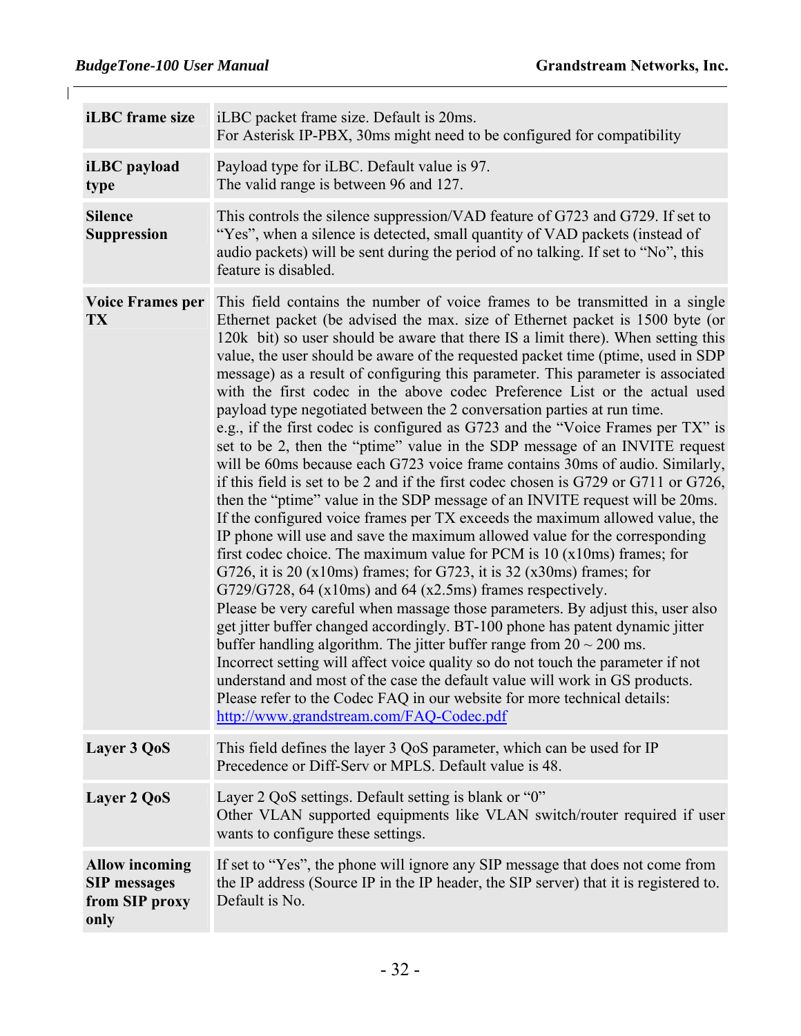| | |
|---|---|
| **iLBC frame size** | iLBC packet frame size. Default is 20ms.<br>For Asterisk IP-PBX, 30ms might need to be configured for compatibility |
| **iLBC payload type** | Payload type for iLBC. Default value is 97.<br>The valid range is between 96 and 127. |
| **Silence Suppression** | This controls the silence suppression/VAD feature of G723 and G729. If set to "Yes", when a silence is detected, small quantity of VAD packets (instead of audio packets) will be sent during the period of no talking. If set to "No", this feature is disabled. |
| **Voice Frames per TX** | This field contains the number of voice frames to be transmitted in a single Ethernet packet (be advised the max. size of Ethernet packet is 1500 byte (or 120k bit) so user should be aware that there IS a limit there). When setting this value, the user should be aware of the requested packet time (ptime, used in SDP message) as a result of configuring this parameter. This parameter is associated with the first codec in the above codec Preference List or the actual used payload type negotiated between the 2 conversation parties at run time.<br>e.g., if the first codec is configured as G723 and the "Voice Frames per TX" is set to be 2, then the "ptime" value in the SDP message of an INVITE request will be 60ms because each G723 voice frame contains 30ms of audio. Similarly, if this field is set to be 2 and if the first codec chosen is G729 or G711 or G726, then the "ptime" value in the SDP message of an INVITE request will be 20ms.<br>If the configured voice frames per TX exceeds the maximum allowed value, the IP phone will use and save the maximum allowed value for the corresponding first codec choice. The maximum value for PCM is 10 (x10ms) frames; for G726, it is 20 (x10ms) frames; for G723, it is 32 (x30ms) frames; for G729/G728, 64 (x10ms) and 64 (x2.5ms) frames respectively.<br>Please be very careful when massage those parameters. By adjust this, user also get jitter buffer changed accordingly. BT-100 phone has patent dynamic jitter buffer handling algorithm. The jitter buffer range from 20 ~ 200 ms.<br>Incorrect setting will affect voice quality so do not touch the parameter if not understand and most of the case the default value will work in GS products.<br>Please refer to the Codec FAQ in our website for more technical details:<br>http://www.grandstream.com/FAQ-Codec.pdf |
| **Layer 3 QoS** | This field defines the layer 3 QoS parameter, which can be used for IP Precedence or Diff-Serv or MPLS. Default value is 48. |
| **Layer 2 QoS** | Layer 2 QoS settings. Default setting is blank or "0"<br>Other VLAN supported equipments like VLAN switch/router required if user wants to configure these settings. |
| **Allow incoming SIP messages from SIP proxy only** | If set to "Yes", the phone will ignore any SIP message that does not come from the IP address (Source IP in the IP header, the SIP server) that it is registered to. Default is No. |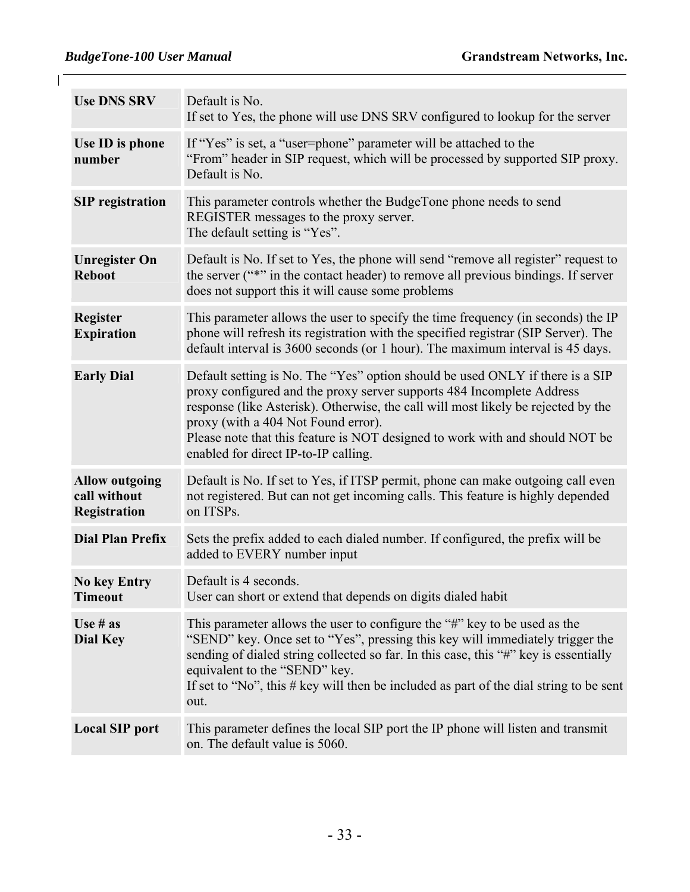| | |
|---|---|
| **Use DNS SRV** | Default is No.<br>If set to Yes, the phone will use DNS SRV configured to lookup for the server |
| **Use ID is phone number** | If "Yes" is set, a "user=phone" parameter will be attached to the "From" header in SIP request, which will be processed by supported SIP proxy. Default is No. |
| **SIP registration** | This parameter controls whether the BudgeTone phone needs to send REGISTER messages to the proxy server.<br>The default setting is "Yes". |
| **Unregister On Reboot** | Default is No. If set to Yes, the phone will send "remove all register" request to the server ("*" in the contact header) to remove all previous bindings. If server does not support this it will cause some problems |
| **Register Expiration** | This parameter allows the user to specify the time frequency (in seconds) the IP phone will refresh its registration with the specified registrar (SIP Server). The default interval is 3600 seconds (or 1 hour). The maximum interval is 45 days. |
| **Early Dial** | Default setting is No. The "Yes" option should be used ONLY if there is a SIP proxy configured and the proxy server supports 484 Incomplete Address response (like Asterisk). Otherwise, the call will most likely be rejected by the proxy (with a 404 Not Found error).<br>Please note that this feature is NOT designed to work with and should NOT be enabled for direct IP-to-IP calling. |
| **Allow outgoing call without Registration** | Default is No. If set to Yes, if ITSP permit, phone can make outgoing call even not registered. But can not get incoming calls. This feature is highly depended on ITSPs. |
| **Dial Plan Prefix** | Sets the prefix added to each dialed number. If configured, the prefix will be added to EVERY number input |
| **No key Entry Timeout** | Default is 4 seconds.<br>User can short or extend that depends on digits dialed habit |
| **Use # as Dial Key** | This parameter allows the user to configure the "#" key to be used as the "SEND" key. Once set to "Yes", pressing this key will immediately trigger the sending of dialed string collected so far. In this case, this "#" key is essentially equivalent to the "SEND" key.<br>If set to "No", this # key will then be included as part of the dial string to be sent out. |
| **Local SIP port** | This parameter defines the local SIP port the IP phone will listen and transmit on. The default value is 5060. |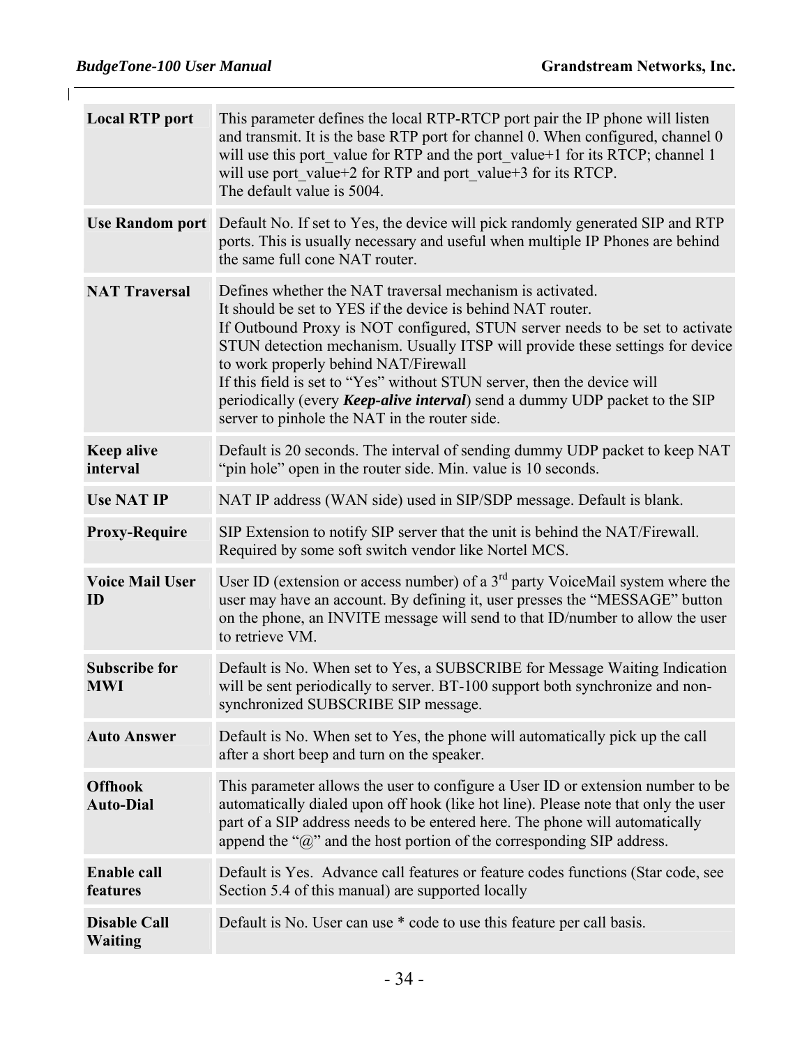| | |
|---|---|
| **Local RTP port** | This parameter defines the local RTP-RTCP port pair the IP phone will listen and transmit. It is the base RTP port for channel 0. When configured, channel 0 will use this port_value for RTP and the port_value+1 for its RTCP; channel 1 will use port_value+2 for RTP and port_value+3 for its RTCP.<br>The default value is 5004. |
| **Use Random port** | Default No. If set to Yes, the device will pick randomly generated SIP and RTP ports. This is usually necessary and useful when multiple IP Phones are behind the same full cone NAT router. |
| **NAT Traversal** | Defines whether the NAT traversal mechanism is activated.<br>It should be set to YES if the device is behind NAT router.<br>If Outbound Proxy is NOT configured, STUN server needs to be set to activate STUN detection mechanism. Usually ITSP will provide these settings for device to work properly behind NAT/Firewall<br>If this field is set to "Yes" without STUN server, then the device will periodically (every ***Keep-alive interval***) send a dummy UDP packet to the SIP server to pinhole the NAT in the router side. |
| **Keep alive interval** | Default is 20 seconds. The interval of sending dummy UDP packet to keep NAT "pin hole" open in the router side. Min. value is 10 seconds. |
| **Use NAT IP** | NAT IP address (WAN side) used in SIP/SDP message. Default is blank. |
| **Proxy-Require** | SIP Extension to notify SIP server that the unit is behind the NAT/Firewall. Required by some soft switch vendor like Nortel MCS. |
| **Voice Mail User ID** | User ID (extension or access number) of a 3rd party VoiceMail system where the user may have an account. By defining it, user presses the "MESSAGE" button on the phone, an INVITE message will send to that ID/number to allow the user to retrieve VM. |
| **Subscribe for MWI** | Default is No. When set to Yes, a SUBSCRIBE for Message Waiting Indication will be sent periodically to server. BT-100 support both synchronize and non-synchronized SUBSCRIBE SIP message. |
| **Auto Answer** | Default is No. When set to Yes, the phone will automatically pick up the call after a short beep and turn on the speaker. |
| **Offhook Auto-Dial** | This parameter allows the user to configure a User ID or extension number to be automatically dialed upon off hook (like hot line). Please note that only the user part of a SIP address needs to be entered here. The phone will automatically append the "@" and the host portion of the corresponding SIP address. |
| **Enable call features** | Default is Yes. Advance call features or feature codes functions (Star code, see Section 5.4 of this manual) are supported locally |
| **Disable Call Waiting** | Default is No. User can use * code to use this feature per call basis. |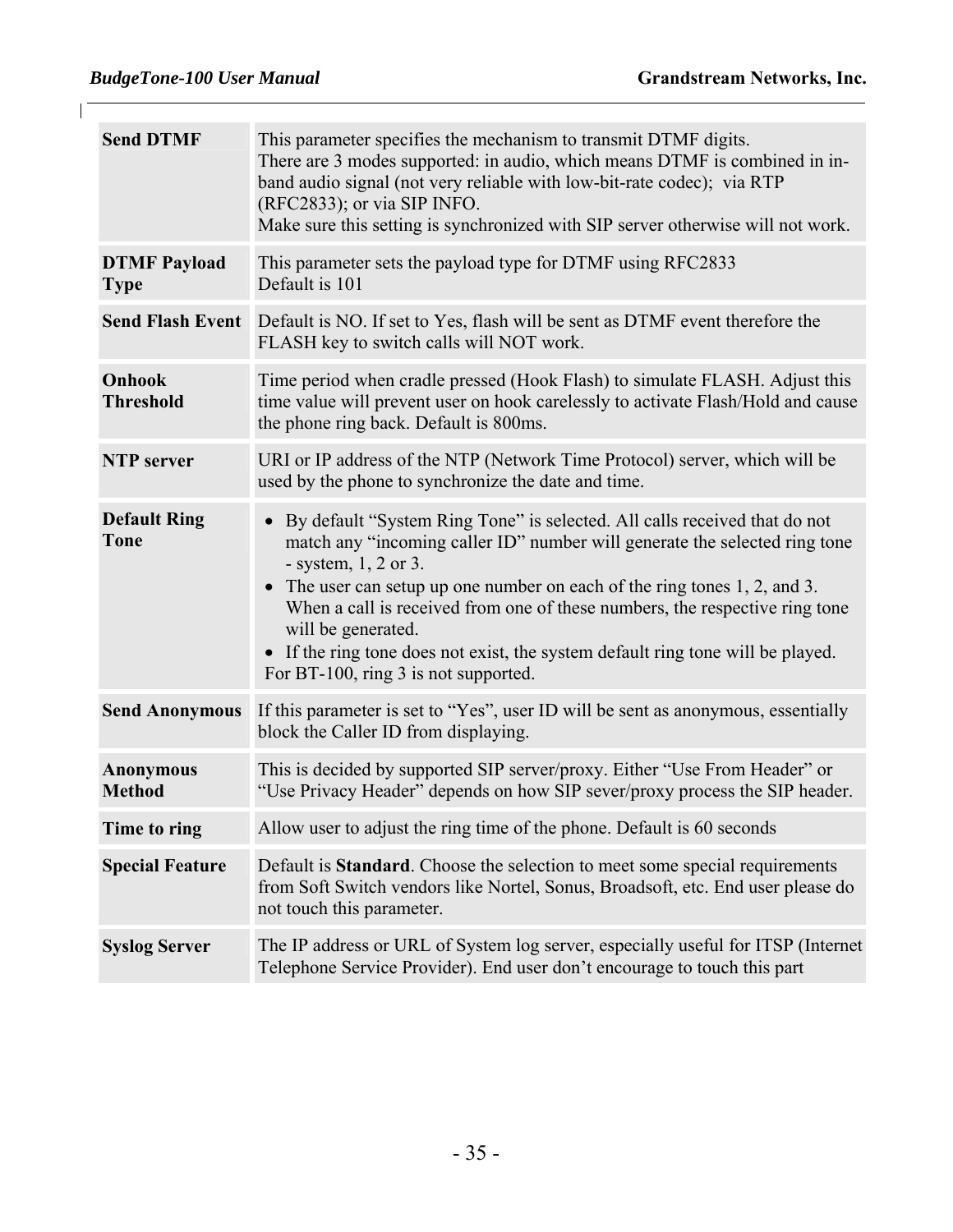| | |
|---|---|
| **Send DTMF** | This parameter specifies the mechanism to transmit DTMF digits.<br>There are 3 modes supported: in audio, which means DTMF is combined in in-band audio signal (not very reliable with low-bit-rate codec); via RTP (RFC2833); or via SIP INFO.<br>Make sure this setting is synchronized with SIP server otherwise will not work. |
| **DTMF Payload Type** | This parameter sets the payload type for DTMF using RFC2833<br>Default is 101 |
| **Send Flash Event** | Default is NO. If set to Yes, flash will be sent as DTMF event therefore the FLASH key to switch calls will NOT work. |
| **Onhook Threshold** | Time period when cradle pressed (Hook Flash) to simulate FLASH. Adjust this time value will prevent user on hook carelessly to activate Flash/Hold and cause the phone ring back. Default is 800ms. |
| **NTP server** | URI or IP address of the NTP (Network Time Protocol) server, which will be used by the phone to synchronize the date and time. |
| **Default Ring Tone** | • By default "System Ring Tone" is selected. All calls received that do not match any "incoming caller ID" number will generate the selected ring tone - system, 1, 2 or 3.<br>• The user can setup up one number on each of the ring tones 1, 2, and 3. When a call is received from one of these numbers, the respective ring tone will be generated.<br>• If the ring tone does not exist, the system default ring tone will be played.<br>For BT-100, ring 3 is not supported. |
| **Send Anonymous** | If this parameter is set to "Yes", user ID will be sent as anonymous, essentially block the Caller ID from displaying. |
| **Anonymous Method** | This is decided by supported SIP server/proxy. Either "Use From Header" or "Use Privacy Header" depends on how SIP sever/proxy process the SIP header. |
| **Time to ring** | Allow user to adjust the ring time of the phone. Default is 60 seconds |
| **Special Feature** | Default is **Standard**. Choose the selection to meet some special requirements from Soft Switch vendors like Nortel, Sonus, Broadsoft, etc. End user please do not touch this parameter. |
| **Syslog Server** | The IP address or URL of System log server, especially useful for ITSP (Internet Telephone Service Provider). End user don't encourage to touch this part |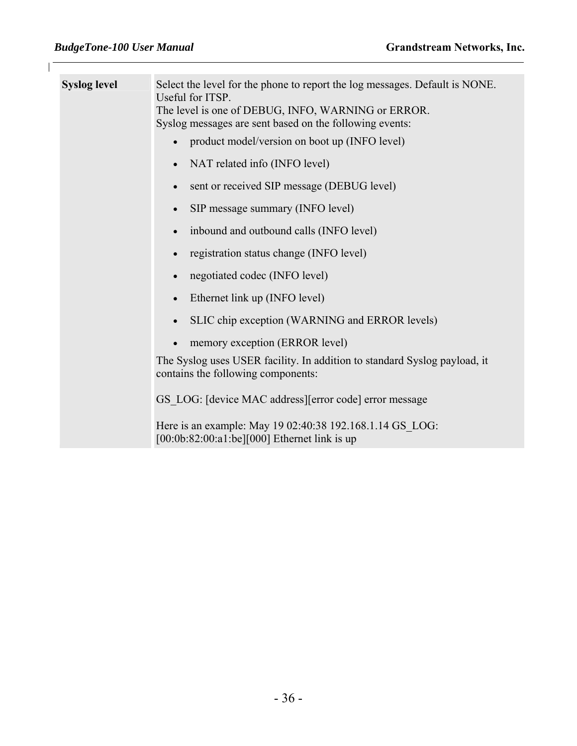| Syslog level | Select the level for the phone to report the log messages. Default is NONE. Useful for ITSP.<br>The level is one of DEBUG, INFO, WARNING or ERROR.<br>Syslog messages are sent based on the following events:<br>• product model/version on boot up (INFO level)<br>• NAT related info (INFO level)<br>• sent or received SIP message (DEBUG level)<br>• SIP message summary (INFO level)<br>• inbound and outbound calls (INFO level)<br>• registration status change (INFO level)<br>• negotiated codec (INFO level)<br>• Ethernet link up (INFO level)<br>• SLIC chip exception (WARNING and ERROR levels)<br>• memory exception (ERROR level)<br>The Syslog uses USER facility. In addition to standard Syslog payload, it contains the following components:<br><br>GS_LOG: [device MAC address][error code] error message<br><br>Here is an example: May 19 02:40:38 192.168.1.14 GS_LOG: [00:0b:82:00:a1:be][000] Ethernet link is up |
|---|---|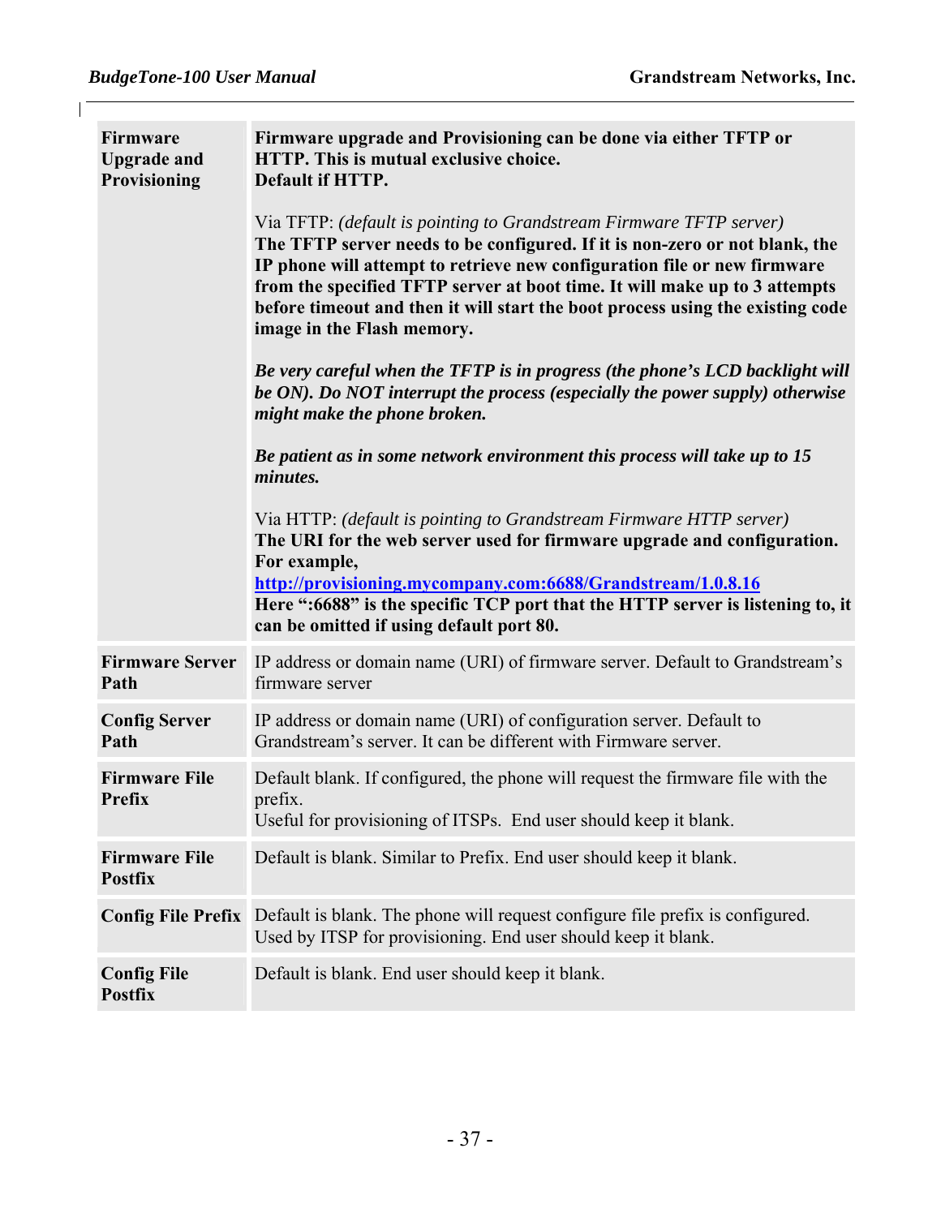| | |
|---|---|
| **Firmware Upgrade and Provisioning** | **Firmware upgrade and Provisioning can be done via either TFTP or HTTP. This is mutual exclusive choice.**<br>**Default if HTTP.**<br><br>Via TFTP: *(default is pointing to Grandstream Firmware TFTP server)*<br>**The TFTP server needs to be configured. If it is non-zero or not blank, the IP phone will attempt to retrieve new configuration file or new firmware from the specified TFTP server at boot time. It will make up to 3 attempts before timeout and then it will start the boot process using the existing code image in the Flash memory.**<br><br>***Be very careful when the TFTP is in progress (the phone's LCD backlight will be ON). Do NOT interrupt the process (especially the power supply) otherwise might make the phone broken.***<br><br>***Be patient as in some network environment this process will take up to 15 minutes.***<br><br>Via HTTP: *(default is pointing to Grandstream Firmware HTTP server)*<br>**The URI for the web server used for firmware upgrade and configuration. For example,**<br>**http://provisioning.mycompany.com:6688/Grandstream/1.0.8.16**<br>**Here ":6688" is the specific TCP port that the HTTP server is listening to, it can be omitted if using default port 80.** |
| **Firmware Server Path** | IP address or domain name (URI) of firmware server. Default to Grandstream's firmware server |
| **Config Server Path** | IP address or domain name (URI) of configuration server. Default to Grandstream's server. It can be different with Firmware server. |
| **Firmware File Prefix** | Default blank. If configured, the phone will request the firmware file with the prefix.<br>Useful for provisioning of ITSPs. End user should keep it blank. |
| **Firmware File Postfix** | Default is blank. Similar to Prefix. End user should keep it blank. |
| **Config File Prefix** | Default is blank. The phone will request configure file prefix is configured. Used by ITSP for provisioning. End user should keep it blank. |
| **Config File Postfix** | Default is blank. End user should keep it blank. |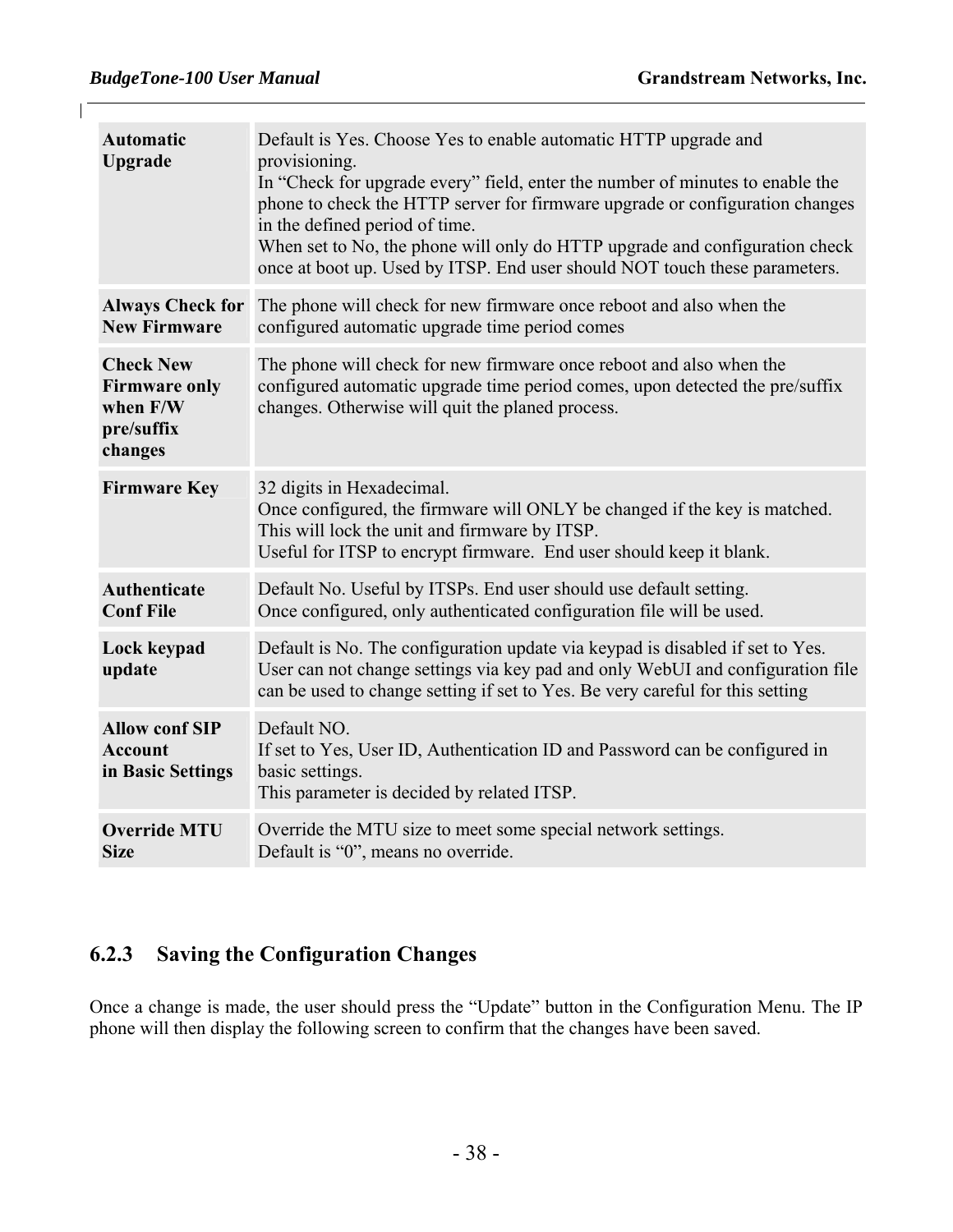| | |
|---|---|
| **Automatic Upgrade** | Default is Yes. Choose Yes to enable automatic HTTP upgrade and provisioning.<br>In "Check for upgrade every" field, enter the number of minutes to enable the phone to check the HTTP server for firmware upgrade or configuration changes in the defined period of time.<br>When set to No, the phone will only do HTTP upgrade and configuration check once at boot up. Used by ITSP. End user should NOT touch these parameters. |
| **Always Check for New Firmware** | The phone will check for new firmware once reboot and also when the configured automatic upgrade time period comes |
| **Check New Firmware only when F/W pre/suffix changes** | The phone will check for new firmware once reboot and also when the configured automatic upgrade time period comes, upon detected the pre/suffix changes. Otherwise will quit the planed process. |
| **Firmware Key** | 32 digits in Hexadecimal.<br>Once configured, the firmware will ONLY be changed if the key is matched. This will lock the unit and firmware by ITSP.<br>Useful for ITSP to encrypt firmware. End user should keep it blank. |
| **Authenticate Conf File** | Default No. Useful by ITSPs. End user should use default setting.<br>Once configured, only authenticated configuration file will be used. |
| **Lock keypad update** | Default is No. The configuration update via keypad is disabled if set to Yes. User can not change settings via key pad and only WebUI and configuration file can be used to change setting if set to Yes. Be very careful for this setting |
| **Allow conf SIP Account in Basic Settings** | Default NO.<br>If set to Yes, User ID, Authentication ID and Password can be configured in basic settings.<br>This parameter is decided by related ITSP. |
| **Override MTU Size** | Override the MTU size to meet some special network settings.<br>Default is "0", means no override. |

### 6.2.3 Saving the Configuration Changes

Once a change is made, the user should press the "Update" button in the Configuration Menu. The IP phone will then display the following screen to confirm that the changes have been saved.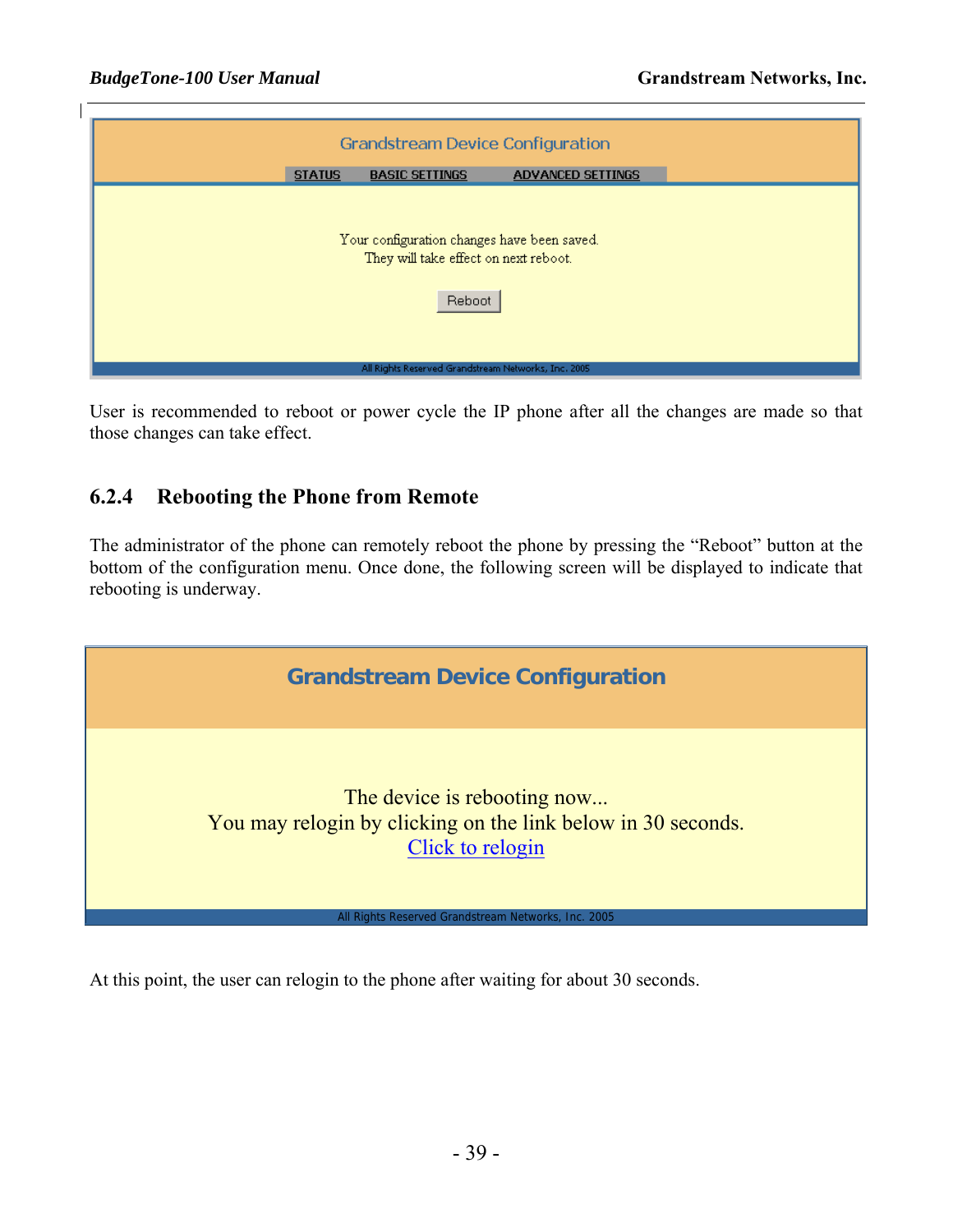User is recommended to reboot or power cycle the IP phone after all the changes are made so that those changes can take effect.

### 6.2.4 Rebooting the Phone from Remote

The administrator of the phone can remotely reboot the phone by pressing the "Reboot" button at the bottom of the configuration menu. Once done, the following screen will be displayed to indicate that rebooting is underway.

At this point, the user can relogin to the phone after waiting for about 30 seconds.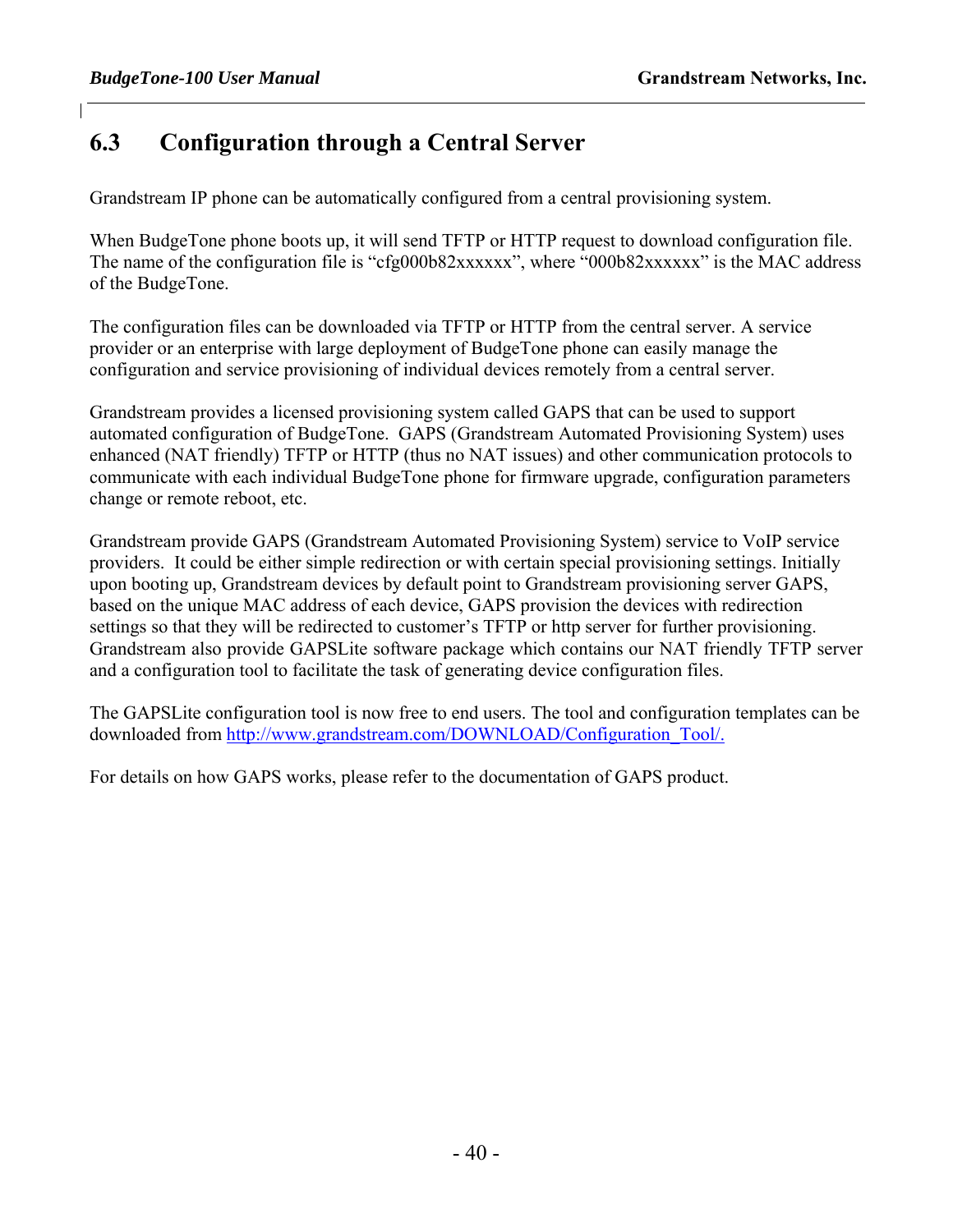## 6.3 Configuration through a Central Server

Grandstream IP phone can be automatically configured from a central provisioning system.

When BudgeTone phone boots up, it will send TFTP or HTTP request to download configuration file. The name of the configuration file is "cfg000b82xxxxxx", where "000b82xxxxxx" is the MAC address of the BudgeTone.

The configuration files can be downloaded via TFTP or HTTP from the central server. A service provider or an enterprise with large deployment of BudgeTone phone can easily manage the configuration and service provisioning of individual devices remotely from a central server.

Grandstream provides a licensed provisioning system called GAPS that can be used to support automated configuration of BudgeTone. GAPS (Grandstream Automated Provisioning System) uses enhanced (NAT friendly) TFTP or HTTP (thus no NAT issues) and other communication protocols to communicate with each individual BudgeTone phone for firmware upgrade, configuration parameters change or remote reboot, etc.

Grandstream provide GAPS (Grandstream Automated Provisioning System) service to VoIP service providers. It could be either simple redirection or with certain special provisioning settings. Initially upon booting up, Grandstream devices by default point to Grandstream provisioning server GAPS, based on the unique MAC address of each device, GAPS provision the devices with redirection settings so that they will be redirected to customer's TFTP or http server for further provisioning. Grandstream also provide GAPSLite software package which contains our NAT friendly TFTP server and a configuration tool to facilitate the task of generating device configuration files.

The GAPSLite configuration tool is now free to end users. The tool and configuration templates can be downloaded from http://www.grandstream.com/DOWNLOAD/Configuration_Tool/.

For details on how GAPS works, please refer to the documentation of GAPS product.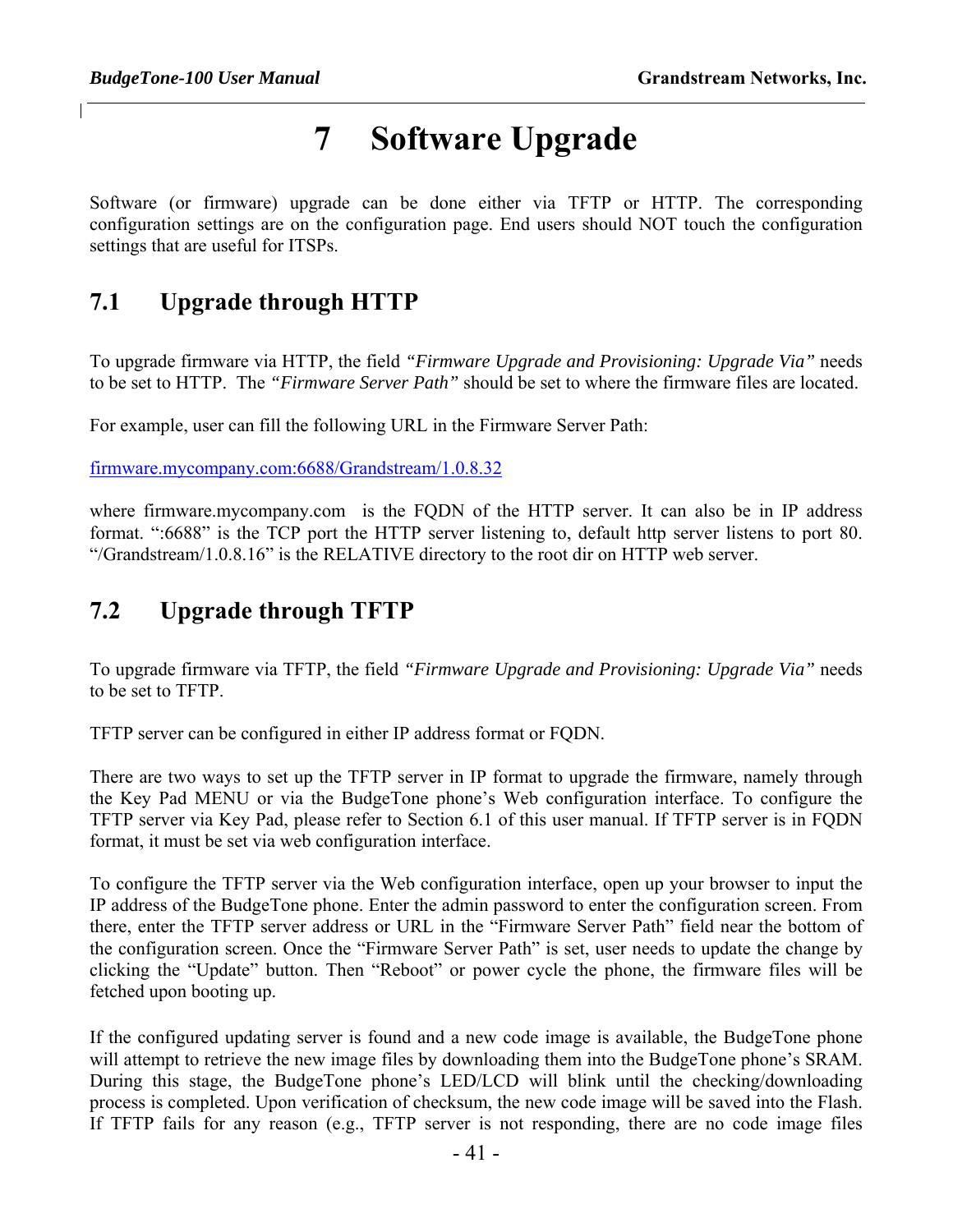# 7 Software Upgrade

Software (or firmware) upgrade can be done either via TFTP or HTTP. The corresponding configuration settings are on the configuration page. End users should NOT touch the configuration settings that are useful for ITSPs.

## 7.1 Upgrade through HTTP

To upgrade firmware via HTTP, the field *"Firmware Upgrade and Provisioning: Upgrade Via"* needs to be set to HTTP. The *"Firmware Server Path"* should be set to where the firmware files are located.

For example, user can fill the following URL in the Firmware Server Path:

firmware.mycompany.com:6688/Grandstream/1.0.8.32

where firmware.mycompany.com is the FQDN of the HTTP server. It can also be in IP address format. ":6688" is the TCP port the HTTP server listening to, default http server listens to port 80. "/Grandstream/1.0.8.16" is the RELATIVE directory to the root dir on HTTP web server.

## 7.2 Upgrade through TFTP

To upgrade firmware via TFTP, the field *"Firmware Upgrade and Provisioning: Upgrade Via"* needs to be set to TFTP.

TFTP server can be configured in either IP address format or FQDN.

There are two ways to set up the TFTP server in IP format to upgrade the firmware, namely through the Key Pad MENU or via the BudgeTone phone's Web configuration interface. To configure the TFTP server via Key Pad, please refer to Section 6.1 of this user manual. If TFTP server is in FQDN format, it must be set via web configuration interface.

To configure the TFTP server via the Web configuration interface, open up your browser to input the IP address of the BudgeTone phone. Enter the admin password to enter the configuration screen. From there, enter the TFTP server address or URL in the "Firmware Server Path" field near the bottom of the configuration screen. Once the "Firmware Server Path" is set, user needs to update the change by clicking the "Update" button. Then "Reboot" or power cycle the phone, the firmware files will be fetched upon booting up.

If the configured updating server is found and a new code image is available, the BudgeTone phone will attempt to retrieve the new image files by downloading them into the BudgeTone phone's SRAM. During this stage, the BudgeTone phone's LED/LCD will blink until the checking/downloading process is completed. Upon verification of checksum, the new code image will be saved into the Flash. If TFTP fails for any reason (e.g., TFTP server is not responding, there are no code image files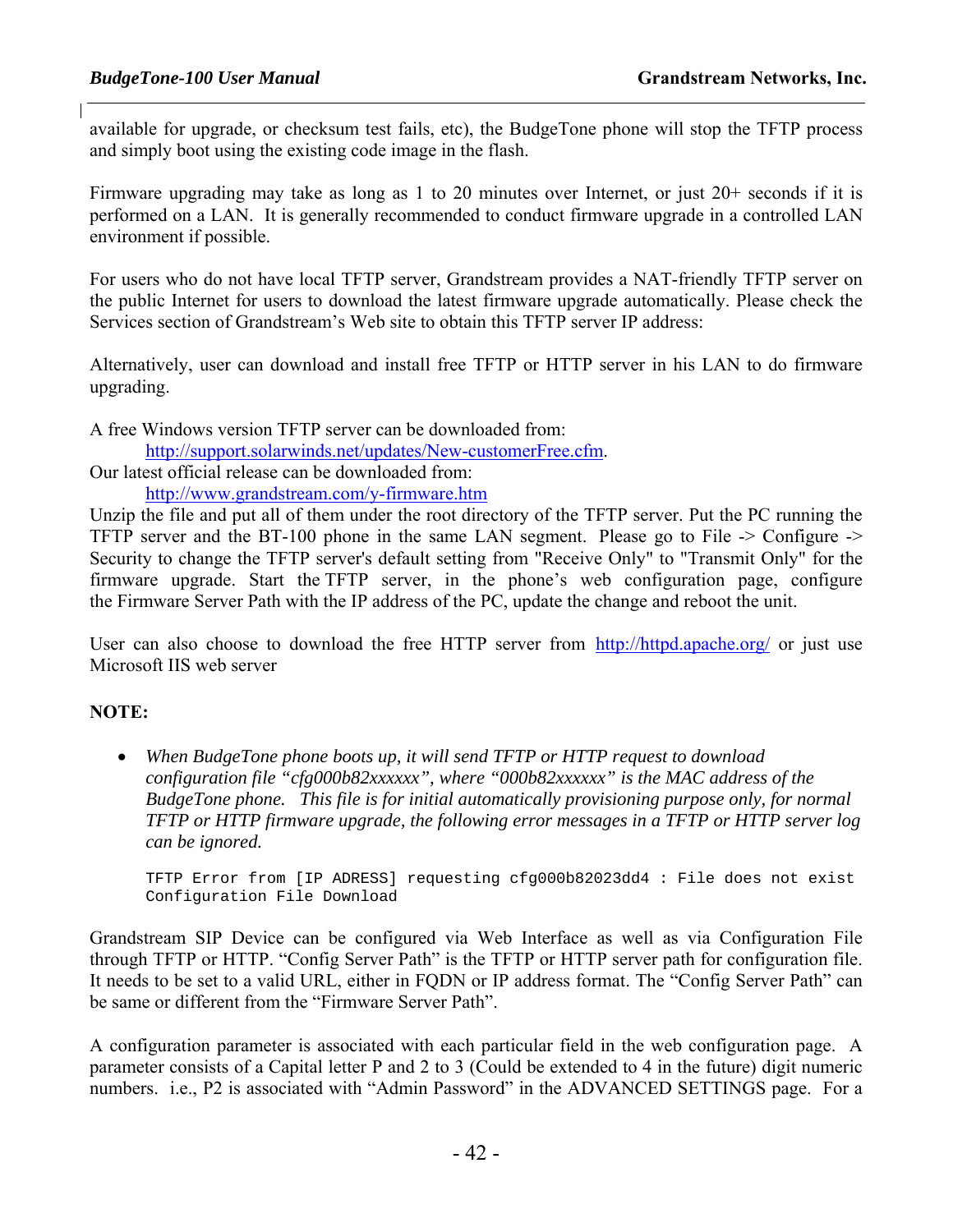available for upgrade, or checksum test fails, etc), the BudgeTone phone will stop the TFTP process and simply boot using the existing code image in the flash.

Firmware upgrading may take as long as 1 to 20 minutes over Internet, or just 20+ seconds if it is performed on a LAN. It is generally recommended to conduct firmware upgrade in a controlled LAN environment if possible.

For users who do not have local TFTP server, Grandstream provides a NAT-friendly TFTP server on the public Internet for users to download the latest firmware upgrade automatically. Please check the Services section of Grandstream's Web site to obtain this TFTP server IP address:

Alternatively, user can download and install free TFTP or HTTP server in his LAN to do firmware upgrading.

A free Windows version TFTP server can be downloaded from:

http://support.solarwinds.net/updates/New-customerFree.cfm.

Our latest official release can be downloaded from:

http://www.grandstream.com/y-firmware.htm

Unzip the file and put all of them under the root directory of the TFTP server. Put the PC running the TFTP server and the BT-100 phone in the same LAN segment. Please go to File -> Configure -> Security to change the TFTP server's default setting from "Receive Only" to "Transmit Only" for the firmware upgrade. Start the TFTP server, in the phone's web configuration page, configure the Firmware Server Path with the IP address of the PC, update the change and reboot the unit.

User can also choose to download the free HTTP server from http://httpd.apache.org/ or just use Microsoft IIS web server

**NOTE:**

- *When BudgeTone phone boots up, it will send TFTP or HTTP request to download configuration file "cfg000b82xxxxxx", where "000b82xxxxxx" is the MAC address of the BudgeTone phone. This file is for initial automatically provisioning purpose only, for normal TFTP or HTTP firmware upgrade, the following error messages in a TFTP or HTTP server log can be ignored.*

```
TFTP Error from [IP ADRESS] requesting cfg000b82023dd4 : File does not exist
Configuration File Download
```

Grandstream SIP Device can be configured via Web Interface as well as via Configuration File through TFTP or HTTP. "Config Server Path" is the TFTP or HTTP server path for configuration file. It needs to be set to a valid URL, either in FQDN or IP address format. The "Config Server Path" can be same or different from the "Firmware Server Path".

A configuration parameter is associated with each particular field in the web configuration page. A parameter consists of a Capital letter P and 2 to 3 (Could be extended to 4 in the future) digit numeric numbers. i.e., P2 is associated with "Admin Password" in the ADVANCED SETTINGS page. For a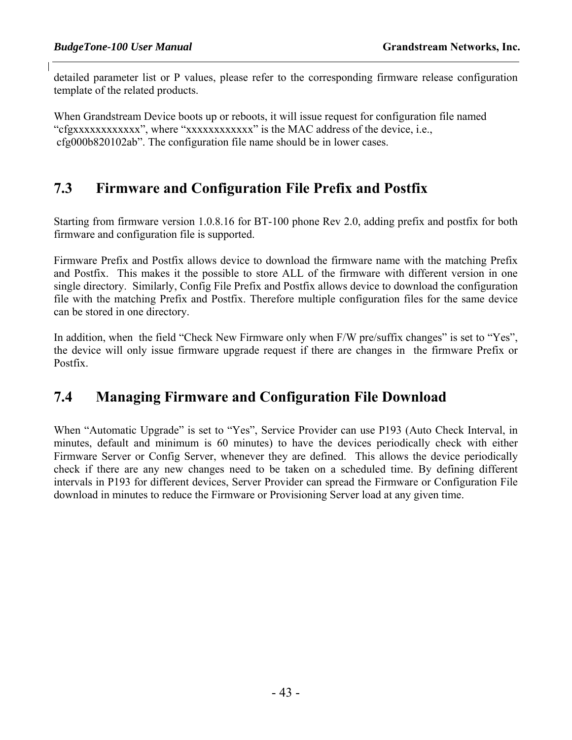detailed parameter list or P values, please refer to the corresponding firmware release configuration template of the related products.

When Grandstream Device boots up or reboots, it will issue request for configuration file named "cfgxxxxxxxxxxxx", where "xxxxxxxxxxxx" is the MAC address of the device, i.e., cfg000b820102ab". The configuration file name should be in lower cases.

## 7.3 Firmware and Configuration File Prefix and Postfix

Starting from firmware version 1.0.8.16 for BT-100 phone Rev 2.0, adding prefix and postfix for both firmware and configuration file is supported.

Firmware Prefix and Postfix allows device to download the firmware name with the matching Prefix and Postfix. This makes it the possible to store ALL of the firmware with different version in one single directory. Similarly, Config File Prefix and Postfix allows device to download the configuration file with the matching Prefix and Postfix. Therefore multiple configuration files for the same device can be stored in one directory.

In addition, when the field "Check New Firmware only when F/W pre/suffix changes" is set to "Yes", the device will only issue firmware upgrade request if there are changes in the firmware Prefix or Postfix.

## 7.4 Managing Firmware and Configuration File Download

When "Automatic Upgrade" is set to "Yes", Service Provider can use P193 (Auto Check Interval, in minutes, default and minimum is 60 minutes) to have the devices periodically check with either Firmware Server or Config Server, whenever they are defined. This allows the device periodically check if there are any new changes need to be taken on a scheduled time. By defining different intervals in P193 for different devices, Server Provider can spread the Firmware or Configuration File download in minutes to reduce the Firmware or Provisioning Server load at any given time.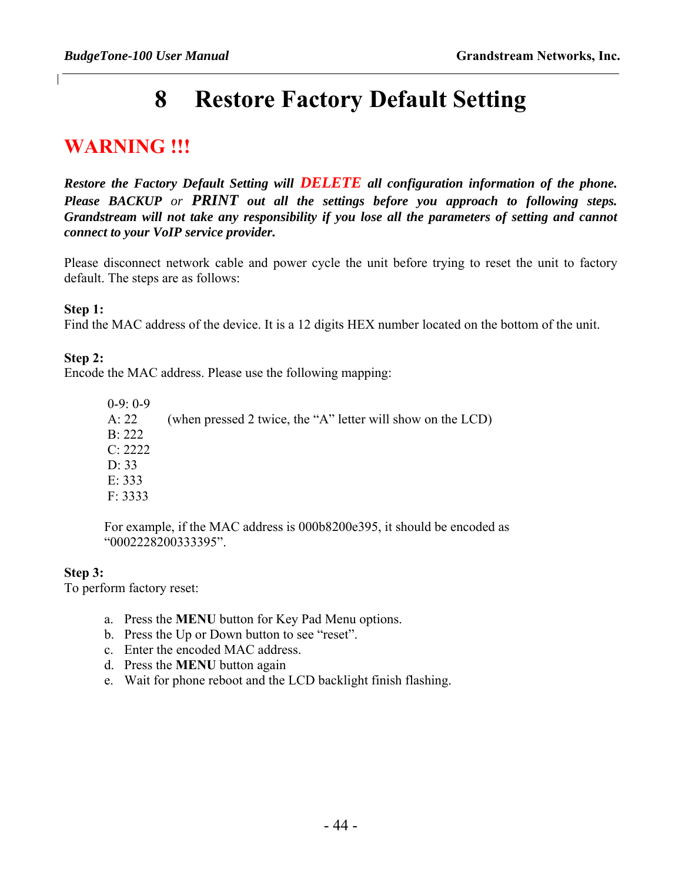# 8 Restore Factory Default Setting

## WARNING !!!

***Restore the Factory Default Setting will DELETE all configuration information of the phone. Please BACKUP or PRINT out all the settings before you approach to following steps. Grandstream will not take any responsibility if you lose all the parameters of setting and cannot connect to your VoIP service provider.***

Please disconnect network cable and power cycle the unit before trying to reset the unit to factory default. The steps are as follows:

**Step 1:**
Find the MAC address of the device. It is a 12 digits HEX number located on the bottom of the unit.

**Step 2:**
Encode the MAC address. Please use the following mapping:

0-9: 0-9
A: 22 (when pressed 2 twice, the "A" letter will show on the LCD)
B: 222
C: 2222
D: 33
E: 333
F: 3333

For example, if the MAC address is 000b8200e395, it should be encoded as "0002228200333395".

**Step 3:**
To perform factory reset:

a. Press the **MENU** button for Key Pad Menu options.
b. Press the Up or Down button to see "reset".
c. Enter the encoded MAC address.
d. Press the **MENU** button again
e. Wait for phone reboot and the LCD backlight finish flashing.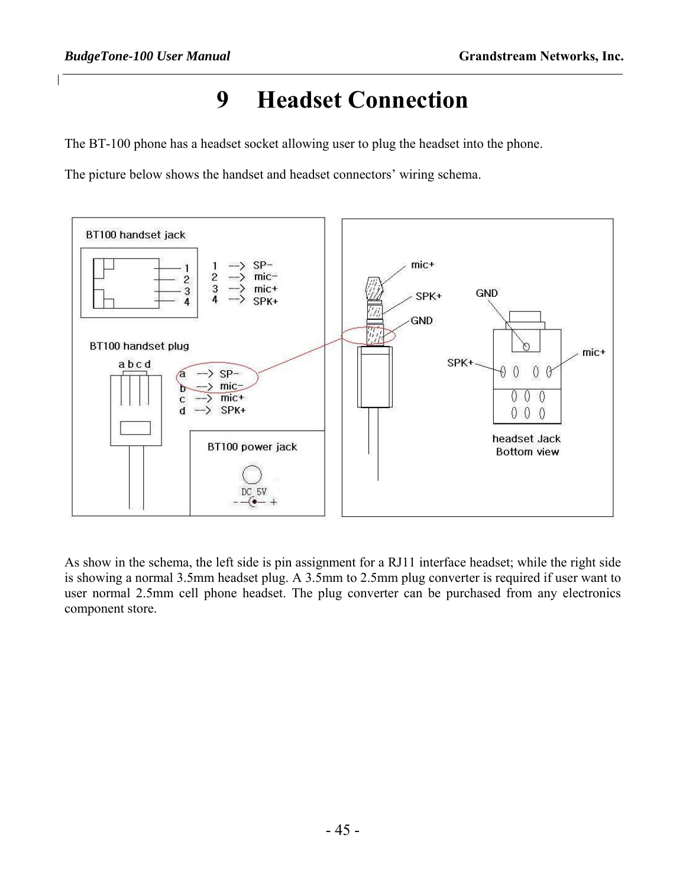# 9 Headset Connection

The BT-100 phone has a headset socket allowing user to plug the headset into the phone.

The picture below shows the handset and headset connectors' wiring schema.

BT100 handset jack

1 --> SP-
2 --> mic-
3 --> mic+
4 --> SPK+

BT100 handset plug

a --> SP-
b --> mic-
c --> mic+
d --> SPK+

BT100 power jack

DC 5V

mic+
SPK+
GND

GND
SPK+
mic+

headset Jack
Bottom view

As show in the schema, the left side is pin assignment for a RJ11 interface headset; while the right side is showing a normal 3.5mm headset plug. A 3.5mm to 2.5mm plug converter is required if user want to user normal 2.5mm cell phone headset. The plug converter can be purchased from any electronics component store.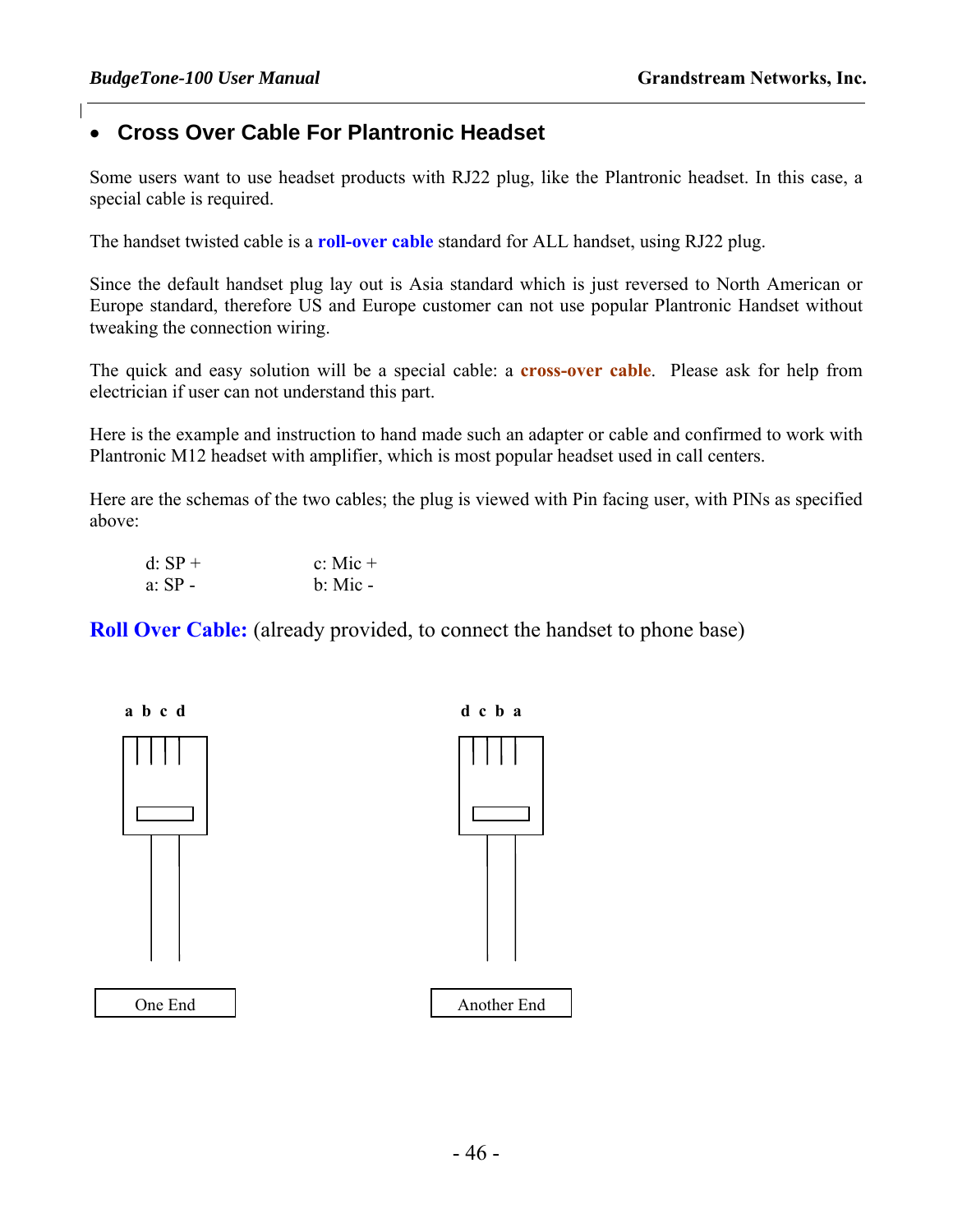## • Cross Over Cable For Plantronic Headset

Some users want to use headset products with RJ22 plug, like the Plantronic headset. In this case, a special cable is required.

The handset twisted cable is a **roll-over cable** standard for ALL handset, using RJ22 plug.

Since the default handset plug lay out is Asia standard which is just reversed to North American or Europe standard, therefore US and Europe customer can not use popular Plantronic Handset without tweaking the connection wiring.

The quick and easy solution will be a special cable: a **cross-over cable**. Please ask for help from electrician if user can not understand this part.

Here is the example and instruction to hand made such an adapter or cable and confirmed to work with Plantronic M12 headset with amplifier, which is most popular headset used in call centers.

Here are the schemas of the two cables; the plug is viewed with Pin facing user, with PINs as specified above:

d: SP + c: Mic +
a: SP - b: Mic -

**Roll Over Cable:** (already provided, to connect the handset to phone base)

a b c d d c b a

One End Another End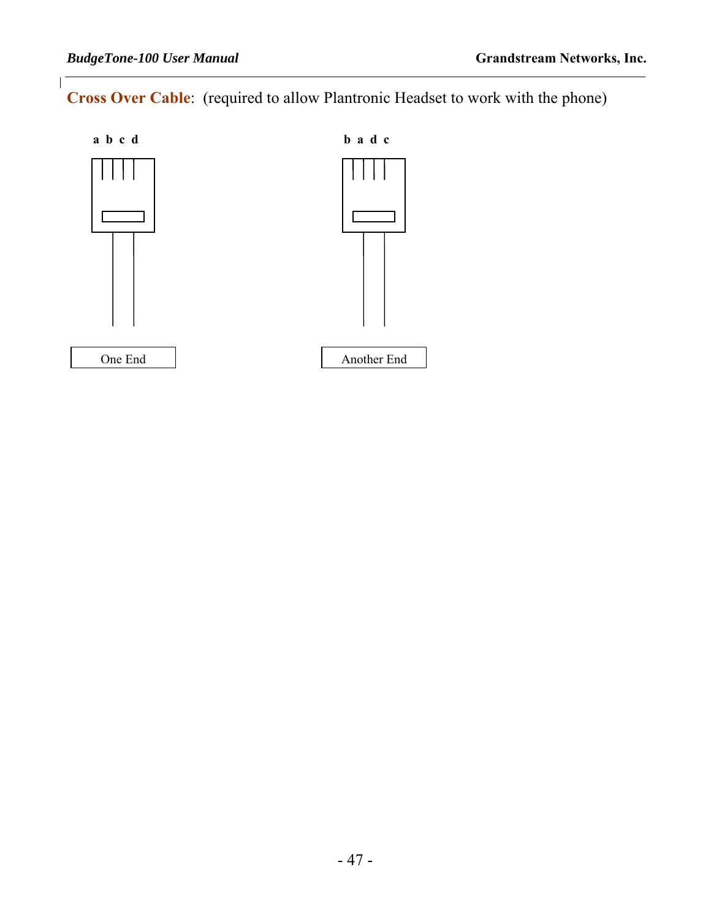**Cross Over Cable**: (required to allow Plantronic Headset to work with the phone)

a b c d

b a d c

One End

Another End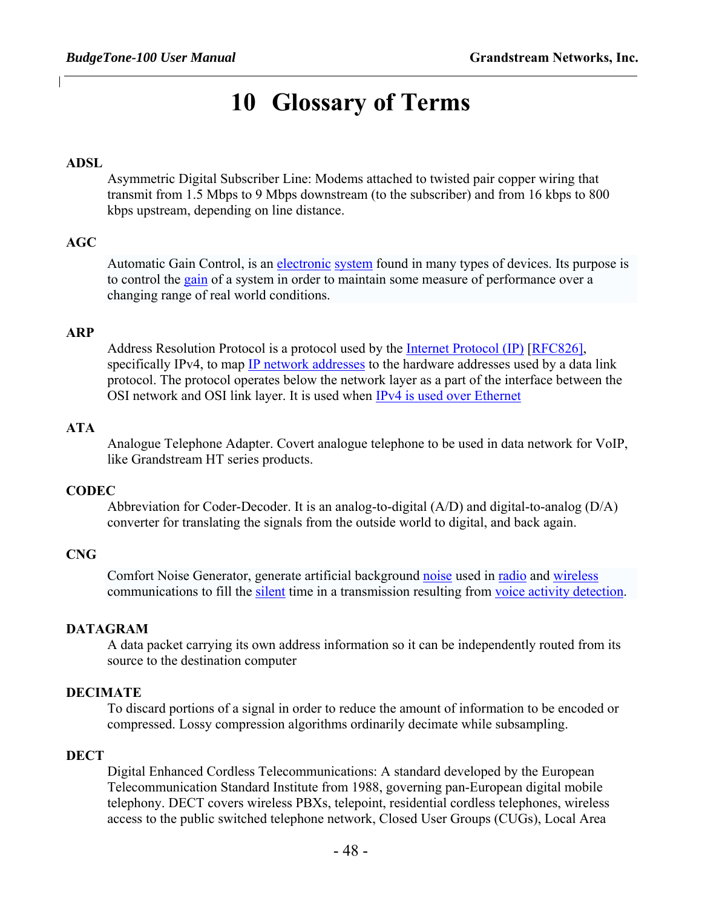# 10 Glossary of Terms

**ADSL**

Asymmetric Digital Subscriber Line: Modems attached to twisted pair copper wiring that transmit from 1.5 Mbps to 9 Mbps downstream (to the subscriber) and from 16 kbps to 800 kbps upstream, depending on line distance.

**AGC**

Automatic Gain Control, is an electronic system found in many types of devices. Its purpose is to control the gain of a system in order to maintain some measure of performance over a changing range of real world conditions.

**ARP**

Address Resolution Protocol is a protocol used by the Internet Protocol (IP) [RFC826], specifically IPv4, to map IP network addresses to the hardware addresses used by a data link protocol. The protocol operates below the network layer as a part of the interface between the OSI network and OSI link layer. It is used when IPv4 is used over Ethernet

**ATA**

Analogue Telephone Adapter. Covert analogue telephone to be used in data network for VoIP, like Grandstream HT series products.

**CODEC**

Abbreviation for Coder-Decoder. It is an analog-to-digital (A/D) and digital-to-analog (D/A) converter for translating the signals from the outside world to digital, and back again.

**CNG**

Comfort Noise Generator, generate artificial background noise used in radio and wireless communications to fill the silent time in a transmission resulting from voice activity detection.

**DATAGRAM**

A data packet carrying its own address information so it can be independently routed from its source to the destination computer

**DECIMATE**

To discard portions of a signal in order to reduce the amount of information to be encoded or compressed. Lossy compression algorithms ordinarily decimate while subsampling.

**DECT**

Digital Enhanced Cordless Telecommunications: A standard developed by the European Telecommunication Standard Institute from 1988, governing pan-European digital mobile telephony. DECT covers wireless PBXs, telepoint, residential cordless telephones, wireless access to the public switched telephone network, Closed User Groups (CUGs), Local Area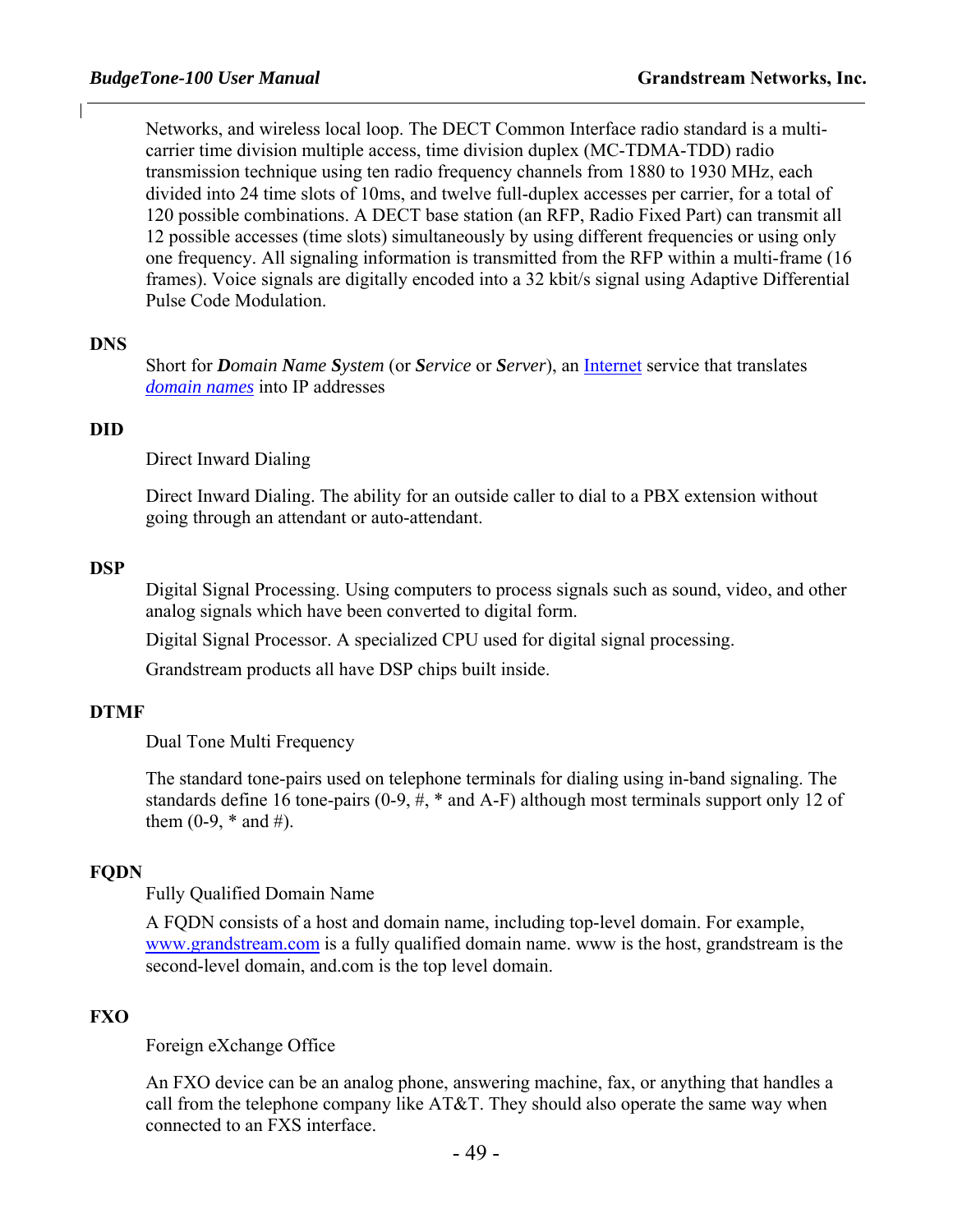Networks, and wireless local loop. The DECT Common Interface radio standard is a multi-carrier time division multiple access, time division duplex (MC-TDMA-TDD) radio transmission technique using ten radio frequency channels from 1880 to 1930 MHz, each divided into 24 time slots of 10ms, and twelve full-duplex accesses per carrier, for a total of 120 possible combinations. A DECT base station (an RFP, Radio Fixed Part) can transmit all 12 possible accesses (time slots) simultaneously by using different frequencies or using only one frequency. All signaling information is transmitted from the RFP within a multi-frame (16 frames). Voice signals are digitally encoded into a 32 kbit/s signal using Adaptive Differential Pulse Code Modulation.

**DNS**

Short for ***D****omain* ***N****ame* ***S****ystem* (or ***S****ervice* or ***S****erver*), an Internet service that translates *domain names* into IP addresses

**DID**

Direct Inward Dialing

Direct Inward Dialing. The ability for an outside caller to dial to a PBX extension without going through an attendant or auto-attendant.

**DSP**

Digital Signal Processing. Using computers to process signals such as sound, video, and other analog signals which have been converted to digital form.

Digital Signal Processor. A specialized CPU used for digital signal processing.

Grandstream products all have DSP chips built inside.

**DTMF**

Dual Tone Multi Frequency

The standard tone-pairs used on telephone terminals for dialing using in-band signaling. The standards define 16 tone-pairs (0-9, #, * and A-F) although most terminals support only 12 of them (0-9, * and #).

**FQDN**

Fully Qualified Domain Name

A FQDN consists of a host and domain name, including top-level domain. For example, www.grandstream.com is a fully qualified domain name. www is the host, grandstream is the second-level domain, and.com is the top level domain.

**FXO**

Foreign eXchange Office

An FXO device can be an analog phone, answering machine, fax, or anything that handles a call from the telephone company like AT&T. They should also operate the same way when connected to an FXS interface.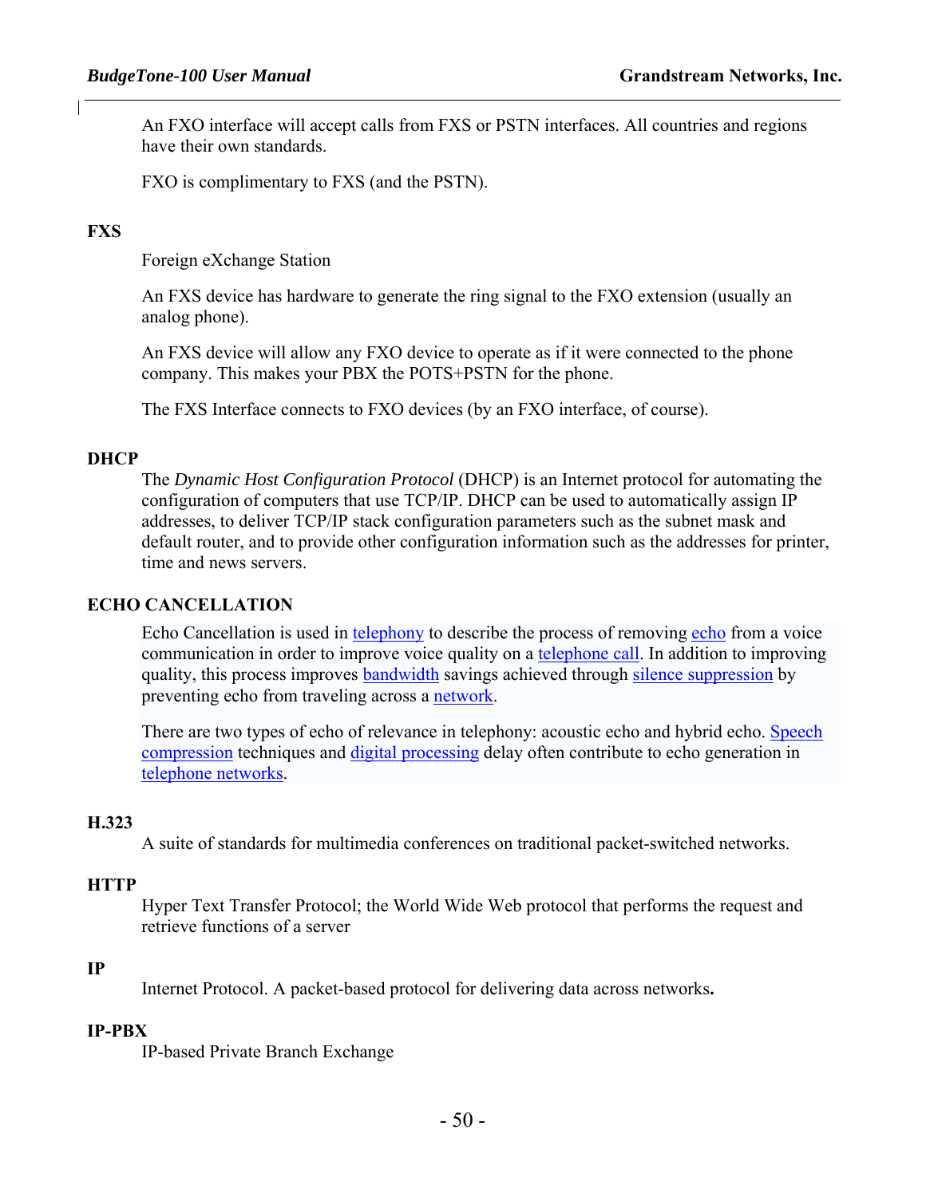An FXO interface will accept calls from FXS or PSTN interfaces. All countries and regions have their own standards.

FXO is complimentary to FXS (and the PSTN).

**FXS**

Foreign eXchange Station

An FXS device has hardware to generate the ring signal to the FXO extension (usually an analog phone).

An FXS device will allow any FXO device to operate as if it were connected to the phone company. This makes your PBX the POTS+PSTN for the phone.

The FXS Interface connects to FXO devices (by an FXO interface, of course).

**DHCP**

The *Dynamic Host Configuration Protocol* (DHCP) is an Internet protocol for automating the configuration of computers that use TCP/IP. DHCP can be used to automatically assign IP addresses, to deliver TCP/IP stack configuration parameters such as the subnet mask and default router, and to provide other configuration information such as the addresses for printer, time and news servers.

**ECHO CANCELLATION**

Echo Cancellation is used in telephony to describe the process of removing echo from a voice communication in order to improve voice quality on a telephone call. In addition to improving quality, this process improves bandwidth savings achieved through silence suppression by preventing echo from traveling across a network.

There are two types of echo of relevance in telephony: acoustic echo and hybrid echo. Speech compression techniques and digital processing delay often contribute to echo generation in telephone networks.

**H.323**

A suite of standards for multimedia conferences on traditional packet-switched networks.

**HTTP**

Hyper Text Transfer Protocol; the World Wide Web protocol that performs the request and retrieve functions of a server

**IP**

Internet Protocol. A packet-based protocol for delivering data across networks.

**IP-PBX**

IP-based Private Branch Exchange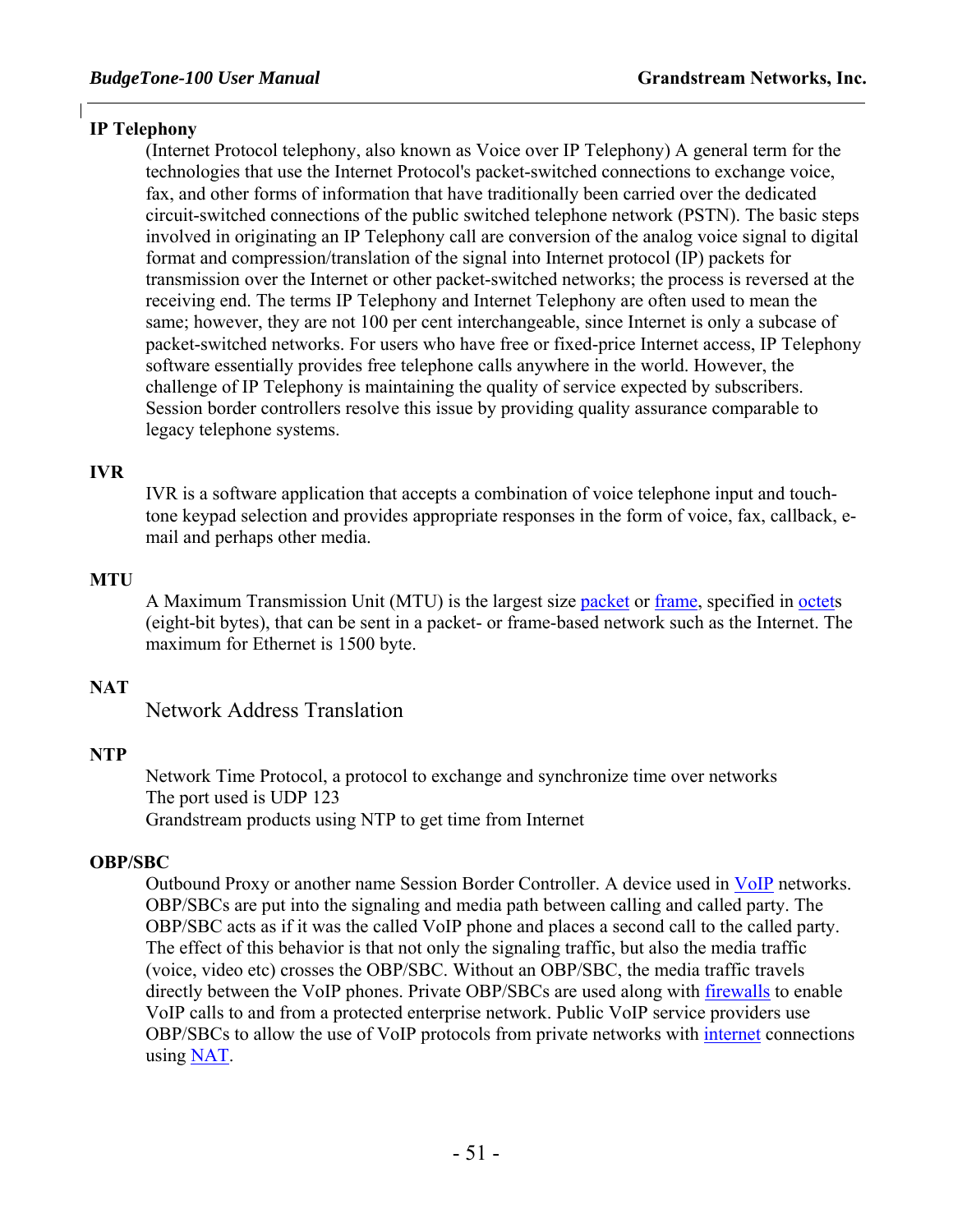**IP Telephony**

(Internet Protocol telephony, also known as Voice over IP Telephony) A general term for the technologies that use the Internet Protocol's packet-switched connections to exchange voice, fax, and other forms of information that have traditionally been carried over the dedicated circuit-switched connections of the public switched telephone network (PSTN). The basic steps involved in originating an IP Telephony call are conversion of the analog voice signal to digital format and compression/translation of the signal into Internet protocol (IP) packets for transmission over the Internet or other packet-switched networks; the process is reversed at the receiving end. The terms IP Telephony and Internet Telephony are often used to mean the same; however, they are not 100 per cent interchangeable, since Internet is only a subcase of packet-switched networks. For users who have free or fixed-price Internet access, IP Telephony software essentially provides free telephone calls anywhere in the world. However, the challenge of IP Telephony is maintaining the quality of service expected by subscribers. Session border controllers resolve this issue by providing quality assurance comparable to legacy telephone systems.

**IVR**

IVR is a software application that accepts a combination of voice telephone input and touch-tone keypad selection and provides appropriate responses in the form of voice, fax, callback, e-mail and perhaps other media.

**MTU**

A Maximum Transmission Unit (MTU) is the largest size packet or frame, specified in octets (eight-bit bytes), that can be sent in a packet- or frame-based network such as the Internet. The maximum for Ethernet is 1500 byte.

**NAT**

Network Address Translation

**NTP**

Network Time Protocol, a protocol to exchange and synchronize time over networks
The port used is UDP 123
Grandstream products using NTP to get time from Internet

**OBP/SBC**

Outbound Proxy or another name Session Border Controller. A device used in VoIP networks. OBP/SBCs are put into the signaling and media path between calling and called party. The OBP/SBC acts as if it was the called VoIP phone and places a second call to the called party. The effect of this behavior is that not only the signaling traffic, but also the media traffic (voice, video etc) crosses the OBP/SBC. Without an OBP/SBC, the media traffic travels directly between the VoIP phones. Private OBP/SBCs are used along with firewalls to enable VoIP calls to and from a protected enterprise network. Public VoIP service providers use OBP/SBCs to allow the use of VoIP protocols from private networks with internet connections using NAT.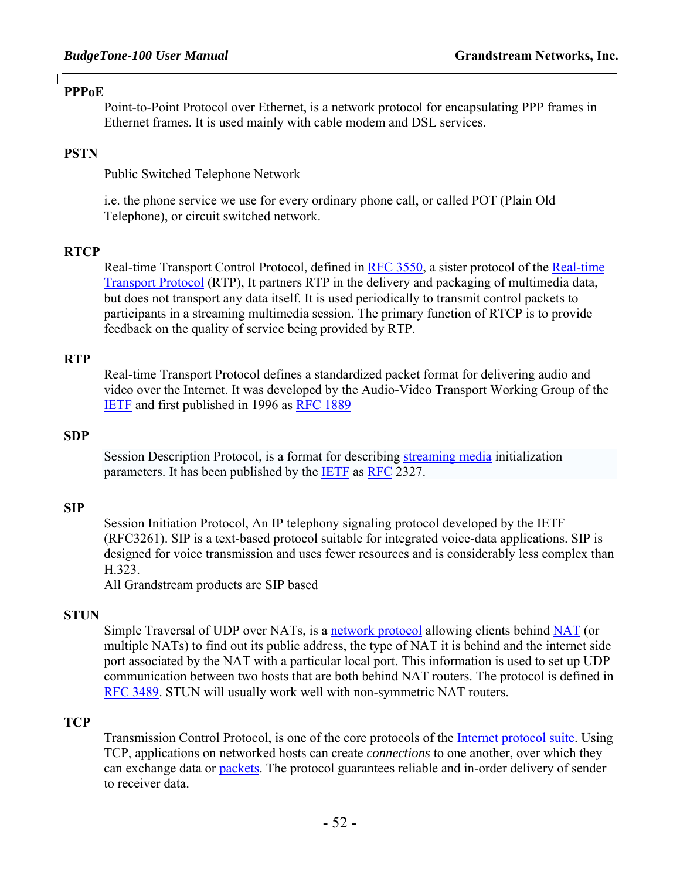**PPPoE**

Point-to-Point Protocol over Ethernet, is a network protocol for encapsulating PPP frames in Ethernet frames. It is used mainly with cable modem and DSL services.

**PSTN**

Public Switched Telephone Network

i.e. the phone service we use for every ordinary phone call, or called POT (Plain Old Telephone), or circuit switched network.

**RTCP**

Real-time Transport Control Protocol, defined in RFC 3550, a sister protocol of the Real-time Transport Protocol (RTP), It partners RTP in the delivery and packaging of multimedia data, but does not transport any data itself. It is used periodically to transmit control packets to participants in a streaming multimedia session. The primary function of RTCP is to provide feedback on the quality of service being provided by RTP.

**RTP**

Real-time Transport Protocol defines a standardized packet format for delivering audio and video over the Internet. It was developed by the Audio-Video Transport Working Group of the IETF and first published in 1996 as RFC 1889

**SDP**

Session Description Protocol, is a format for describing streaming media initialization parameters. It has been published by the IETF as RFC 2327.

**SIP**

Session Initiation Protocol, An IP telephony signaling protocol developed by the IETF (RFC3261). SIP is a text-based protocol suitable for integrated voice-data applications. SIP is designed for voice transmission and uses fewer resources and is considerably less complex than H.323.
All Grandstream products are SIP based

**STUN**

Simple Traversal of UDP over NATs, is a network protocol allowing clients behind NAT (or multiple NATs) to find out its public address, the type of NAT it is behind and the internet side port associated by the NAT with a particular local port. This information is used to set up UDP communication between two hosts that are both behind NAT routers. The protocol is defined in RFC 3489. STUN will usually work well with non-symmetric NAT routers.

**TCP**

Transmission Control Protocol, is one of the core protocols of the Internet protocol suite. Using TCP, applications on networked hosts can create *connections* to one another, over which they can exchange data or packets. The protocol guarantees reliable and in-order delivery of sender to receiver data.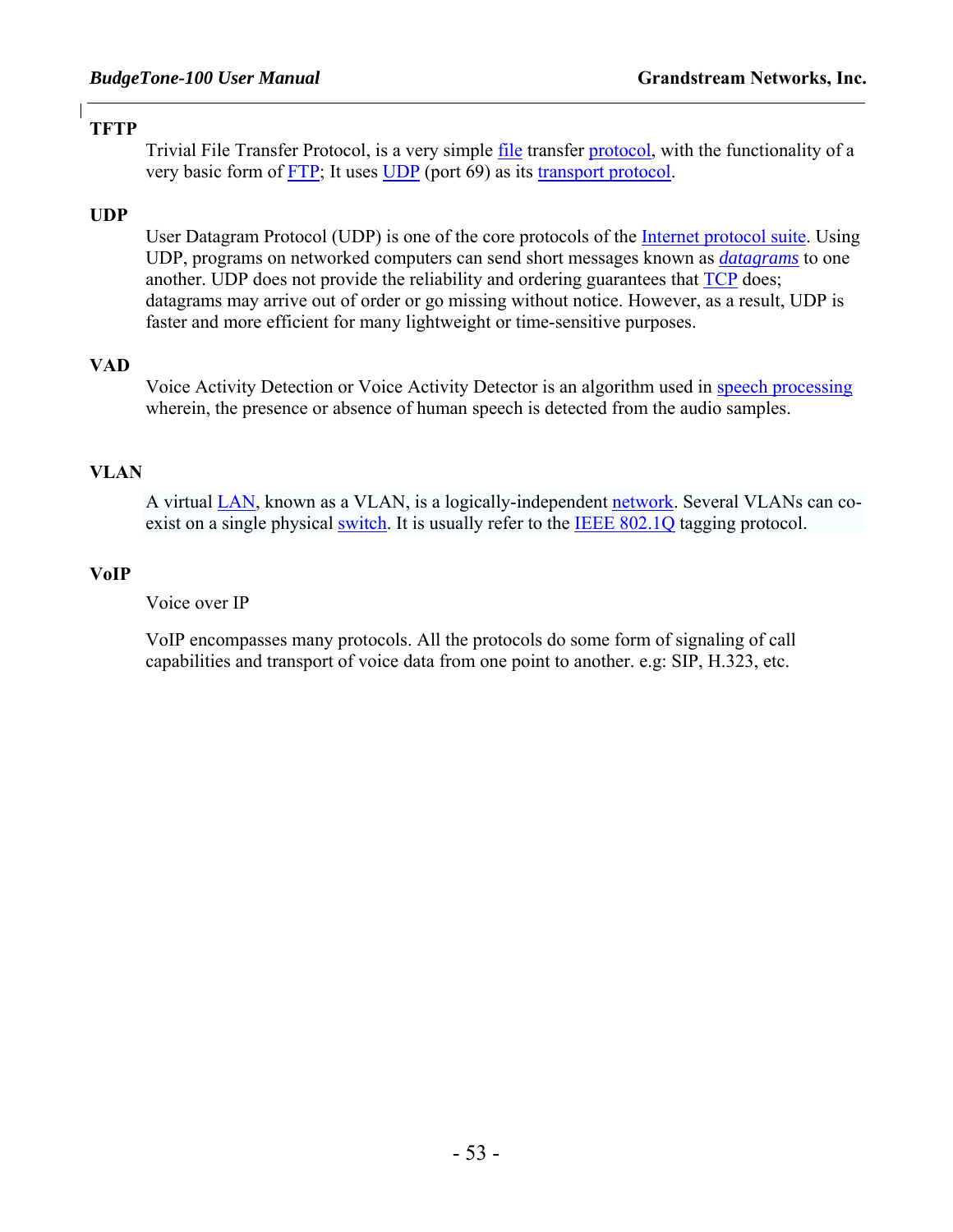**TFTP**

Trivial File Transfer Protocol, is a very simple file transfer protocol, with the functionality of a very basic form of FTP; It uses UDP (port 69) as its transport protocol.

**UDP**

User Datagram Protocol (UDP) is one of the core protocols of the Internet protocol suite. Using UDP, programs on networked computers can send short messages known as *datagrams* to one another. UDP does not provide the reliability and ordering guarantees that TCP does; datagrams may arrive out of order or go missing without notice. However, as a result, UDP is faster and more efficient for many lightweight or time-sensitive purposes.

**VAD**

Voice Activity Detection or Voice Activity Detector is an algorithm used in speech processing wherein, the presence or absence of human speech is detected from the audio samples.

**VLAN**

A virtual LAN, known as a VLAN, is a logically-independent network. Several VLANs can co-exist on a single physical switch. It is usually refer to the IEEE 802.1Q tagging protocol.

**VoIP**

Voice over IP

VoIP encompasses many protocols. All the protocols do some form of signaling of call capabilities and transport of voice data from one point to another. e.g: SIP, H.323, etc.